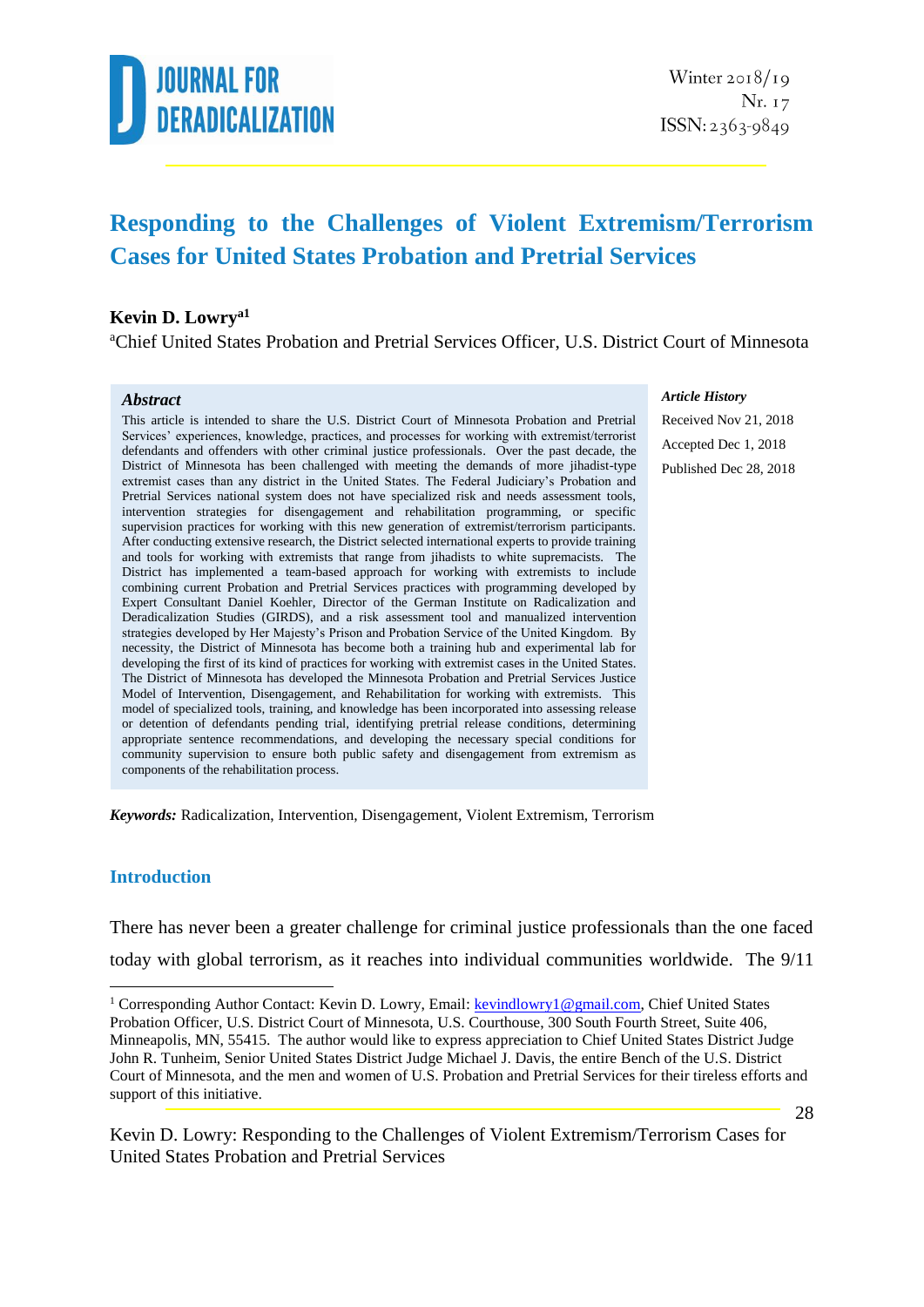# Responding to the Challenges of Violent Extremism/Terrorism Cases for United States Probation and Pretrial Services

**Kevin D. Lowry**[a1]

[a]Chief United States Probation and Pretrial Services Officer, U.S. District Court of Minnesota

***Abstract***

This article is intended to share the U.S. District Court of Minnesota Probation and Pretrial Services' experiences, knowledge, practices, and processes for working with extremist/terrorist defendants and offenders with other criminal justice professionals. Over the past decade, the District of Minnesota has been challenged with meeting the demands of more jihadist-type extremist cases than any district in the United States. The Federal Judiciary's Probation and Pretrial Services national system does not have specialized risk and needs assessment tools, intervention strategies for disengagement and rehabilitation programming, or specific supervision practices for working with this new generation of extremist/terrorism participants. After conducting extensive research, the District selected international experts to provide training and tools for working with extremists that range from jihadists to white supremacists. The District has implemented a team-based approach for working with extremists to include combining current Probation and Pretrial Services practices with programming developed by Expert Consultant Daniel Koehler, Director of the German Institute on Radicalization and Deradicalization Studies (GIRDS), and a risk assessment tool and manualized intervention strategies developed by Her Majesty's Prison and Probation Service of the United Kingdom. By necessity, the District of Minnesota has become both a training hub and experimental lab for developing the first of its kind of practices for working with extremist cases in the United States. The District of Minnesota has developed the Minnesota Probation and Pretrial Services Justice Model of Intervention, Disengagement, and Rehabilitation for working with extremists. This model of specialized tools, training, and knowledge has been incorporated into assessing release or detention of defendants pending trial, identifying pretrial release conditions, determining appropriate sentence recommendations, and developing the necessary special conditions for community supervision to ensure both public safety and disengagement from extremism as components of the rehabilitation process.

***Article History***

Received Nov 21, 2018

Accepted Dec 1, 2018

Published Dec 28, 2018

***Keywords:*** Radicalization, Intervention, Disengagement, Violent Extremism, Terrorism

## Introduction

There has never been a greater challenge for criminal justice professionals than the one faced today with global terrorism, as it reaches into individual communities worldwide. The 9/11

[1] Corresponding Author Contact: Kevin D. Lowry, Email: kevindlowry1@gmail.com, Chief United States Probation Officer, U.S. District Court of Minnesota, U.S. Courthouse, 300 South Fourth Street, Suite 406, Minneapolis, MN, 55415. The author would like to express appreciation to Chief United States District Judge John R. Tunheim, Senior United States District Judge Michael J. Davis, the entire Bench of the U.S. District Court of Minnesota, and the men and women of U.S. Probation and Pretrial Services for their tireless efforts and support of this initiative.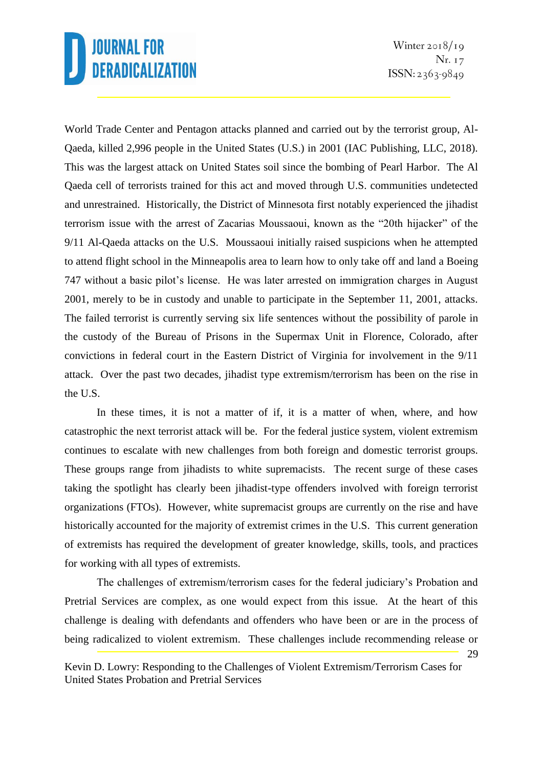World Trade Center and Pentagon attacks planned and carried out by the terrorist group, Al-Qaeda, killed 2,996 people in the United States (U.S.) in 2001 (IAC Publishing, LLC, 2018). This was the largest attack on United States soil since the bombing of Pearl Harbor. The Al Qaeda cell of terrorists trained for this act and moved through U.S. communities undetected and unrestrained. Historically, the District of Minnesota first notably experienced the jihadist terrorism issue with the arrest of Zacarias Moussaoui, known as the "20th hijacker" of the 9/11 Al-Qaeda attacks on the U.S. Moussaoui initially raised suspicions when he attempted to attend flight school in the Minneapolis area to learn how to only take off and land a Boeing 747 without a basic pilot's license. He was later arrested on immigration charges in August 2001, merely to be in custody and unable to participate in the September 11, 2001, attacks. The failed terrorist is currently serving six life sentences without the possibility of parole in the custody of the Bureau of Prisons in the Supermax Unit in Florence, Colorado, after convictions in federal court in the Eastern District of Virginia for involvement in the 9/11 attack. Over the past two decades, jihadist type extremism/terrorism has been on the rise in the U.S.

In these times, it is not a matter of if, it is a matter of when, where, and how catastrophic the next terrorist attack will be. For the federal justice system, violent extremism continues to escalate with new challenges from both foreign and domestic terrorist groups. These groups range from jihadists to white supremacists. The recent surge of these cases taking the spotlight has clearly been jihadist-type offenders involved with foreign terrorist organizations (FTOs). However, white supremacist groups are currently on the rise and have historically accounted for the majority of extremist crimes in the U.S. This current generation of extremists has required the development of greater knowledge, skills, tools, and practices for working with all types of extremists.

The challenges of extremism/terrorism cases for the federal judiciary's Probation and Pretrial Services are complex, as one would expect from this issue. At the heart of this challenge is dealing with defendants and offenders who have been or are in the process of being radicalized to violent extremism. These challenges include recommending release or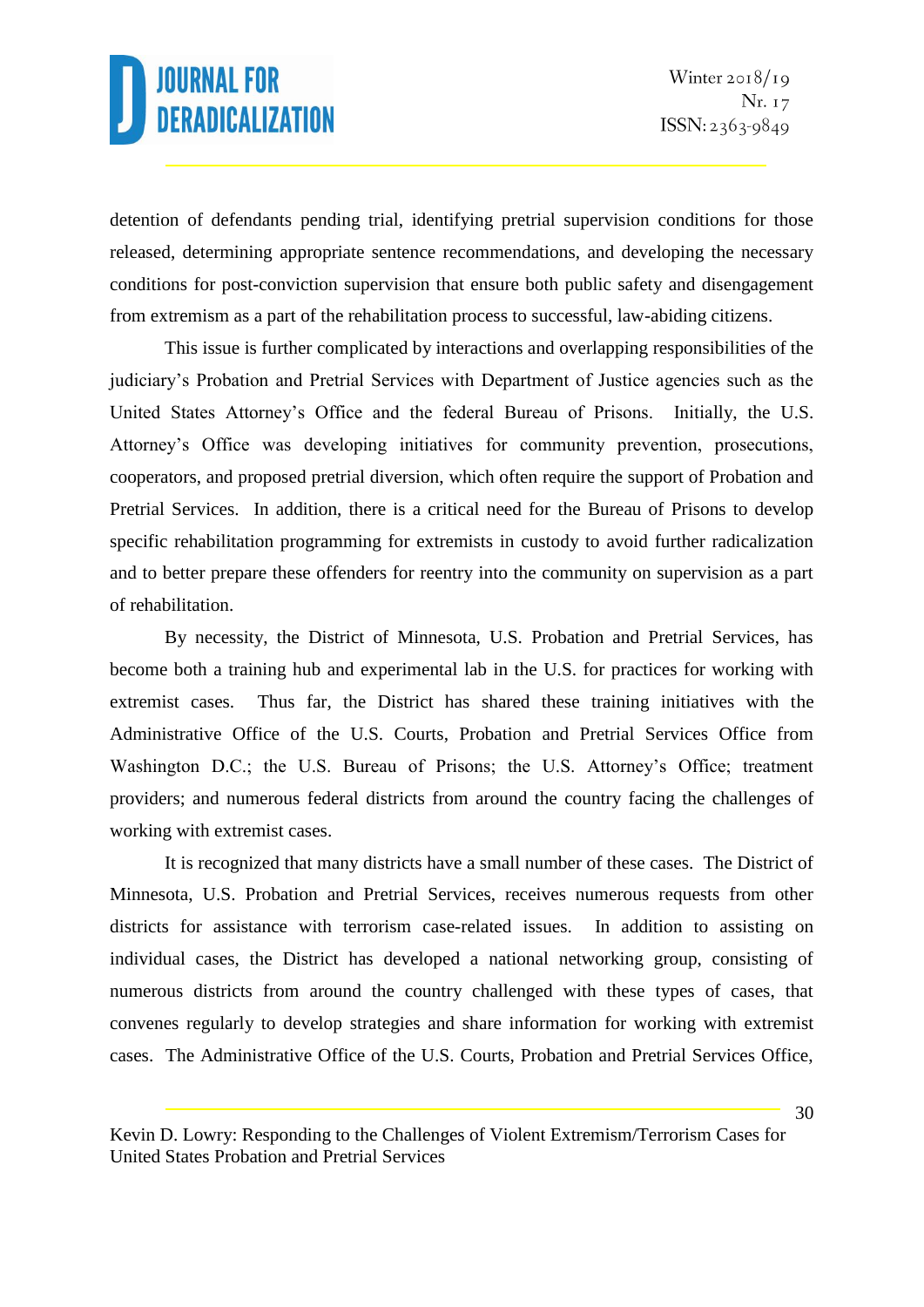detention of defendants pending trial, identifying pretrial supervision conditions for those released, determining appropriate sentence recommendations, and developing the necessary conditions for post-conviction supervision that ensure both public safety and disengagement from extremism as a part of the rehabilitation process to successful, law-abiding citizens.

This issue is further complicated by interactions and overlapping responsibilities of the judiciary's Probation and Pretrial Services with Department of Justice agencies such as the United States Attorney's Office and the federal Bureau of Prisons. Initially, the U.S. Attorney's Office was developing initiatives for community prevention, prosecutions, cooperators, and proposed pretrial diversion, which often require the support of Probation and Pretrial Services. In addition, there is a critical need for the Bureau of Prisons to develop specific rehabilitation programming for extremists in custody to avoid further radicalization and to better prepare these offenders for reentry into the community on supervision as a part of rehabilitation.

By necessity, the District of Minnesota, U.S. Probation and Pretrial Services, has become both a training hub and experimental lab in the U.S. for practices for working with extremist cases. Thus far, the District has shared these training initiatives with the Administrative Office of the U.S. Courts, Probation and Pretrial Services Office from Washington D.C.; the U.S. Bureau of Prisons; the U.S. Attorney's Office; treatment providers; and numerous federal districts from around the country facing the challenges of working with extremist cases.

It is recognized that many districts have a small number of these cases. The District of Minnesota, U.S. Probation and Pretrial Services, receives numerous requests from other districts for assistance with terrorism case-related issues. In addition to assisting on individual cases, the District has developed a national networking group, consisting of numerous districts from around the country challenged with these types of cases, that convenes regularly to develop strategies and share information for working with extremist cases. The Administrative Office of the U.S. Courts, Probation and Pretrial Services Office,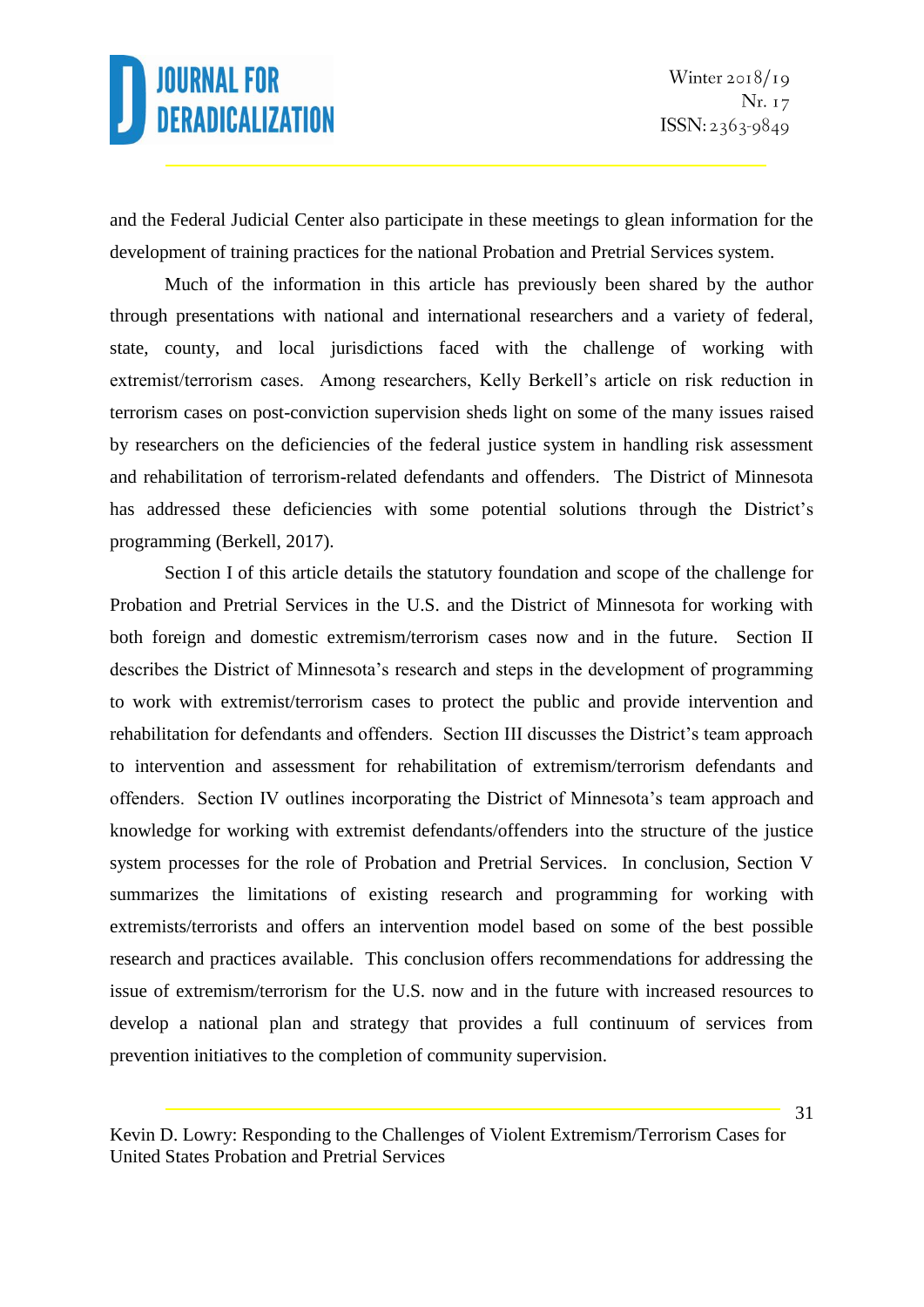and the Federal Judicial Center also participate in these meetings to glean information for the development of training practices for the national Probation and Pretrial Services system.

Much of the information in this article has previously been shared by the author through presentations with national and international researchers and a variety of federal, state, county, and local jurisdictions faced with the challenge of working with extremist/terrorism cases. Among researchers, Kelly Berkell's article on risk reduction in terrorism cases on post-conviction supervision sheds light on some of the many issues raised by researchers on the deficiencies of the federal justice system in handling risk assessment and rehabilitation of terrorism-related defendants and offenders. The District of Minnesota has addressed these deficiencies with some potential solutions through the District's programming (Berkell, 2017).

Section I of this article details the statutory foundation and scope of the challenge for Probation and Pretrial Services in the U.S. and the District of Minnesota for working with both foreign and domestic extremism/terrorism cases now and in the future. Section II describes the District of Minnesota's research and steps in the development of programming to work with extremist/terrorism cases to protect the public and provide intervention and rehabilitation for defendants and offenders. Section III discusses the District's team approach to intervention and assessment for rehabilitation of extremism/terrorism defendants and offenders. Section IV outlines incorporating the District of Minnesota's team approach and knowledge for working with extremist defendants/offenders into the structure of the justice system processes for the role of Probation and Pretrial Services. In conclusion, Section V summarizes the limitations of existing research and programming for working with extremists/terrorists and offers an intervention model based on some of the best possible research and practices available. This conclusion offers recommendations for addressing the issue of extremism/terrorism for the U.S. now and in the future with increased resources to develop a national plan and strategy that provides a full continuum of services from prevention initiatives to the completion of community supervision.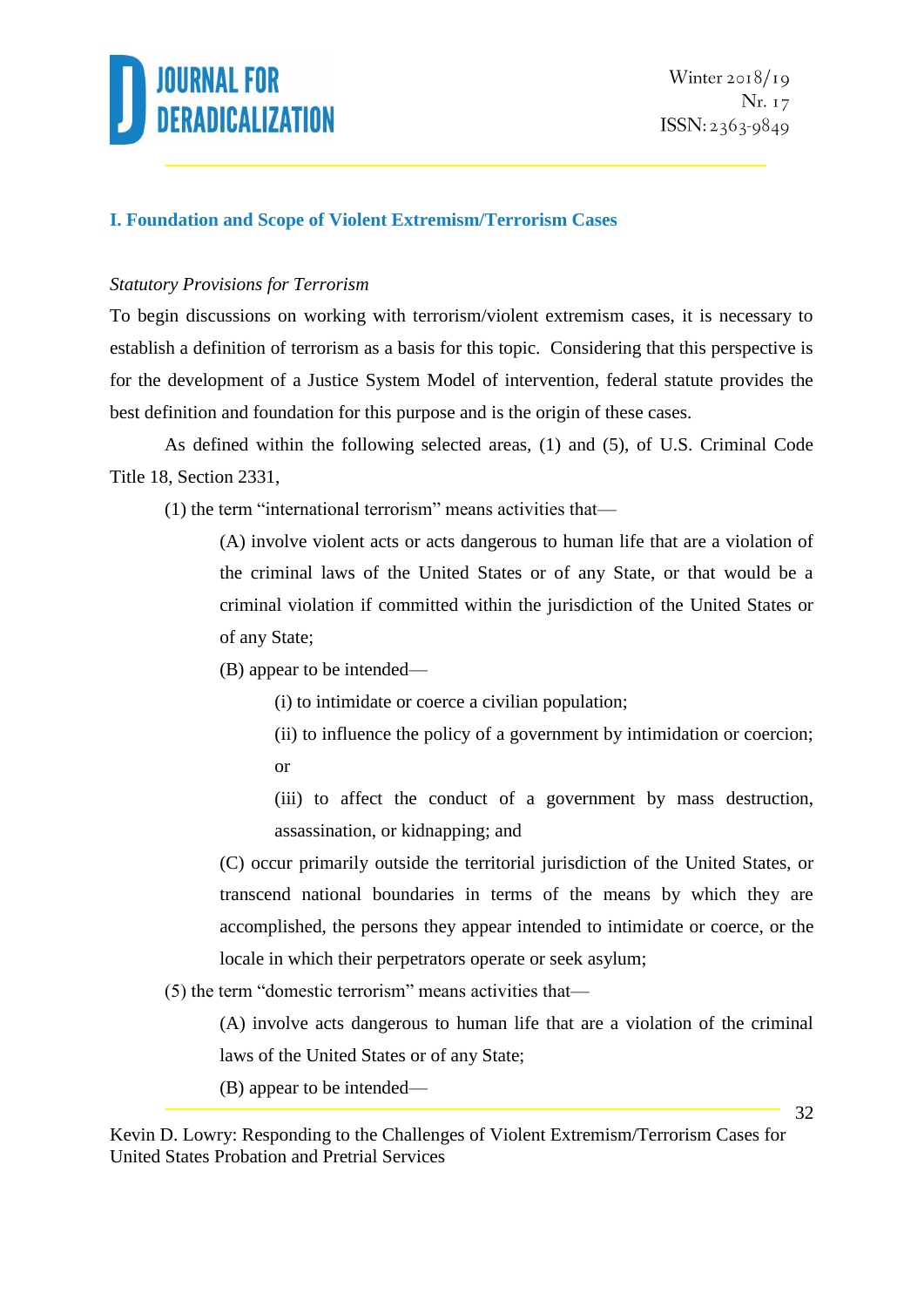## I. Foundation and Scope of Violent Extremism/Terrorism Cases

*Statutory Provisions for Terrorism*

To begin discussions on working with terrorism/violent extremism cases, it is necessary to establish a definition of terrorism as a basis for this topic. Considering that this perspective is for the development of a Justice System Model of intervention, federal statute provides the best definition and foundation for this purpose and is the origin of these cases.

As defined within the following selected areas, (1) and (5), of U.S. Criminal Code Title 18, Section 2331,

(1) the term "international terrorism" means activities that—

(A) involve violent acts or acts dangerous to human life that are a violation of the criminal laws of the United States or of any State, or that would be a criminal violation if committed within the jurisdiction of the United States or of any State;

(B) appear to be intended—

(i) to intimidate or coerce a civilian population;

(ii) to influence the policy of a government by intimidation or coercion; or

(iii) to affect the conduct of a government by mass destruction, assassination, or kidnapping; and

(C) occur primarily outside the territorial jurisdiction of the United States, or transcend national boundaries in terms of the means by which they are accomplished, the persons they appear intended to intimidate or coerce, or the locale in which their perpetrators operate or seek asylum;

(5) the term "domestic terrorism" means activities that—

(A) involve acts dangerous to human life that are a violation of the criminal laws of the United States or of any State;

(B) appear to be intended—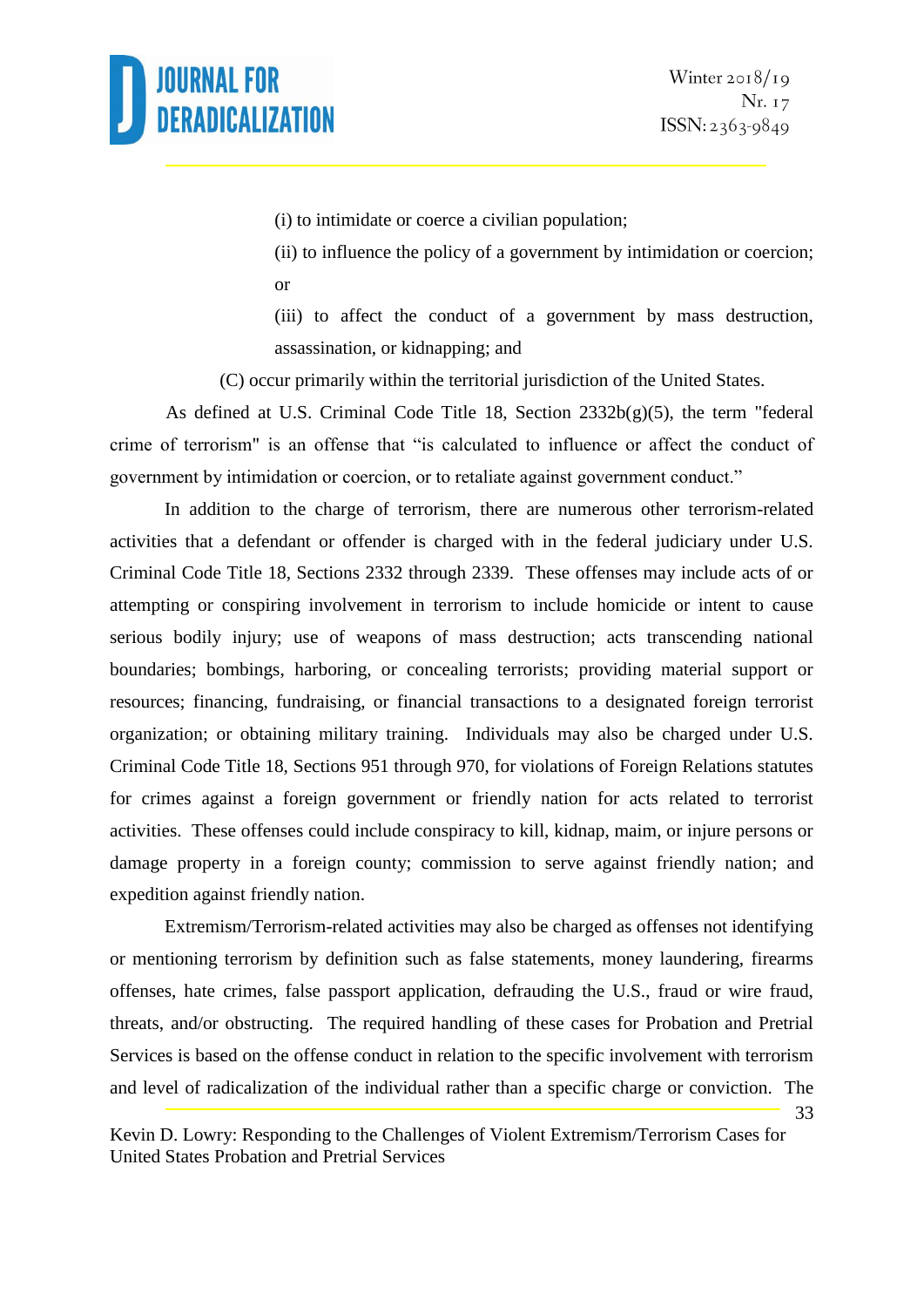(i) to intimidate or coerce a civilian population;

(ii) to influence the policy of a government by intimidation or coercion; or

(iii) to affect the conduct of a government by mass destruction, assassination, or kidnapping; and

(C) occur primarily within the territorial jurisdiction of the United States.

As defined at U.S. Criminal Code Title 18, Section 2332b(g)(5), the term "federal crime of terrorism" is an offense that "is calculated to influence or affect the conduct of government by intimidation or coercion, or to retaliate against government conduct."

In addition to the charge of terrorism, there are numerous other terrorism-related activities that a defendant or offender is charged with in the federal judiciary under U.S. Criminal Code Title 18, Sections 2332 through 2339. These offenses may include acts of or attempting or conspiring involvement in terrorism to include homicide or intent to cause serious bodily injury; use of weapons of mass destruction; acts transcending national boundaries; bombings, harboring, or concealing terrorists; providing material support or resources; financing, fundraising, or financial transactions to a designated foreign terrorist organization; or obtaining military training. Individuals may also be charged under U.S. Criminal Code Title 18, Sections 951 through 970, for violations of Foreign Relations statutes for crimes against a foreign government or friendly nation for acts related to terrorist activities. These offenses could include conspiracy to kill, kidnap, maim, or injure persons or damage property in a foreign county; commission to serve against friendly nation; and expedition against friendly nation.

Extremism/Terrorism-related activities may also be charged as offenses not identifying or mentioning terrorism by definition such as false statements, money laundering, firearms offenses, hate crimes, false passport application, defrauding the U.S., fraud or wire fraud, threats, and/or obstructing. The required handling of these cases for Probation and Pretrial Services is based on the offense conduct in relation to the specific involvement with terrorism and level of radicalization of the individual rather than a specific charge or conviction. The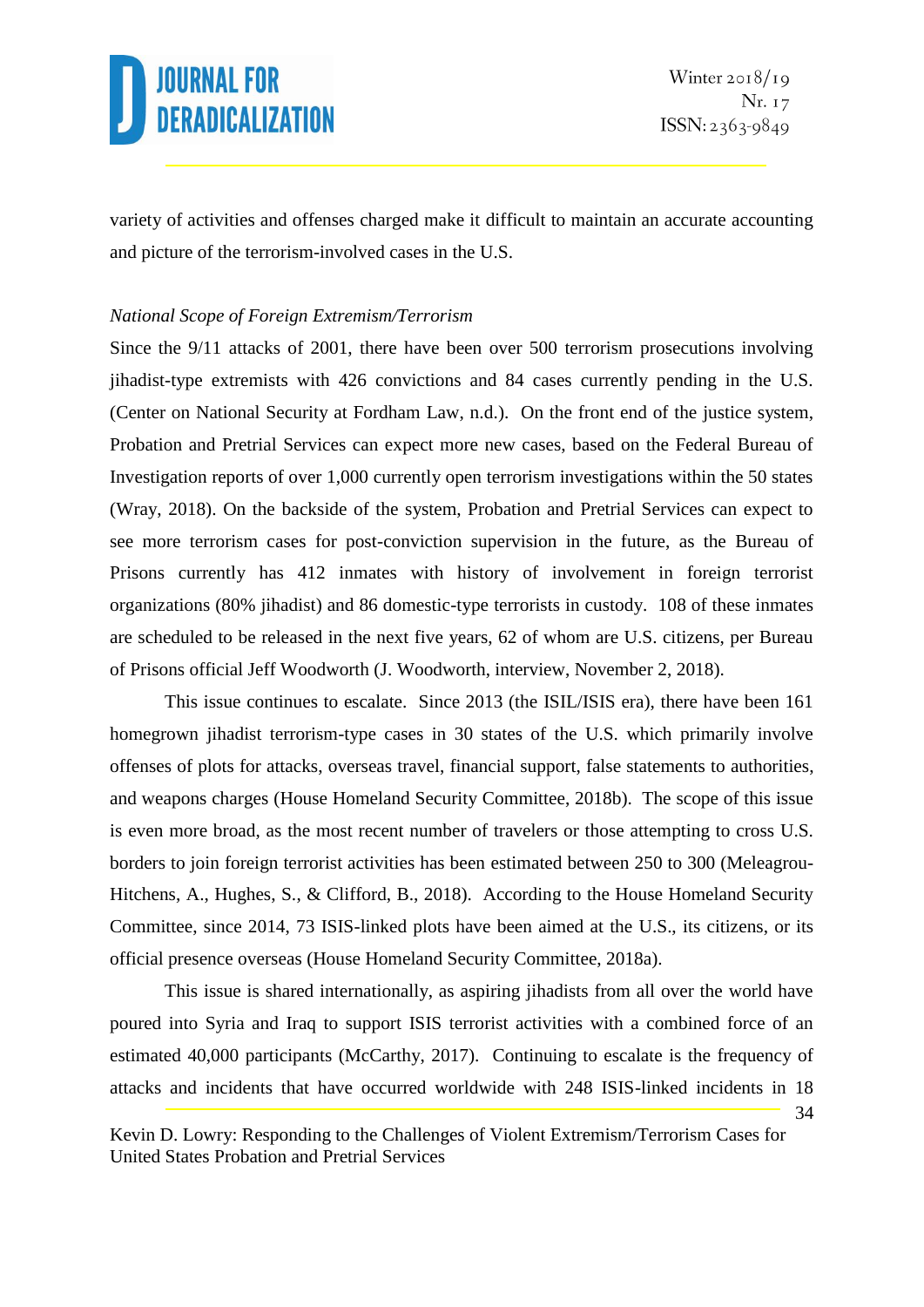variety of activities and offenses charged make it difficult to maintain an accurate accounting and picture of the terrorism-involved cases in the U.S.

*National Scope of Foreign Extremism/Terrorism*

Since the 9/11 attacks of 2001, there have been over 500 terrorism prosecutions involving jihadist-type extremists with 426 convictions and 84 cases currently pending in the U.S. (Center on National Security at Fordham Law, n.d.). On the front end of the justice system, Probation and Pretrial Services can expect more new cases, based on the Federal Bureau of Investigation reports of over 1,000 currently open terrorism investigations within the 50 states (Wray, 2018). On the backside of the system, Probation and Pretrial Services can expect to see more terrorism cases for post-conviction supervision in the future, as the Bureau of Prisons currently has 412 inmates with history of involvement in foreign terrorist organizations (80% jihadist) and 86 domestic-type terrorists in custody. 108 of these inmates are scheduled to be released in the next five years, 62 of whom are U.S. citizens, per Bureau of Prisons official Jeff Woodworth (J. Woodworth, interview, November 2, 2018).

This issue continues to escalate. Since 2013 (the ISIL/ISIS era), there have been 161 homegrown jihadist terrorism-type cases in 30 states of the U.S. which primarily involve offenses of plots for attacks, overseas travel, financial support, false statements to authorities, and weapons charges (House Homeland Security Committee, 2018b). The scope of this issue is even more broad, as the most recent number of travelers or those attempting to cross U.S. borders to join foreign terrorist activities has been estimated between 250 to 300 (Meleagrou-Hitchens, A., Hughes, S., & Clifford, B., 2018). According to the House Homeland Security Committee, since 2014, 73 ISIS-linked plots have been aimed at the U.S., its citizens, or its official presence overseas (House Homeland Security Committee, 2018a).

This issue is shared internationally, as aspiring jihadists from all over the world have poured into Syria and Iraq to support ISIS terrorist activities with a combined force of an estimated 40,000 participants (McCarthy, 2017). Continuing to escalate is the frequency of attacks and incidents that have occurred worldwide with 248 ISIS-linked incidents in 18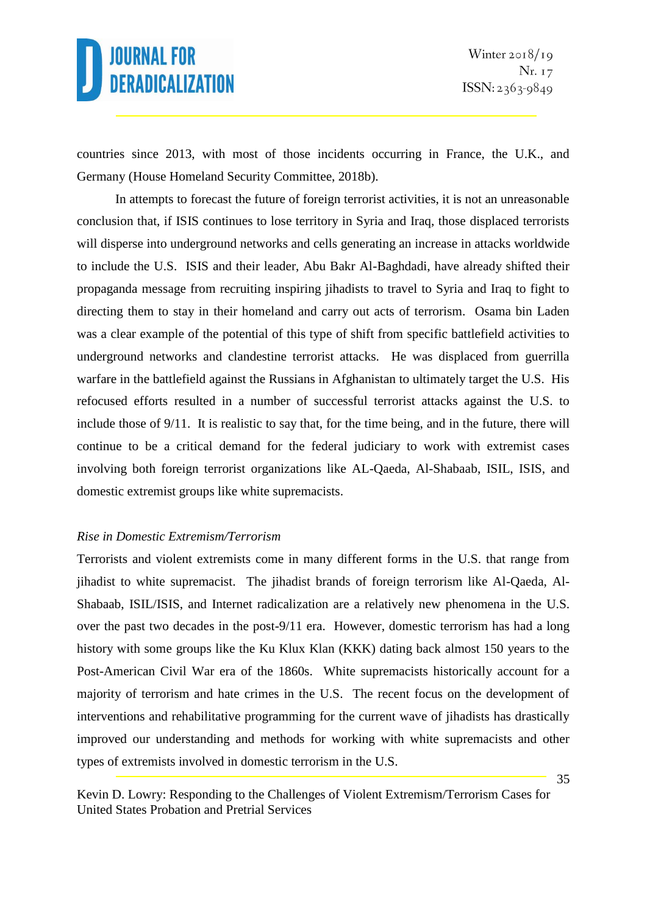countries since 2013, with most of those incidents occurring in France, the U.K., and Germany (House Homeland Security Committee, 2018b).

In attempts to forecast the future of foreign terrorist activities, it is not an unreasonable conclusion that, if ISIS continues to lose territory in Syria and Iraq, those displaced terrorists will disperse into underground networks and cells generating an increase in attacks worldwide to include the U.S. ISIS and their leader, Abu Bakr Al-Baghdadi, have already shifted their propaganda message from recruiting inspiring jihadists to travel to Syria and Iraq to fight to directing them to stay in their homeland and carry out acts of terrorism. Osama bin Laden was a clear example of the potential of this type of shift from specific battlefield activities to underground networks and clandestine terrorist attacks. He was displaced from guerrilla warfare in the battlefield against the Russians in Afghanistan to ultimately target the U.S. His refocused efforts resulted in a number of successful terrorist attacks against the U.S. to include those of 9/11. It is realistic to say that, for the time being, and in the future, there will continue to be a critical demand for the federal judiciary to work with extremist cases involving both foreign terrorist organizations like AL-Qaeda, Al-Shabaab, ISIL, ISIS, and domestic extremist groups like white supremacists.

*Rise in Domestic Extremism/Terrorism*

Terrorists and violent extremists come in many different forms in the U.S. that range from jihadist to white supremacist. The jihadist brands of foreign terrorism like Al-Qaeda, Al-Shabaab, ISIL/ISIS, and Internet radicalization are a relatively new phenomena in the U.S. over the past two decades in the post-9/11 era. However, domestic terrorism has had a long history with some groups like the Ku Klux Klan (KKK) dating back almost 150 years to the Post-American Civil War era of the 1860s. White supremacists historically account for a majority of terrorism and hate crimes in the U.S. The recent focus on the development of interventions and rehabilitative programming for the current wave of jihadists has drastically improved our understanding and methods for working with white supremacists and other types of extremists involved in domestic terrorism in the U.S.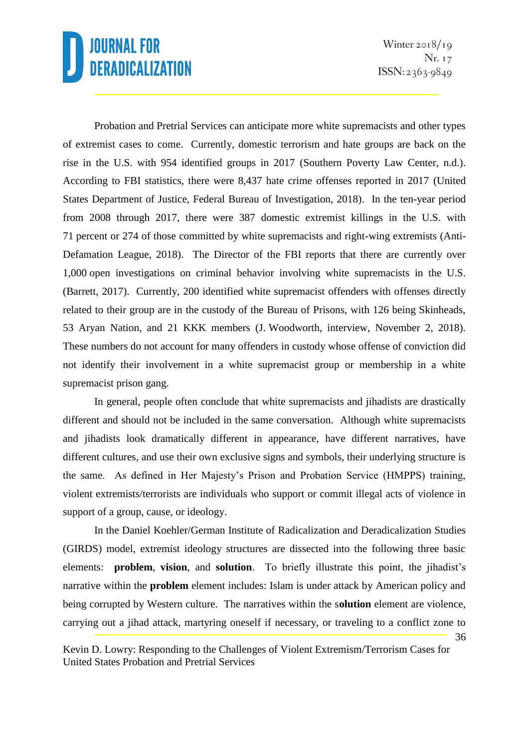Probation and Pretrial Services can anticipate more white supremacists and other types of extremist cases to come. Currently, domestic terrorism and hate groups are back on the rise in the U.S. with 954 identified groups in 2017 (Southern Poverty Law Center, n.d.). According to FBI statistics, there were 8,437 hate crime offenses reported in 2017 (United States Department of Justice, Federal Bureau of Investigation, 2018). In the ten-year period from 2008 through 2017, there were 387 domestic extremist killings in the U.S. with 71 percent or 274 of those committed by white supremacists and right-wing extremists (Anti-Defamation League, 2018). The Director of the FBI reports that there are currently over 1,000 open investigations on criminal behavior involving white supremacists in the U.S. (Barrett, 2017). Currently, 200 identified white supremacist offenders with offenses directly related to their group are in the custody of the Bureau of Prisons, with 126 being Skinheads, 53 Aryan Nation, and 21 KKK members (J. Woodworth, interview, November 2, 2018). These numbers do not account for many offenders in custody whose offense of conviction did not identify their involvement in a white supremacist group or membership in a white supremacist prison gang.

In general, people often conclude that white supremacists and jihadists are drastically different and should not be included in the same conversation. Although white supremacists and jihadists look dramatically different in appearance, have different narratives, have different cultures, and use their own exclusive signs and symbols, their underlying structure is the same. As defined in Her Majesty's Prison and Probation Service (HMPPS) training, violent extremists/terrorists are individuals who support or commit illegal acts of violence in support of a group, cause, or ideology.

In the Daniel Koehler/German Institute of Radicalization and Deradicalization Studies (GIRDS) model, extremist ideology structures are dissected into the following three basic elements: **problem**, **vision**, and **solution**. To briefly illustrate this point, the jihadist's narrative within the **problem** element includes: Islam is under attack by American policy and being corrupted by Western culture. The narratives within the s**olution** element are violence, carrying out a jihad attack, martyring oneself if necessary, or traveling to a conflict zone to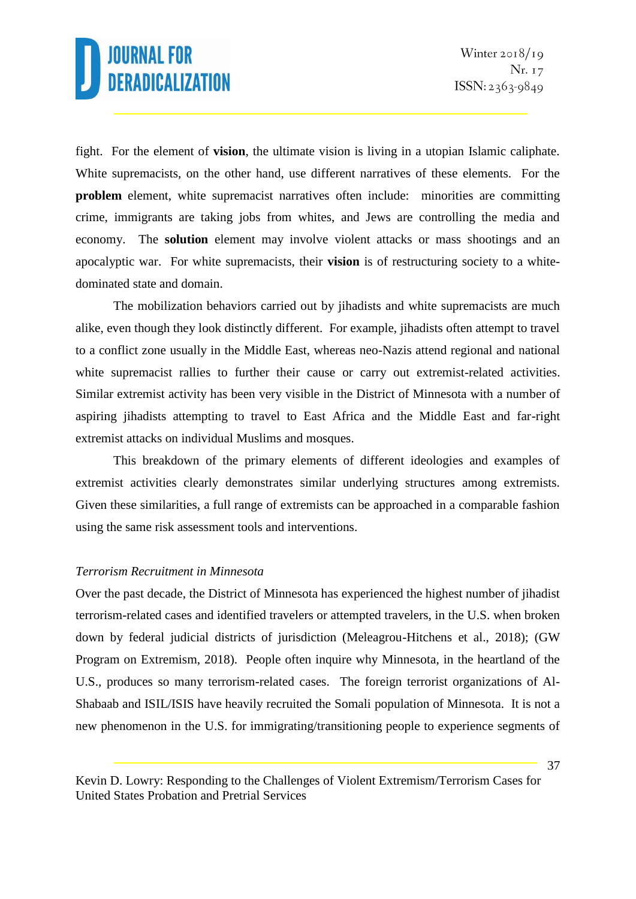fight. For the element of **vision**, the ultimate vision is living in a utopian Islamic caliphate. White supremacists, on the other hand, use different narratives of these elements. For the **problem** element, white supremacist narratives often include: minorities are committing crime, immigrants are taking jobs from whites, and Jews are controlling the media and economy. The **solution** element may involve violent attacks or mass shootings and an apocalyptic war. For white supremacists, their **vision** is of restructuring society to a white-dominated state and domain.

The mobilization behaviors carried out by jihadists and white supremacists are much alike, even though they look distinctly different. For example, jihadists often attempt to travel to a conflict zone usually in the Middle East, whereas neo-Nazis attend regional and national white supremacist rallies to further their cause or carry out extremist-related activities. Similar extremist activity has been very visible in the District of Minnesota with a number of aspiring jihadists attempting to travel to East Africa and the Middle East and far-right extremist attacks on individual Muslims and mosques.

This breakdown of the primary elements of different ideologies and examples of extremist activities clearly demonstrates similar underlying structures among extremists. Given these similarities, a full range of extremists can be approached in a comparable fashion using the same risk assessment tools and interventions.

*Terrorism Recruitment in Minnesota*

Over the past decade, the District of Minnesota has experienced the highest number of jihadist terrorism-related cases and identified travelers or attempted travelers, in the U.S. when broken down by federal judicial districts of jurisdiction (Meleagrou-Hitchens et al., 2018); (GW Program on Extremism, 2018). People often inquire why Minnesota, in the heartland of the U.S., produces so many terrorism-related cases. The foreign terrorist organizations of Al-Shabaab and ISIL/ISIS have heavily recruited the Somali population of Minnesota. It is not a new phenomenon in the U.S. for immigrating/transitioning people to experience segments of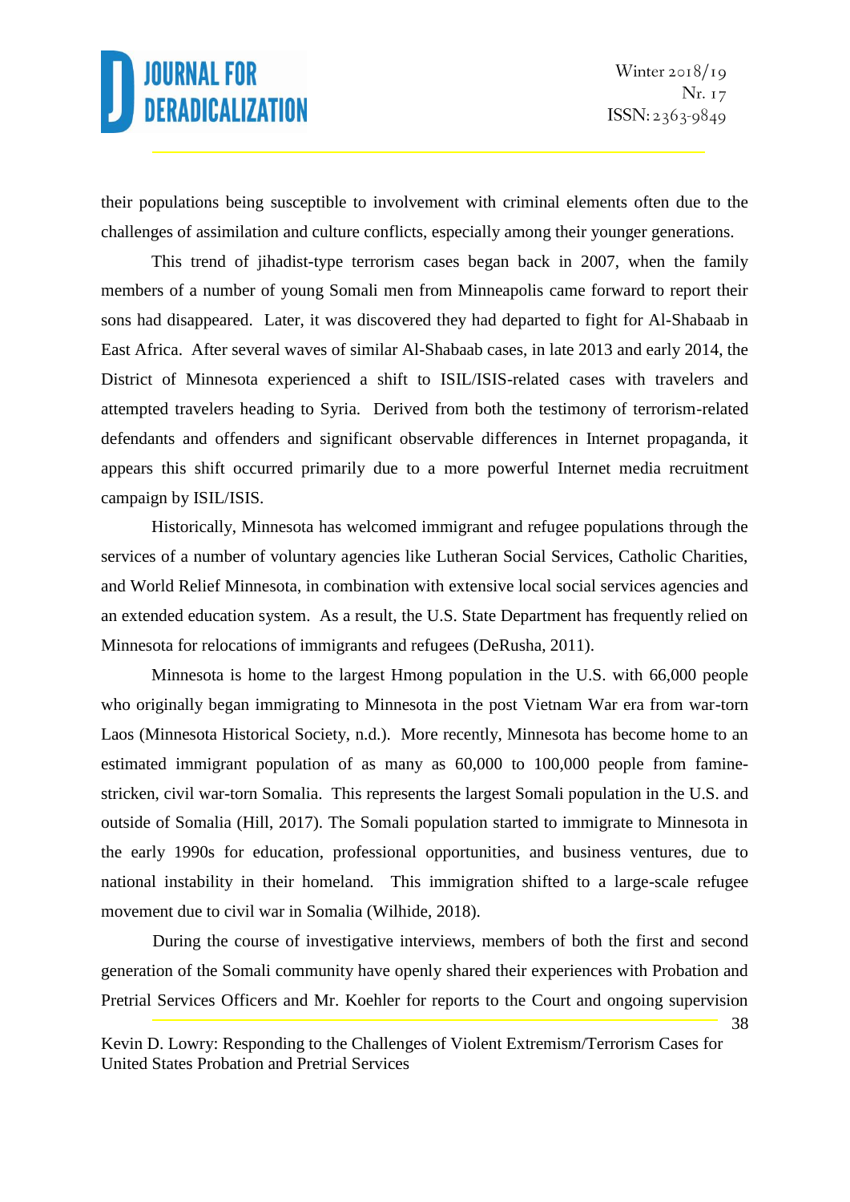their populations being susceptible to involvement with criminal elements often due to the challenges of assimilation and culture conflicts, especially among their younger generations.

This trend of jihadist-type terrorism cases began back in 2007, when the family members of a number of young Somali men from Minneapolis came forward to report their sons had disappeared. Later, it was discovered they had departed to fight for Al-Shabaab in East Africa. After several waves of similar Al-Shabaab cases, in late 2013 and early 2014, the District of Minnesota experienced a shift to ISIL/ISIS-related cases with travelers and attempted travelers heading to Syria. Derived from both the testimony of terrorism-related defendants and offenders and significant observable differences in Internet propaganda, it appears this shift occurred primarily due to a more powerful Internet media recruitment campaign by ISIL/ISIS.

Historically, Minnesota has welcomed immigrant and refugee populations through the services of a number of voluntary agencies like Lutheran Social Services, Catholic Charities, and World Relief Minnesota, in combination with extensive local social services agencies and an extended education system. As a result, the U.S. State Department has frequently relied on Minnesota for relocations of immigrants and refugees (DeRusha, 2011).

Minnesota is home to the largest Hmong population in the U.S. with 66,000 people who originally began immigrating to Minnesota in the post Vietnam War era from war-torn Laos (Minnesota Historical Society, n.d.). More recently, Minnesota has become home to an estimated immigrant population of as many as 60,000 to 100,000 people from famine-stricken, civil war-torn Somalia. This represents the largest Somali population in the U.S. and outside of Somalia (Hill, 2017). The Somali population started to immigrate to Minnesota in the early 1990s for education, professional opportunities, and business ventures, due to national instability in their homeland. This immigration shifted to a large-scale refugee movement due to civil war in Somalia (Wilhide, 2018).

During the course of investigative interviews, members of both the first and second generation of the Somali community have openly shared their experiences with Probation and Pretrial Services Officers and Mr. Koehler for reports to the Court and ongoing supervision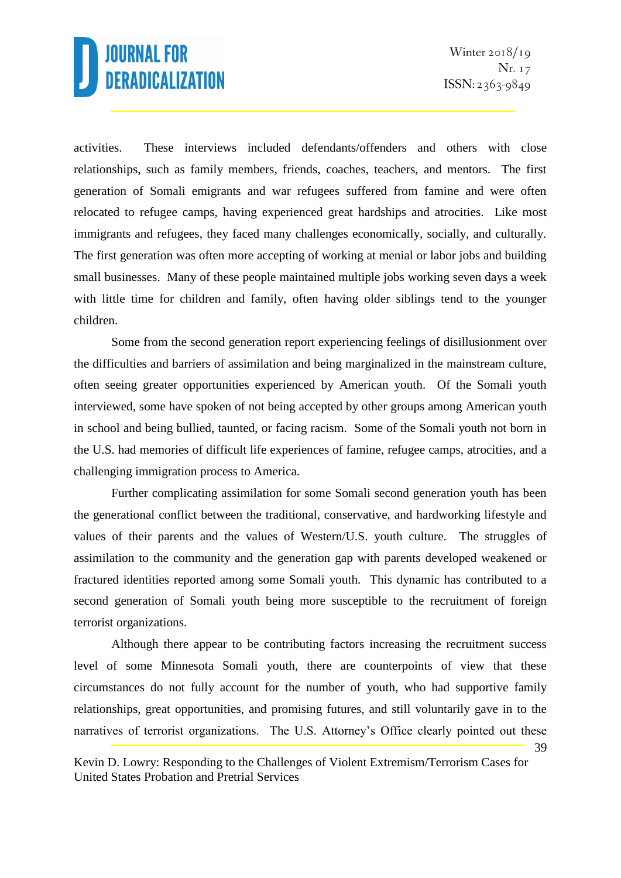activities. These interviews included defendants/offenders and others with close relationships, such as family members, friends, coaches, teachers, and mentors. The first generation of Somali emigrants and war refugees suffered from famine and were often relocated to refugee camps, having experienced great hardships and atrocities. Like most immigrants and refugees, they faced many challenges economically, socially, and culturally. The first generation was often more accepting of working at menial or labor jobs and building small businesses. Many of these people maintained multiple jobs working seven days a week with little time for children and family, often having older siblings tend to the younger children.

Some from the second generation report experiencing feelings of disillusionment over the difficulties and barriers of assimilation and being marginalized in the mainstream culture, often seeing greater opportunities experienced by American youth. Of the Somali youth interviewed, some have spoken of not being accepted by other groups among American youth in school and being bullied, taunted, or facing racism. Some of the Somali youth not born in the U.S. had memories of difficult life experiences of famine, refugee camps, atrocities, and a challenging immigration process to America.

Further complicating assimilation for some Somali second generation youth has been the generational conflict between the traditional, conservative, and hardworking lifestyle and values of their parents and the values of Western/U.S. youth culture. The struggles of assimilation to the community and the generation gap with parents developed weakened or fractured identities reported among some Somali youth. This dynamic has contributed to a second generation of Somali youth being more susceptible to the recruitment of foreign terrorist organizations.

Although there appear to be contributing factors increasing the recruitment success level of some Minnesota Somali youth, there are counterpoints of view that these circumstances do not fully account for the number of youth, who had supportive family relationships, great opportunities, and promising futures, and still voluntarily gave in to the narratives of terrorist organizations. The U.S. Attorney's Office clearly pointed out these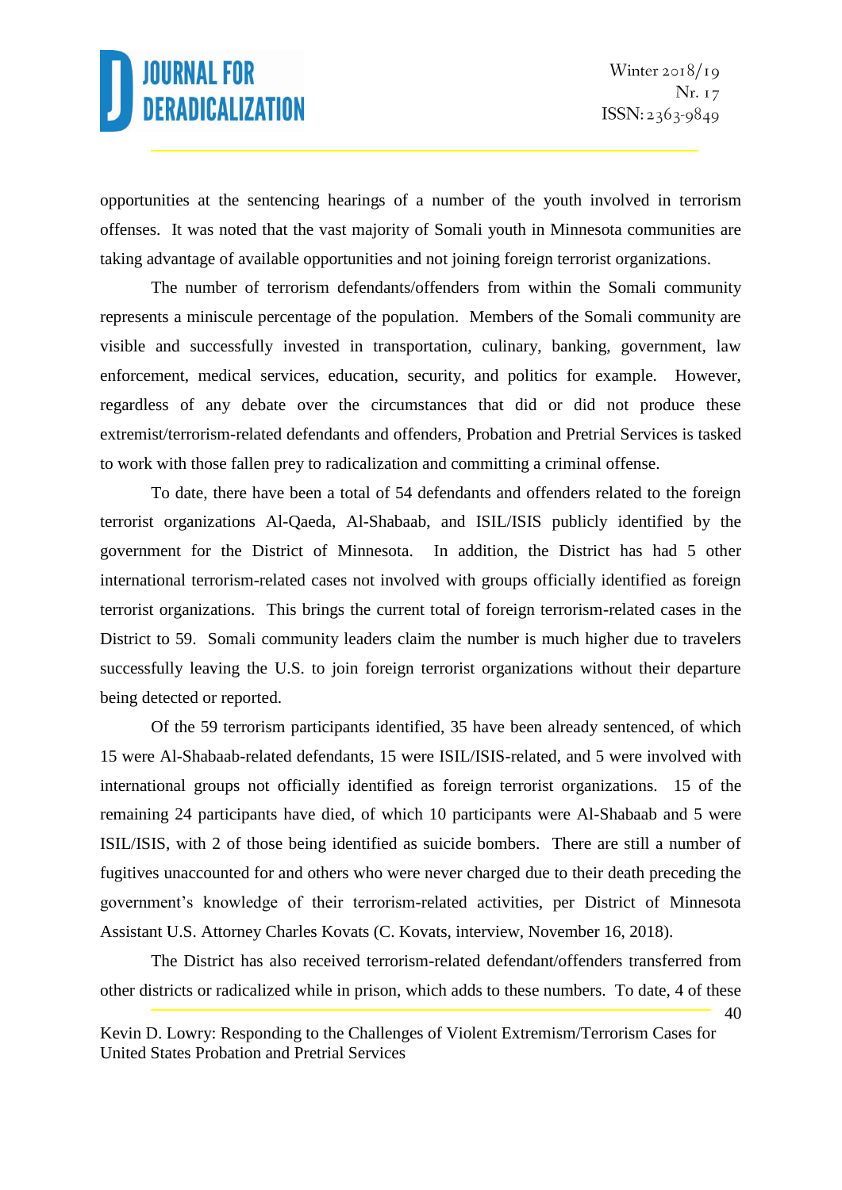opportunities at the sentencing hearings of a number of the youth involved in terrorism offenses. It was noted that the vast majority of Somali youth in Minnesota communities are taking advantage of available opportunities and not joining foreign terrorist organizations.

The number of terrorism defendants/offenders from within the Somali community represents a miniscule percentage of the population. Members of the Somali community are visible and successfully invested in transportation, culinary, banking, government, law enforcement, medical services, education, security, and politics for example. However, regardless of any debate over the circumstances that did or did not produce these extremist/terrorism-related defendants and offenders, Probation and Pretrial Services is tasked to work with those fallen prey to radicalization and committing a criminal offense.

To date, there have been a total of 54 defendants and offenders related to the foreign terrorist organizations Al-Qaeda, Al-Shabaab, and ISIL/ISIS publicly identified by the government for the District of Minnesota. In addition, the District has had 5 other international terrorism-related cases not involved with groups officially identified as foreign terrorist organizations. This brings the current total of foreign terrorism-related cases in the District to 59. Somali community leaders claim the number is much higher due to travelers successfully leaving the U.S. to join foreign terrorist organizations without their departure being detected or reported.

Of the 59 terrorism participants identified, 35 have been already sentenced, of which 15 were Al-Shabaab-related defendants, 15 were ISIL/ISIS-related, and 5 were involved with international groups not officially identified as foreign terrorist organizations. 15 of the remaining 24 participants have died, of which 10 participants were Al-Shabaab and 5 were ISIL/ISIS, with 2 of those being identified as suicide bombers. There are still a number of fugitives unaccounted for and others who were never charged due to their death preceding the government's knowledge of their terrorism-related activities, per District of Minnesota Assistant U.S. Attorney Charles Kovats (C. Kovats, interview, November 16, 2018).

The District has also received terrorism-related defendant/offenders transferred from other districts or radicalized while in prison, which adds to these numbers. To date, 4 of these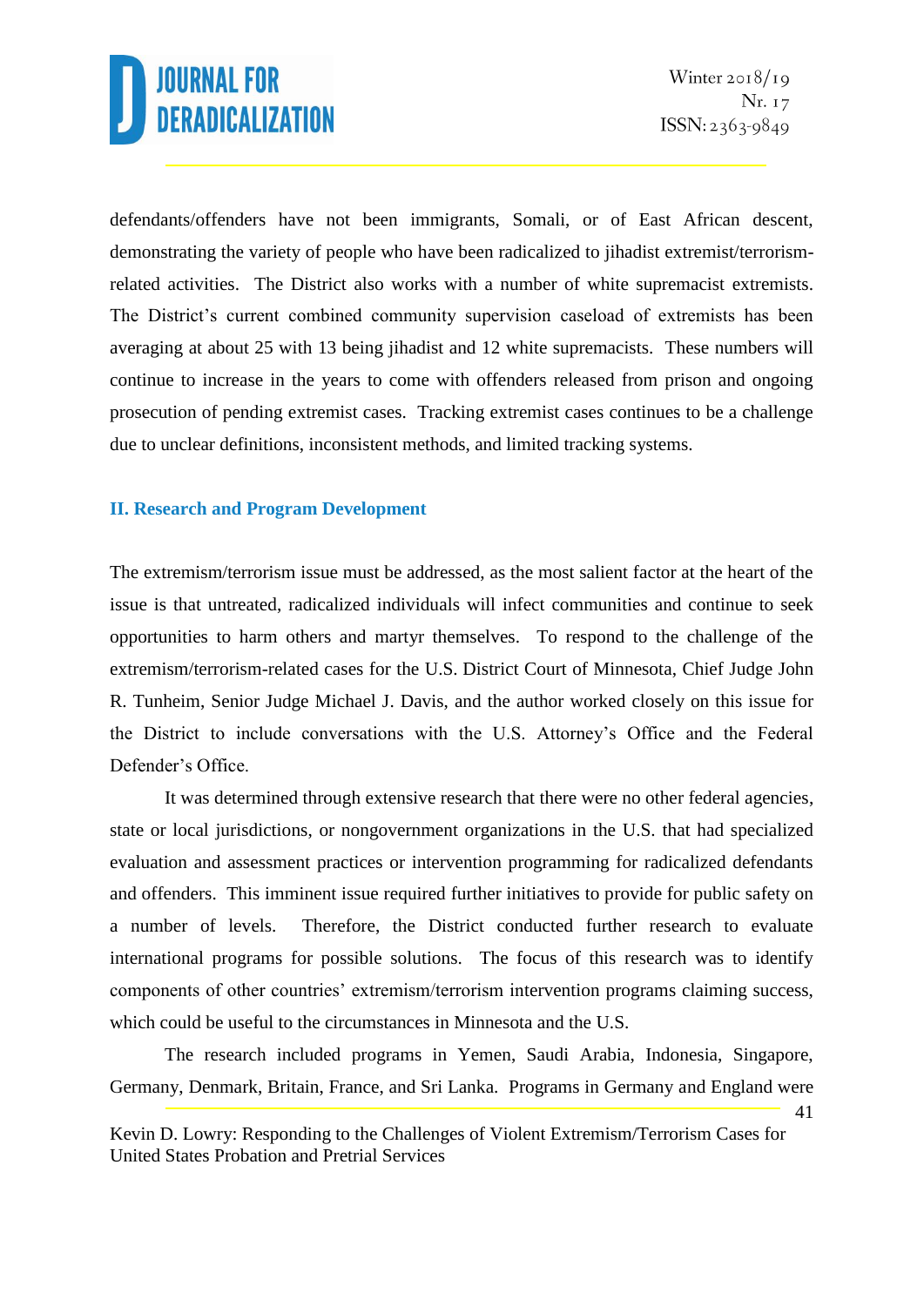defendants/offenders have not been immigrants, Somali, or of East African descent, demonstrating the variety of people who have been radicalized to jihadist extremist/terrorism-related activities. The District also works with a number of white supremacist extremists. The District's current combined community supervision caseload of extremists has been averaging at about 25 with 13 being jihadist and 12 white supremacists. These numbers will continue to increase in the years to come with offenders released from prison and ongoing prosecution of pending extremist cases. Tracking extremist cases continues to be a challenge due to unclear definitions, inconsistent methods, and limited tracking systems.

## II. Research and Program Development

The extremism/terrorism issue must be addressed, as the most salient factor at the heart of the issue is that untreated, radicalized individuals will infect communities and continue to seek opportunities to harm others and martyr themselves. To respond to the challenge of the extremism/terrorism-related cases for the U.S. District Court of Minnesota, Chief Judge John R. Tunheim, Senior Judge Michael J. Davis, and the author worked closely on this issue for the District to include conversations with the U.S. Attorney's Office and the Federal Defender's Office.

It was determined through extensive research that there were no other federal agencies, state or local jurisdictions, or nongovernment organizations in the U.S. that had specialized evaluation and assessment practices or intervention programming for radicalized defendants and offenders. This imminent issue required further initiatives to provide for public safety on a number of levels. Therefore, the District conducted further research to evaluate international programs for possible solutions. The focus of this research was to identify components of other countries' extremism/terrorism intervention programs claiming success, which could be useful to the circumstances in Minnesota and the U.S.

The research included programs in Yemen, Saudi Arabia, Indonesia, Singapore, Germany, Denmark, Britain, France, and Sri Lanka. Programs in Germany and England were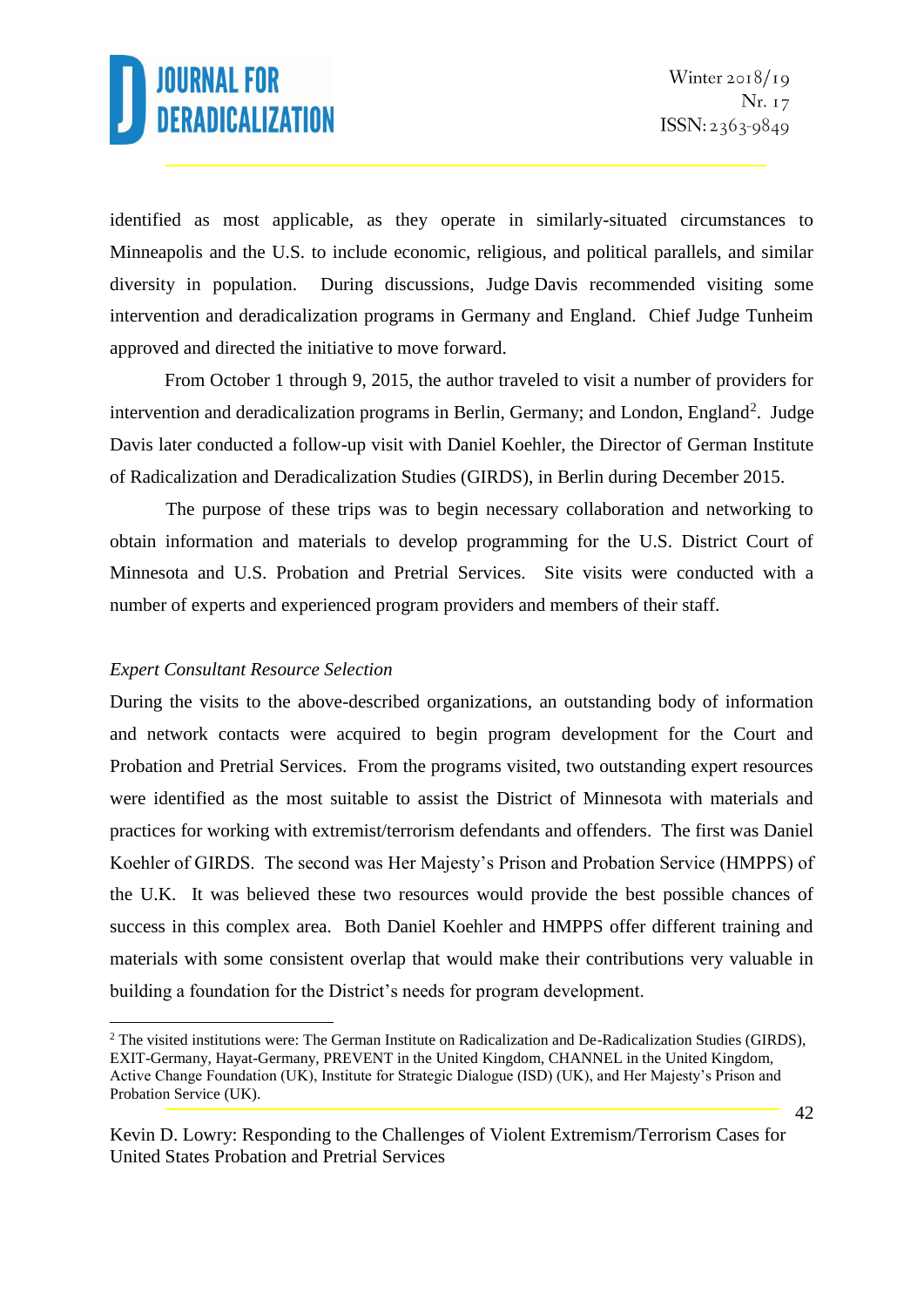identified as most applicable, as they operate in similarly-situated circumstances to Minneapolis and the U.S. to include economic, religious, and political parallels, and similar diversity in population. During discussions, Judge Davis recommended visiting some intervention and deradicalization programs in Germany and England. Chief Judge Tunheim approved and directed the initiative to move forward.

From October 1 through 9, 2015, the author traveled to visit a number of providers for intervention and deradicalization programs in Berlin, Germany; and London, England[2]. Judge Davis later conducted a follow-up visit with Daniel Koehler, the Director of German Institute of Radicalization and Deradicalization Studies (GIRDS), in Berlin during December 2015.

The purpose of these trips was to begin necessary collaboration and networking to obtain information and materials to develop programming for the U.S. District Court of Minnesota and U.S. Probation and Pretrial Services. Site visits were conducted with a number of experts and experienced program providers and members of their staff.

*Expert Consultant Resource Selection*

During the visits to the above-described organizations, an outstanding body of information and network contacts were acquired to begin program development for the Court and Probation and Pretrial Services. From the programs visited, two outstanding expert resources were identified as the most suitable to assist the District of Minnesota with materials and practices for working with extremist/terrorism defendants and offenders. The first was Daniel Koehler of GIRDS. The second was Her Majesty's Prison and Probation Service (HMPPS) of the U.K. It was believed these two resources would provide the best possible chances of success in this complex area. Both Daniel Koehler and HMPPS offer different training and materials with some consistent overlap that would make their contributions very valuable in building a foundation for the District's needs for program development.

[2] The visited institutions were: The German Institute on Radicalization and De-Radicalization Studies (GIRDS), EXIT-Germany, Hayat-Germany, PREVENT in the United Kingdom, CHANNEL in the United Kingdom, Active Change Foundation (UK), Institute for Strategic Dialogue (ISD) (UK), and Her Majesty's Prison and Probation Service (UK).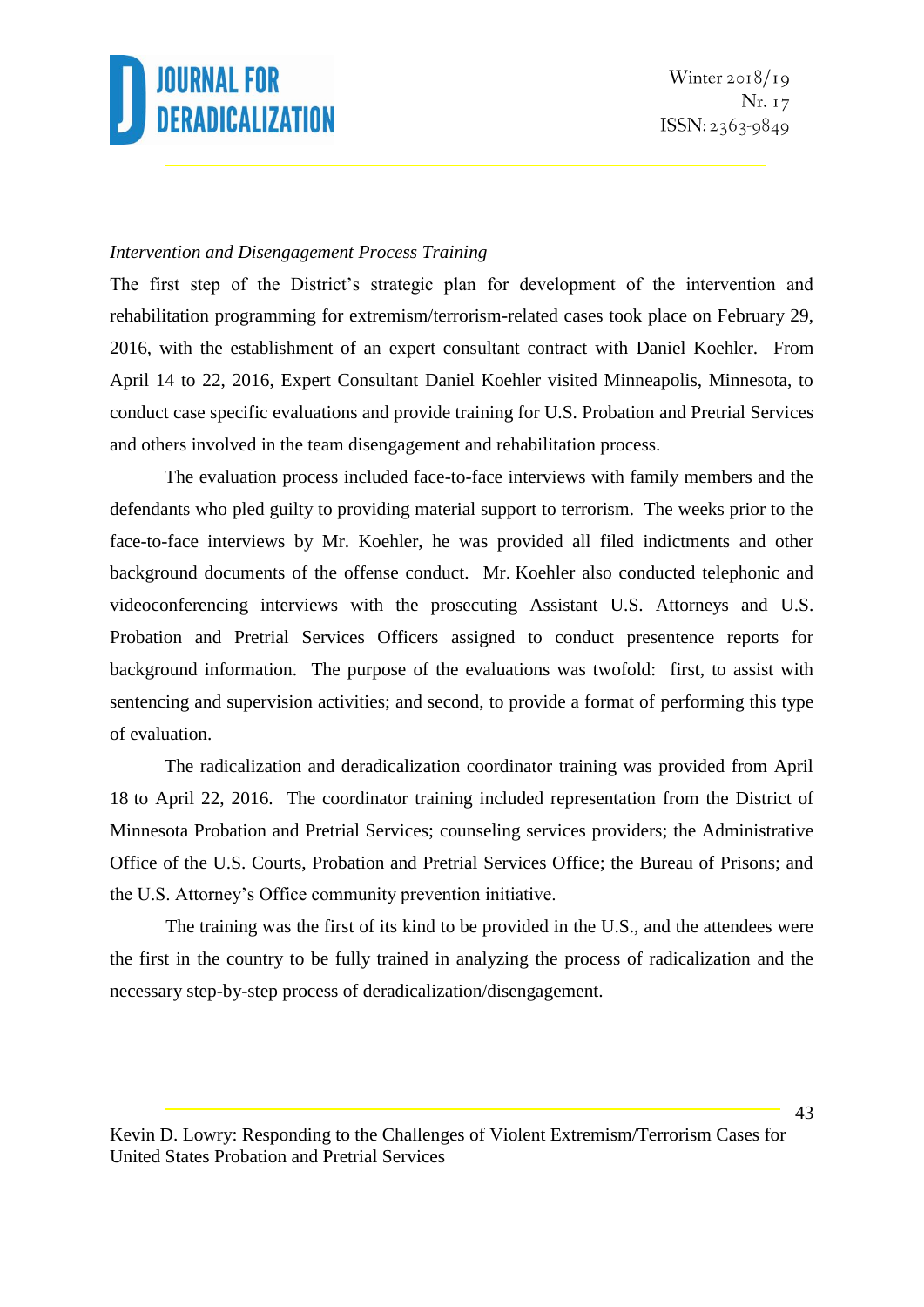*Intervention and Disengagement Process Training*

The first step of the District's strategic plan for development of the intervention and rehabilitation programming for extremism/terrorism-related cases took place on February 29, 2016, with the establishment of an expert consultant contract with Daniel Koehler. From April 14 to 22, 2016, Expert Consultant Daniel Koehler visited Minneapolis, Minnesota, to conduct case specific evaluations and provide training for U.S. Probation and Pretrial Services and others involved in the team disengagement and rehabilitation process.

The evaluation process included face-to-face interviews with family members and the defendants who pled guilty to providing material support to terrorism. The weeks prior to the face-to-face interviews by Mr. Koehler, he was provided all filed indictments and other background documents of the offense conduct. Mr. Koehler also conducted telephonic and videoconferencing interviews with the prosecuting Assistant U.S. Attorneys and U.S. Probation and Pretrial Services Officers assigned to conduct presentence reports for background information. The purpose of the evaluations was twofold: first, to assist with sentencing and supervision activities; and second, to provide a format of performing this type of evaluation.

The radicalization and deradicalization coordinator training was provided from April 18 to April 22, 2016. The coordinator training included representation from the District of Minnesota Probation and Pretrial Services; counseling services providers; the Administrative Office of the U.S. Courts, Probation and Pretrial Services Office; the Bureau of Prisons; and the U.S. Attorney's Office community prevention initiative.

The training was the first of its kind to be provided in the U.S., and the attendees were the first in the country to be fully trained in analyzing the process of radicalization and the necessary step-by-step process of deradicalization/disengagement.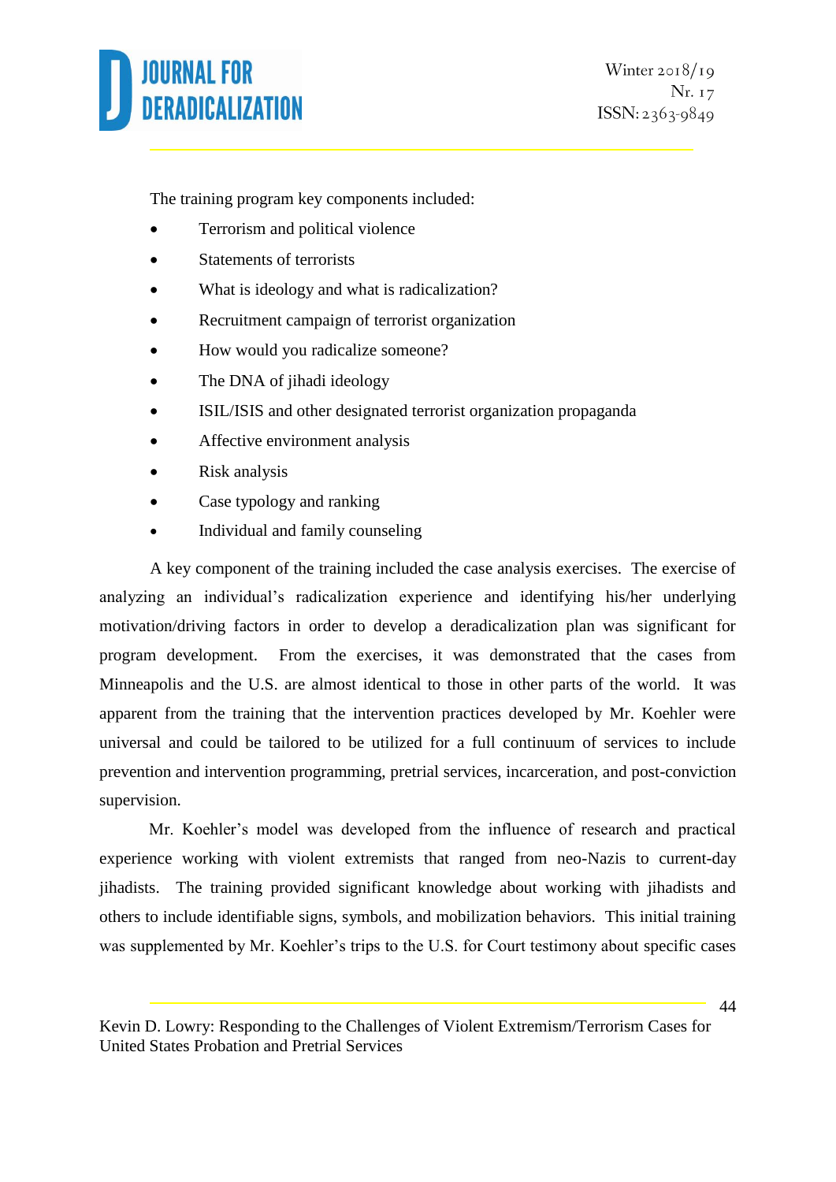The training program key components included:

- Terrorism and political violence
- Statements of terrorists
- What is ideology and what is radicalization?
- Recruitment campaign of terrorist organization
- How would you radicalize someone?
- The DNA of jihadi ideology
- ISIL/ISIS and other designated terrorist organization propaganda
- Affective environment analysis
- Risk analysis
- Case typology and ranking
- Individual and family counseling

A key component of the training included the case analysis exercises. The exercise of analyzing an individual's radicalization experience and identifying his/her underlying motivation/driving factors in order to develop a deradicalization plan was significant for program development. From the exercises, it was demonstrated that the cases from Minneapolis and the U.S. are almost identical to those in other parts of the world. It was apparent from the training that the intervention practices developed by Mr. Koehler were universal and could be tailored to be utilized for a full continuum of services to include prevention and intervention programming, pretrial services, incarceration, and post-conviction supervision.

Mr. Koehler's model was developed from the influence of research and practical experience working with violent extremists that ranged from neo-Nazis to current-day jihadists. The training provided significant knowledge about working with jihadists and others to include identifiable signs, symbols, and mobilization behaviors. This initial training was supplemented by Mr. Koehler's trips to the U.S. for Court testimony about specific cases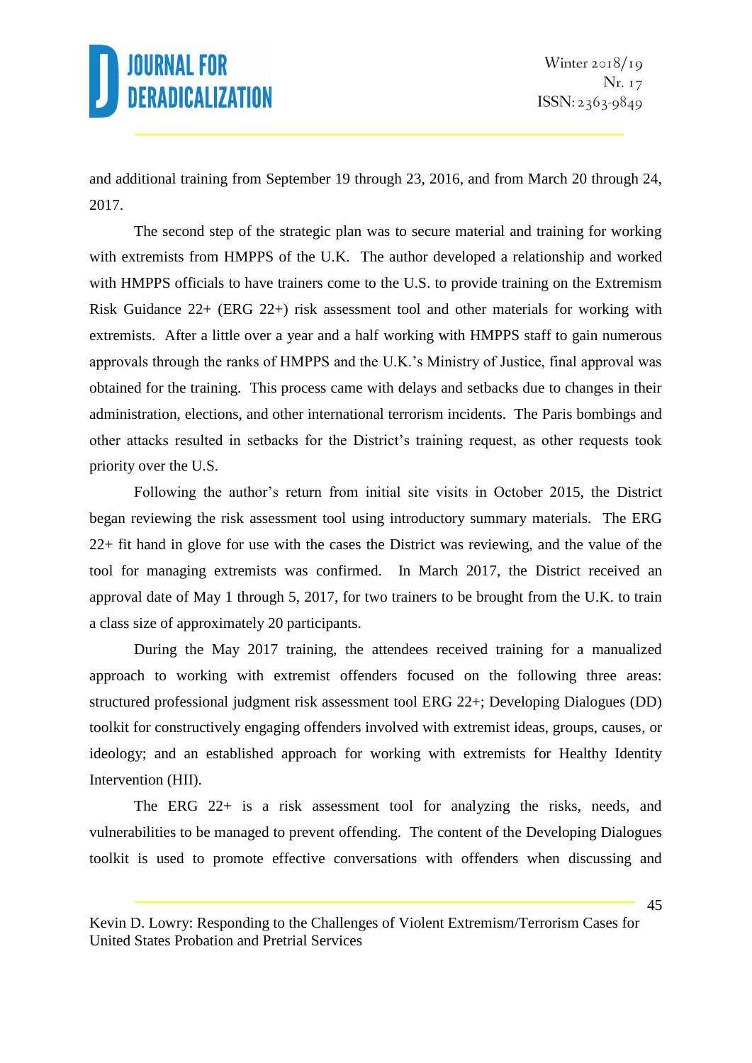and additional training from September 19 through 23, 2016, and from March 20 through 24, 2017.

The second step of the strategic plan was to secure material and training for working with extremists from HMPPS of the U.K. The author developed a relationship and worked with HMPPS officials to have trainers come to the U.S. to provide training on the Extremism Risk Guidance 22+ (ERG 22+) risk assessment tool and other materials for working with extremists. After a little over a year and a half working with HMPPS staff to gain numerous approvals through the ranks of HMPPS and the U.K.'s Ministry of Justice, final approval was obtained for the training. This process came with delays and setbacks due to changes in their administration, elections, and other international terrorism incidents. The Paris bombings and other attacks resulted in setbacks for the District's training request, as other requests took priority over the U.S.

Following the author's return from initial site visits in October 2015, the District began reviewing the risk assessment tool using introductory summary materials. The ERG 22+ fit hand in glove for use with the cases the District was reviewing, and the value of the tool for managing extremists was confirmed. In March 2017, the District received an approval date of May 1 through 5, 2017, for two trainers to be brought from the U.K. to train a class size of approximately 20 participants.

During the May 2017 training, the attendees received training for a manualized approach to working with extremist offenders focused on the following three areas: structured professional judgment risk assessment tool ERG 22+; Developing Dialogues (DD) toolkit for constructively engaging offenders involved with extremist ideas, groups, causes, or ideology; and an established approach for working with extremists for Healthy Identity Intervention (HII).

The ERG 22+ is a risk assessment tool for analyzing the risks, needs, and vulnerabilities to be managed to prevent offending. The content of the Developing Dialogues toolkit is used to promote effective conversations with offenders when discussing and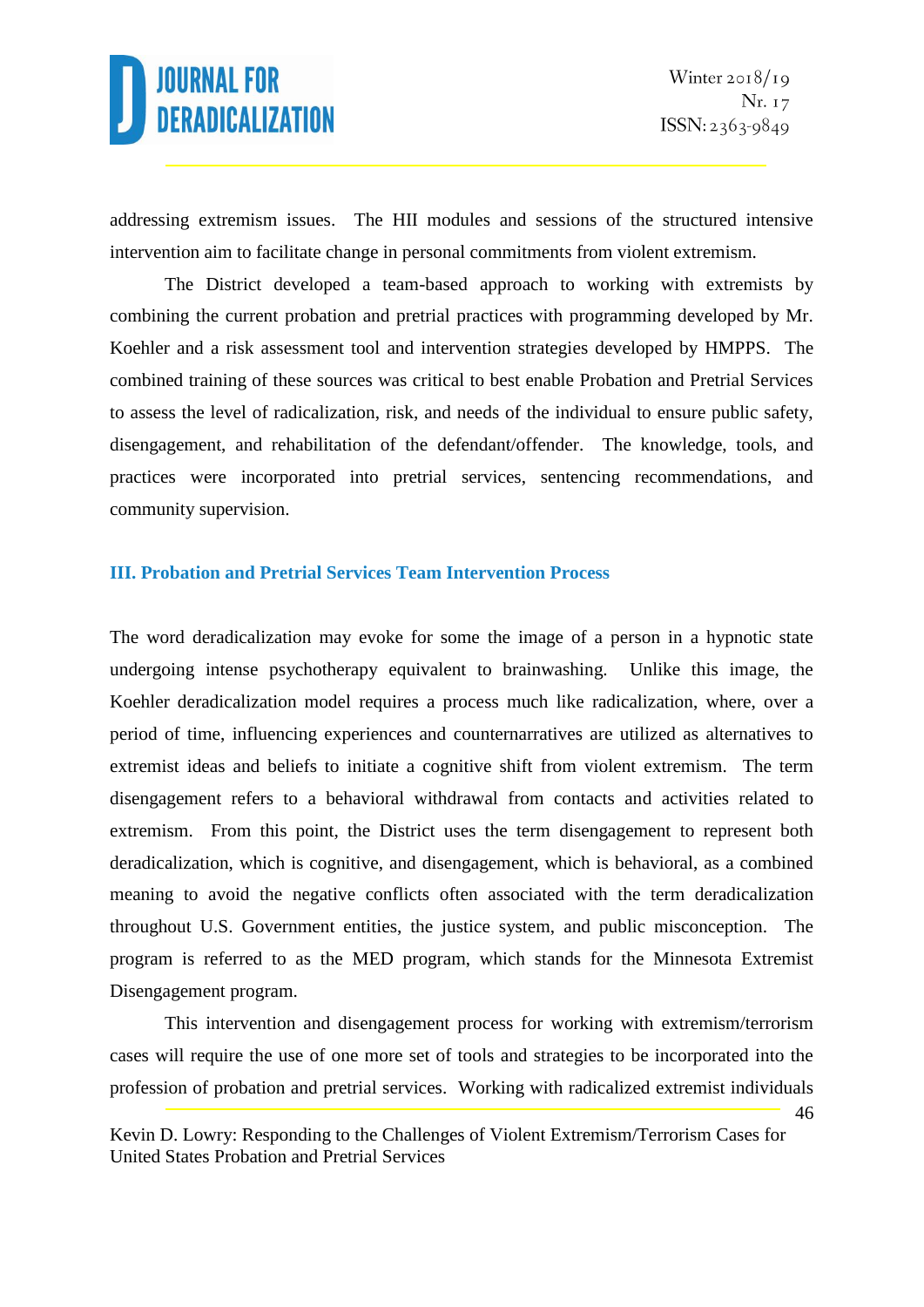addressing extremism issues. The HII modules and sessions of the structured intensive intervention aim to facilitate change in personal commitments from violent extremism.

The District developed a team-based approach to working with extremists by combining the current probation and pretrial practices with programming developed by Mr. Koehler and a risk assessment tool and intervention strategies developed by HMPPS. The combined training of these sources was critical to best enable Probation and Pretrial Services to assess the level of radicalization, risk, and needs of the individual to ensure public safety, disengagement, and rehabilitation of the defendant/offender. The knowledge, tools, and practices were incorporated into pretrial services, sentencing recommendations, and community supervision.

## III. Probation and Pretrial Services Team Intervention Process

The word deradicalization may evoke for some the image of a person in a hypnotic state undergoing intense psychotherapy equivalent to brainwashing. Unlike this image, the Koehler deradicalization model requires a process much like radicalization, where, over a period of time, influencing experiences and counternarratives are utilized as alternatives to extremist ideas and beliefs to initiate a cognitive shift from violent extremism. The term disengagement refers to a behavioral withdrawal from contacts and activities related to extremism. From this point, the District uses the term disengagement to represent both deradicalization, which is cognitive, and disengagement, which is behavioral, as a combined meaning to avoid the negative conflicts often associated with the term deradicalization throughout U.S. Government entities, the justice system, and public misconception. The program is referred to as the MED program, which stands for the Minnesota Extremist Disengagement program.

This intervention and disengagement process for working with extremism/terrorism cases will require the use of one more set of tools and strategies to be incorporated into the profession of probation and pretrial services. Working with radicalized extremist individuals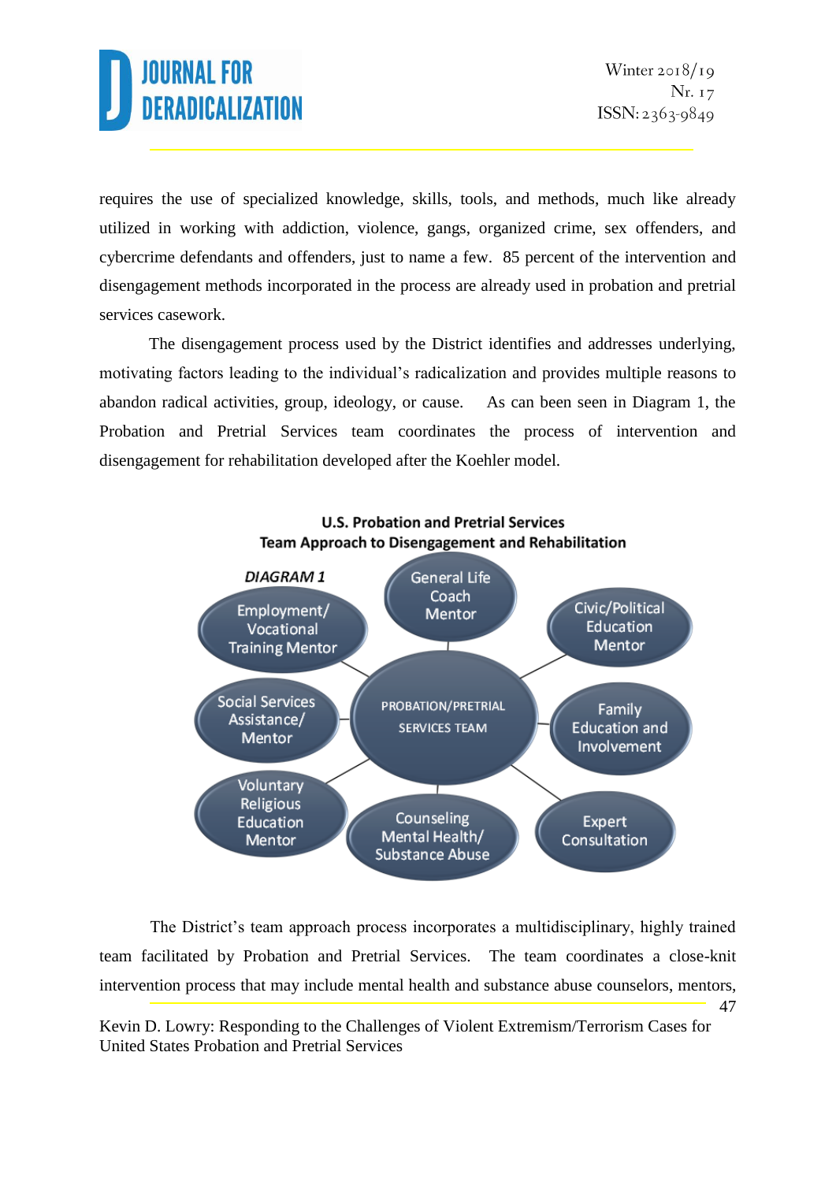requires the use of specialized knowledge, skills, tools, and methods, much like already utilized in working with addiction, violence, gangs, organized crime, sex offenders, and cybercrime defendants and offenders, just to name a few. 85 percent of the intervention and disengagement methods incorporated in the process are already used in probation and pretrial services casework.

The disengagement process used by the District identifies and addresses underlying, motivating factors leading to the individual's radicalization and provides multiple reasons to abandon radical activities, group, ideology, or cause. As can been seen in Diagram 1, the Probation and Pretrial Services team coordinates the process of intervention and disengagement for rehabilitation developed after the Koehler model.

**U.S. Probation and Pretrial Services**
**Team Approach to Disengagement and Rehabilitation**

*DIAGRAM 1*

- PROBATION/PRETRIAL SERVICES TEAM
  - General Life Coach Mentor
  - Civic/Political Education Mentor
  - Family Education and Involvement
  - Expert Consultation
  - Counseling Mental Health/ Substance Abuse
  - Voluntary Religious Education Mentor
  - Social Services Assistance/ Mentor
  - Employment/ Vocational Training Mentor

The District's team approach process incorporates a multidisciplinary, highly trained team facilitated by Probation and Pretrial Services. The team coordinates a close-knit intervention process that may include mental health and substance abuse counselors, mentors,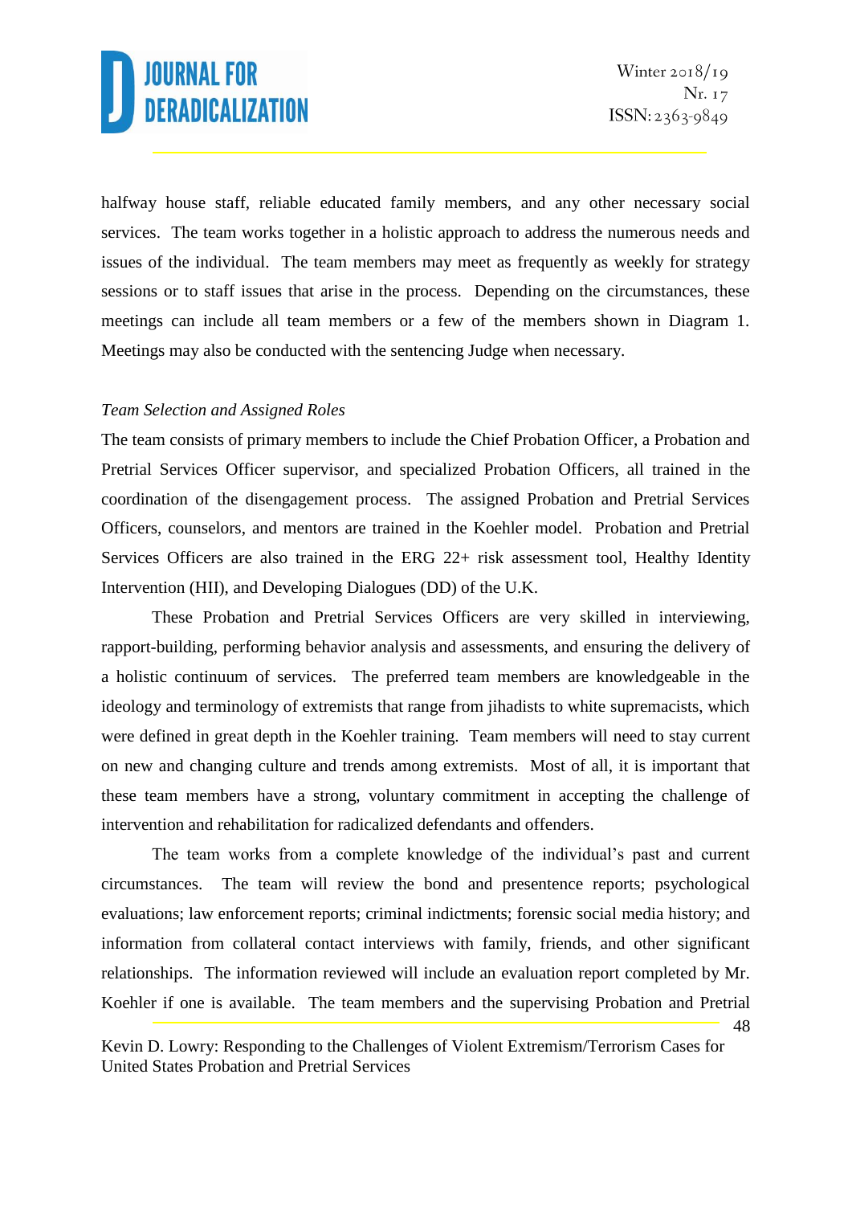halfway house staff, reliable educated family members, and any other necessary social services. The team works together in a holistic approach to address the numerous needs and issues of the individual. The team members may meet as frequently as weekly for strategy sessions or to staff issues that arise in the process. Depending on the circumstances, these meetings can include all team members or a few of the members shown in Diagram 1. Meetings may also be conducted with the sentencing Judge when necessary.

*Team Selection and Assigned Roles*

The team consists of primary members to include the Chief Probation Officer, a Probation and Pretrial Services Officer supervisor, and specialized Probation Officers, all trained in the coordination of the disengagement process. The assigned Probation and Pretrial Services Officers, counselors, and mentors are trained in the Koehler model. Probation and Pretrial Services Officers are also trained in the ERG 22+ risk assessment tool, Healthy Identity Intervention (HII), and Developing Dialogues (DD) of the U.K.

These Probation and Pretrial Services Officers are very skilled in interviewing, rapport-building, performing behavior analysis and assessments, and ensuring the delivery of a holistic continuum of services. The preferred team members are knowledgeable in the ideology and terminology of extremists that range from jihadists to white supremacists, which were defined in great depth in the Koehler training. Team members will need to stay current on new and changing culture and trends among extremists. Most of all, it is important that these team members have a strong, voluntary commitment in accepting the challenge of intervention and rehabilitation for radicalized defendants and offenders.

The team works from a complete knowledge of the individual's past and current circumstances. The team will review the bond and presentence reports; psychological evaluations; law enforcement reports; criminal indictments; forensic social media history; and information from collateral contact interviews with family, friends, and other significant relationships. The information reviewed will include an evaluation report completed by Mr. Koehler if one is available. The team members and the supervising Probation and Pretrial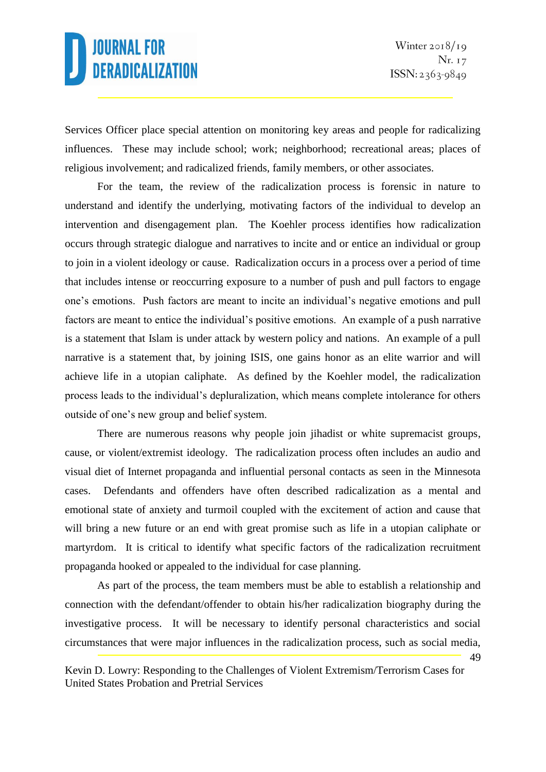Services Officer place special attention on monitoring key areas and people for radicalizing influences. These may include school; work; neighborhood; recreational areas; places of religious involvement; and radicalized friends, family members, or other associates.

For the team, the review of the radicalization process is forensic in nature to understand and identify the underlying, motivating factors of the individual to develop an intervention and disengagement plan. The Koehler process identifies how radicalization occurs through strategic dialogue and narratives to incite and or entice an individual or group to join in a violent ideology or cause. Radicalization occurs in a process over a period of time that includes intense or reoccurring exposure to a number of push and pull factors to engage one's emotions. Push factors are meant to incite an individual's negative emotions and pull factors are meant to entice the individual's positive emotions. An example of a push narrative is a statement that Islam is under attack by western policy and nations. An example of a pull narrative is a statement that, by joining ISIS, one gains honor as an elite warrior and will achieve life in a utopian caliphate. As defined by the Koehler model, the radicalization process leads to the individual's depluralization, which means complete intolerance for others outside of one's new group and belief system.

There are numerous reasons why people join jihadist or white supremacist groups, cause, or violent/extremist ideology. The radicalization process often includes an audio and visual diet of Internet propaganda and influential personal contacts as seen in the Minnesota cases. Defendants and offenders have often described radicalization as a mental and emotional state of anxiety and turmoil coupled with the excitement of action and cause that will bring a new future or an end with great promise such as life in a utopian caliphate or martyrdom. It is critical to identify what specific factors of the radicalization recruitment propaganda hooked or appealed to the individual for case planning.

As part of the process, the team members must be able to establish a relationship and connection with the defendant/offender to obtain his/her radicalization biography during the investigative process. It will be necessary to identify personal characteristics and social circumstances that were major influences in the radicalization process, such as social media,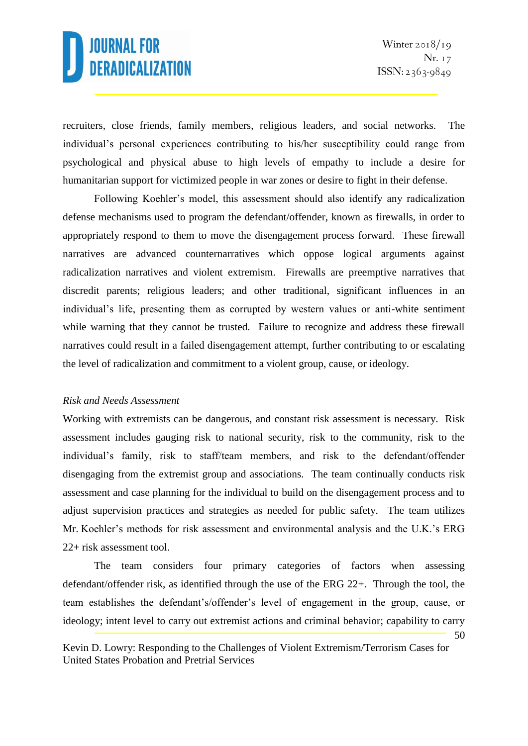recruiters, close friends, family members, religious leaders, and social networks. The individual's personal experiences contributing to his/her susceptibility could range from psychological and physical abuse to high levels of empathy to include a desire for humanitarian support for victimized people in war zones or desire to fight in their defense.

Following Koehler's model, this assessment should also identify any radicalization defense mechanisms used to program the defendant/offender, known as firewalls, in order to appropriately respond to them to move the disengagement process forward. These firewall narratives are advanced counternarratives which oppose logical arguments against radicalization narratives and violent extremism. Firewalls are preemptive narratives that discredit parents; religious leaders; and other traditional, significant influences in an individual's life, presenting them as corrupted by western values or anti-white sentiment while warning that they cannot be trusted. Failure to recognize and address these firewall narratives could result in a failed disengagement attempt, further contributing to or escalating the level of radicalization and commitment to a violent group, cause, or ideology.

*Risk and Needs Assessment*

Working with extremists can be dangerous, and constant risk assessment is necessary. Risk assessment includes gauging risk to national security, risk to the community, risk to the individual's family, risk to staff/team members, and risk to the defendant/offender disengaging from the extremist group and associations. The team continually conducts risk assessment and case planning for the individual to build on the disengagement process and to adjust supervision practices and strategies as needed for public safety. The team utilizes Mr. Koehler's methods for risk assessment and environmental analysis and the U.K.'s ERG 22+ risk assessment tool.

The team considers four primary categories of factors when assessing defendant/offender risk, as identified through the use of the ERG 22+. Through the tool, the team establishes the defendant's/offender's level of engagement in the group, cause, or ideology; intent level to carry out extremist actions and criminal behavior; capability to carry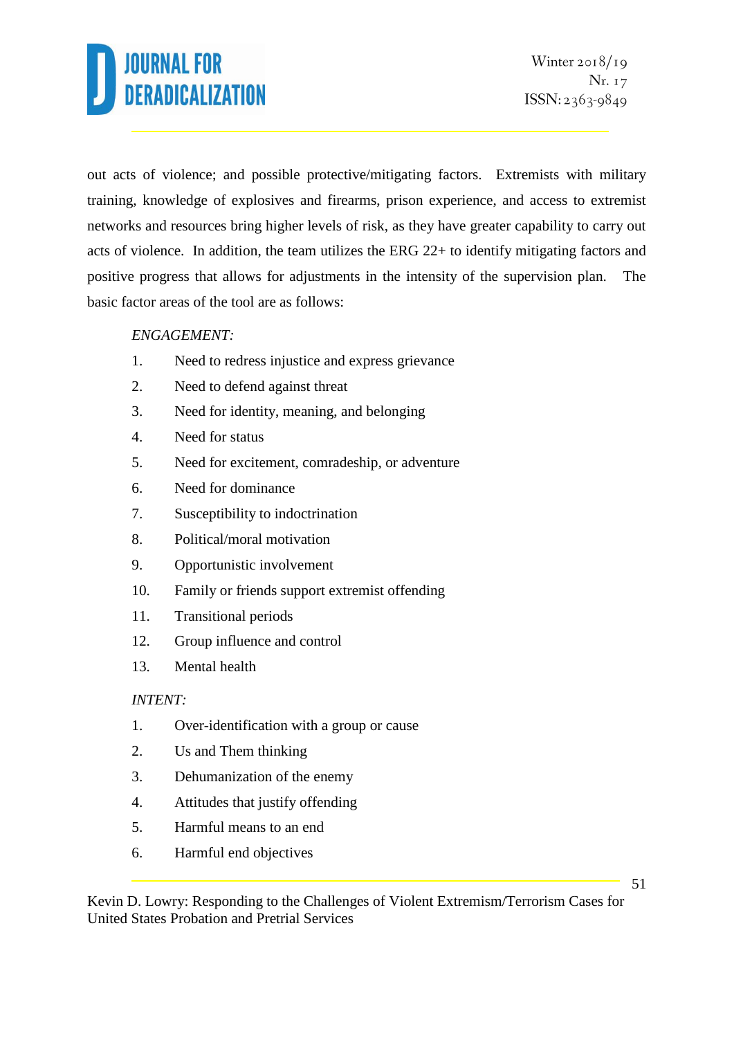out acts of violence; and possible protective/mitigating factors. Extremists with military training, knowledge of explosives and firearms, prison experience, and access to extremist networks and resources bring higher levels of risk, as they have greater capability to carry out acts of violence. In addition, the team utilizes the ERG 22+ to identify mitigating factors and positive progress that allows for adjustments in the intensity of the supervision plan. The basic factor areas of the tool are as follows:

*ENGAGEMENT:*

1. Need to redress injustice and express grievance
2. Need to defend against threat
3. Need for identity, meaning, and belonging
4. Need for status
5. Need for excitement, comradeship, or adventure
6. Need for dominance
7. Susceptibility to indoctrination
8. Political/moral motivation
9. Opportunistic involvement
10. Family or friends support extremist offending
11. Transitional periods
12. Group influence and control
13. Mental health

*INTENT:*

1. Over-identification with a group or cause
2. Us and Them thinking
3. Dehumanization of the enemy
4. Attitudes that justify offending
5. Harmful means to an end
6. Harmful end objectives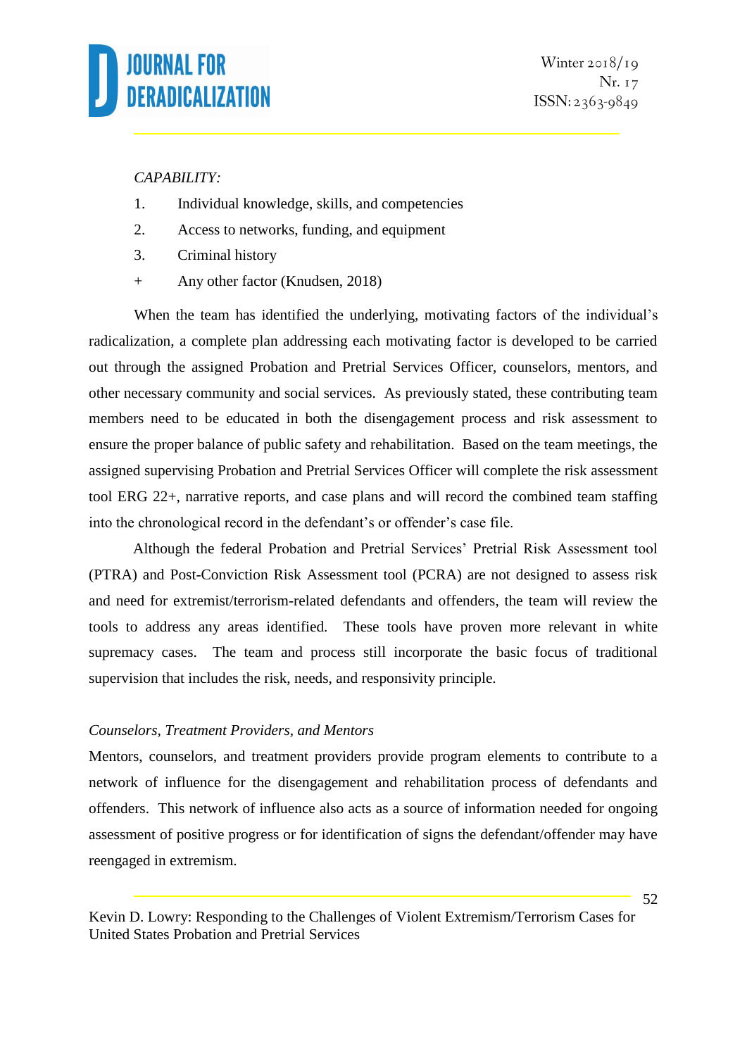*CAPABILITY:*

1. Individual knowledge, skills, and competencies
2. Access to networks, funding, and equipment
3. Criminal history

\+ Any other factor (Knudsen, 2018)

When the team has identified the underlying, motivating factors of the individual's radicalization, a complete plan addressing each motivating factor is developed to be carried out through the assigned Probation and Pretrial Services Officer, counselors, mentors, and other necessary community and social services. As previously stated, these contributing team members need to be educated in both the disengagement process and risk assessment to ensure the proper balance of public safety and rehabilitation. Based on the team meetings, the assigned supervising Probation and Pretrial Services Officer will complete the risk assessment tool ERG 22+, narrative reports, and case plans and will record the combined team staffing into the chronological record in the defendant's or offender's case file.

Although the federal Probation and Pretrial Services' Pretrial Risk Assessment tool (PTRA) and Post-Conviction Risk Assessment tool (PCRA) are not designed to assess risk and need for extremist/terrorism-related defendants and offenders, the team will review the tools to address any areas identified. These tools have proven more relevant in white supremacy cases. The team and process still incorporate the basic focus of traditional supervision that includes the risk, needs, and responsivity principle.

*Counselors, Treatment Providers, and Mentors*

Mentors, counselors, and treatment providers provide program elements to contribute to a network of influence for the disengagement and rehabilitation process of defendants and offenders. This network of influence also acts as a source of information needed for ongoing assessment of positive progress or for identification of signs the defendant/offender may have reengaged in extremism.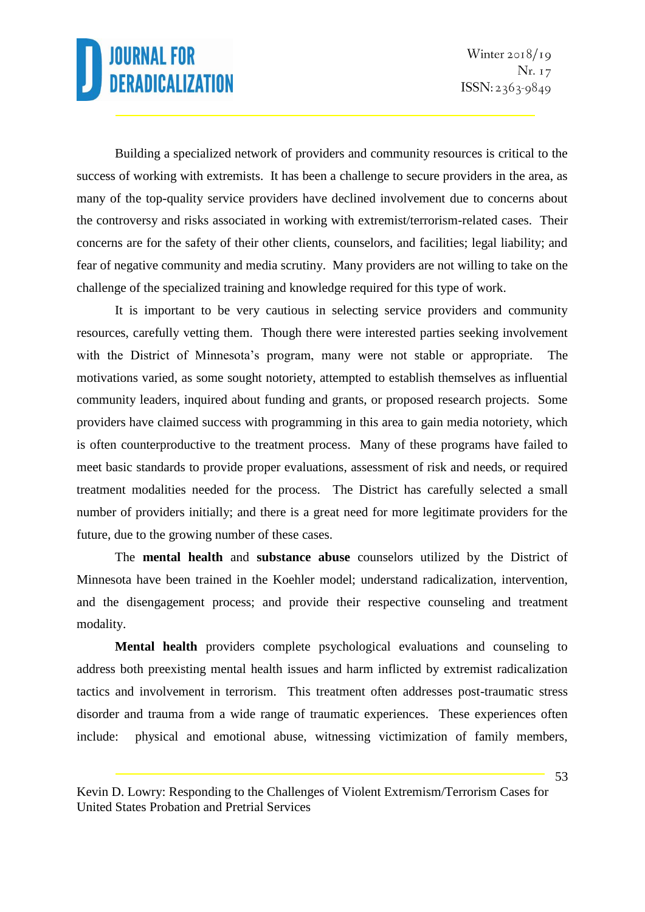Building a specialized network of providers and community resources is critical to the success of working with extremists. It has been a challenge to secure providers in the area, as many of the top-quality service providers have declined involvement due to concerns about the controversy and risks associated in working with extremist/terrorism-related cases. Their concerns are for the safety of their other clients, counselors, and facilities; legal liability; and fear of negative community and media scrutiny. Many providers are not willing to take on the challenge of the specialized training and knowledge required for this type of work.

It is important to be very cautious in selecting service providers and community resources, carefully vetting them. Though there were interested parties seeking involvement with the District of Minnesota's program, many were not stable or appropriate. The motivations varied, as some sought notoriety, attempted to establish themselves as influential community leaders, inquired about funding and grants, or proposed research projects. Some providers have claimed success with programming in this area to gain media notoriety, which is often counterproductive to the treatment process. Many of these programs have failed to meet basic standards to provide proper evaluations, assessment of risk and needs, or required treatment modalities needed for the process. The District has carefully selected a small number of providers initially; and there is a great need for more legitimate providers for the future, due to the growing number of these cases.

The **mental health** and **substance abuse** counselors utilized by the District of Minnesota have been trained in the Koehler model; understand radicalization, intervention, and the disengagement process; and provide their respective counseling and treatment modality.

**Mental health** providers complete psychological evaluations and counseling to address both preexisting mental health issues and harm inflicted by extremist radicalization tactics and involvement in terrorism. This treatment often addresses post-traumatic stress disorder and trauma from a wide range of traumatic experiences. These experiences often include: physical and emotional abuse, witnessing victimization of family members,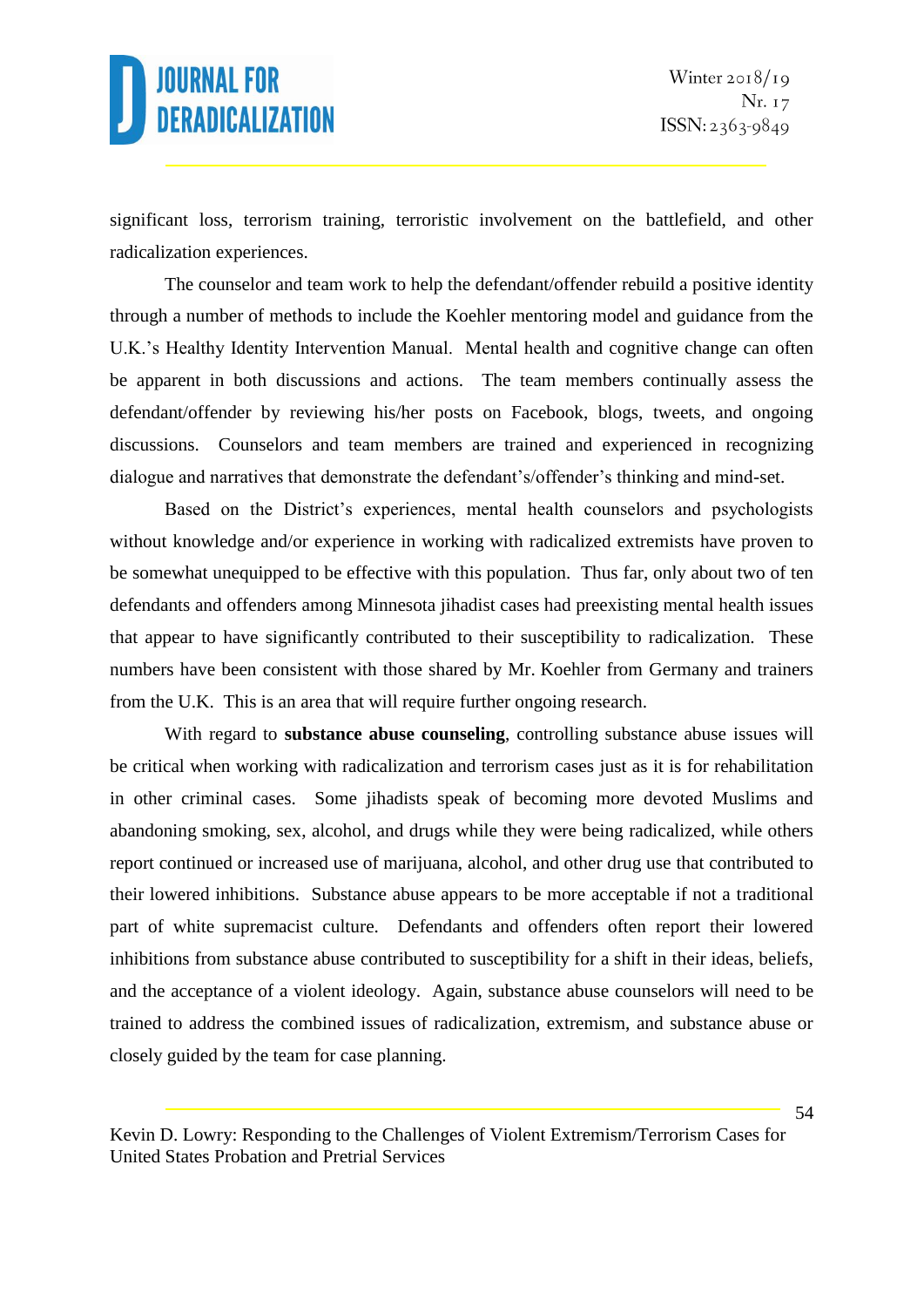significant loss, terrorism training, terroristic involvement on the battlefield, and other radicalization experiences.

The counselor and team work to help the defendant/offender rebuild a positive identity through a number of methods to include the Koehler mentoring model and guidance from the U.K.'s Healthy Identity Intervention Manual. Mental health and cognitive change can often be apparent in both discussions and actions. The team members continually assess the defendant/offender by reviewing his/her posts on Facebook, blogs, tweets, and ongoing discussions. Counselors and team members are trained and experienced in recognizing dialogue and narratives that demonstrate the defendant's/offender's thinking and mind-set.

Based on the District's experiences, mental health counselors and psychologists without knowledge and/or experience in working with radicalized extremists have proven to be somewhat unequipped to be effective with this population. Thus far, only about two of ten defendants and offenders among Minnesota jihadist cases had preexisting mental health issues that appear to have significantly contributed to their susceptibility to radicalization. These numbers have been consistent with those shared by Mr. Koehler from Germany and trainers from the U.K. This is an area that will require further ongoing research.

With regard to **substance abuse counseling**, controlling substance abuse issues will be critical when working with radicalization and terrorism cases just as it is for rehabilitation in other criminal cases. Some jihadists speak of becoming more devoted Muslims and abandoning smoking, sex, alcohol, and drugs while they were being radicalized, while others report continued or increased use of marijuana, alcohol, and other drug use that contributed to their lowered inhibitions. Substance abuse appears to be more acceptable if not a traditional part of white supremacist culture. Defendants and offenders often report their lowered inhibitions from substance abuse contributed to susceptibility for a shift in their ideas, beliefs, and the acceptance of a violent ideology. Again, substance abuse counselors will need to be trained to address the combined issues of radicalization, extremism, and substance abuse or closely guided by the team for case planning.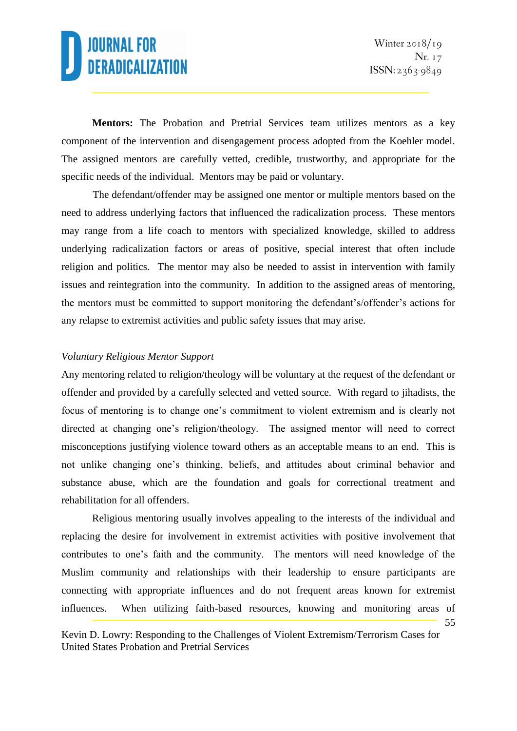**Mentors:** The Probation and Pretrial Services team utilizes mentors as a key component of the intervention and disengagement process adopted from the Koehler model. The assigned mentors are carefully vetted, credible, trustworthy, and appropriate for the specific needs of the individual. Mentors may be paid or voluntary.

The defendant/offender may be assigned one mentor or multiple mentors based on the need to address underlying factors that influenced the radicalization process. These mentors may range from a life coach to mentors with specialized knowledge, skilled to address underlying radicalization factors or areas of positive, special interest that often include religion and politics. The mentor may also be needed to assist in intervention with family issues and reintegration into the community. In addition to the assigned areas of mentoring, the mentors must be committed to support monitoring the defendant's/offender's actions for any relapse to extremist activities and public safety issues that may arise.

*Voluntary Religious Mentor Support*

Any mentoring related to religion/theology will be voluntary at the request of the defendant or offender and provided by a carefully selected and vetted source. With regard to jihadists, the focus of mentoring is to change one's commitment to violent extremism and is clearly not directed at changing one's religion/theology. The assigned mentor will need to correct misconceptions justifying violence toward others as an acceptable means to an end. This is not unlike changing one's thinking, beliefs, and attitudes about criminal behavior and substance abuse, which are the foundation and goals for correctional treatment and rehabilitation for all offenders.

Religious mentoring usually involves appealing to the interests of the individual and replacing the desire for involvement in extremist activities with positive involvement that contributes to one's faith and the community. The mentors will need knowledge of the Muslim community and relationships with their leadership to ensure participants are connecting with appropriate influences and do not frequent areas known for extremist influences. When utilizing faith-based resources, knowing and monitoring areas of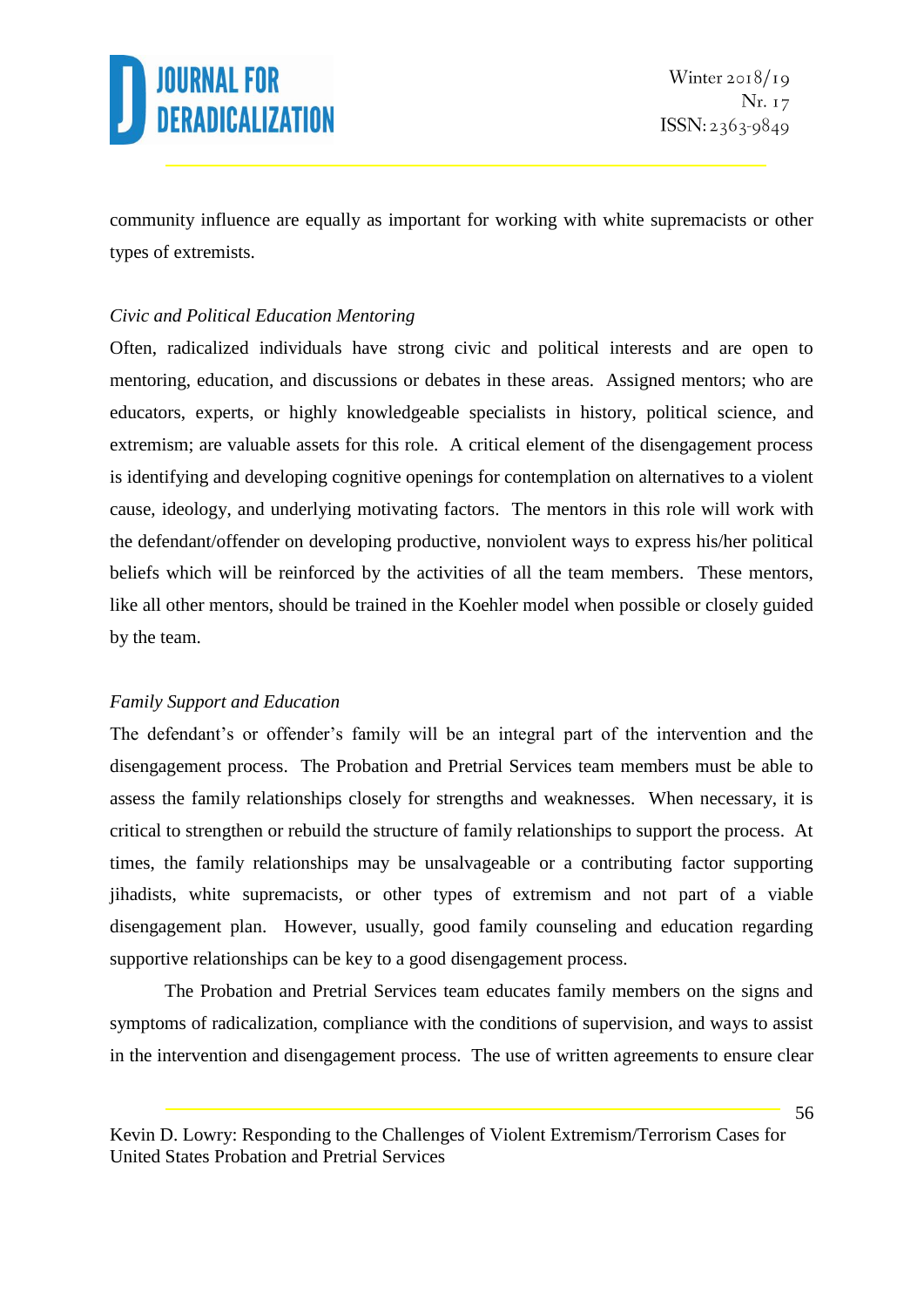community influence are equally as important for working with white supremacists or other types of extremists.

*Civic and Political Education Mentoring*

Often, radicalized individuals have strong civic and political interests and are open to mentoring, education, and discussions or debates in these areas. Assigned mentors; who are educators, experts, or highly knowledgeable specialists in history, political science, and extremism; are valuable assets for this role. A critical element of the disengagement process is identifying and developing cognitive openings for contemplation on alternatives to a violent cause, ideology, and underlying motivating factors. The mentors in this role will work with the defendant/offender on developing productive, nonviolent ways to express his/her political beliefs which will be reinforced by the activities of all the team members. These mentors, like all other mentors, should be trained in the Koehler model when possible or closely guided by the team.

*Family Support and Education*

The defendant's or offender's family will be an integral part of the intervention and the disengagement process. The Probation and Pretrial Services team members must be able to assess the family relationships closely for strengths and weaknesses. When necessary, it is critical to strengthen or rebuild the structure of family relationships to support the process. At times, the family relationships may be unsalvageable or a contributing factor supporting jihadists, white supremacists, or other types of extremism and not part of a viable disengagement plan. However, usually, good family counseling and education regarding supportive relationships can be key to a good disengagement process.

The Probation and Pretrial Services team educates family members on the signs and symptoms of radicalization, compliance with the conditions of supervision, and ways to assist in the intervention and disengagement process. The use of written agreements to ensure clear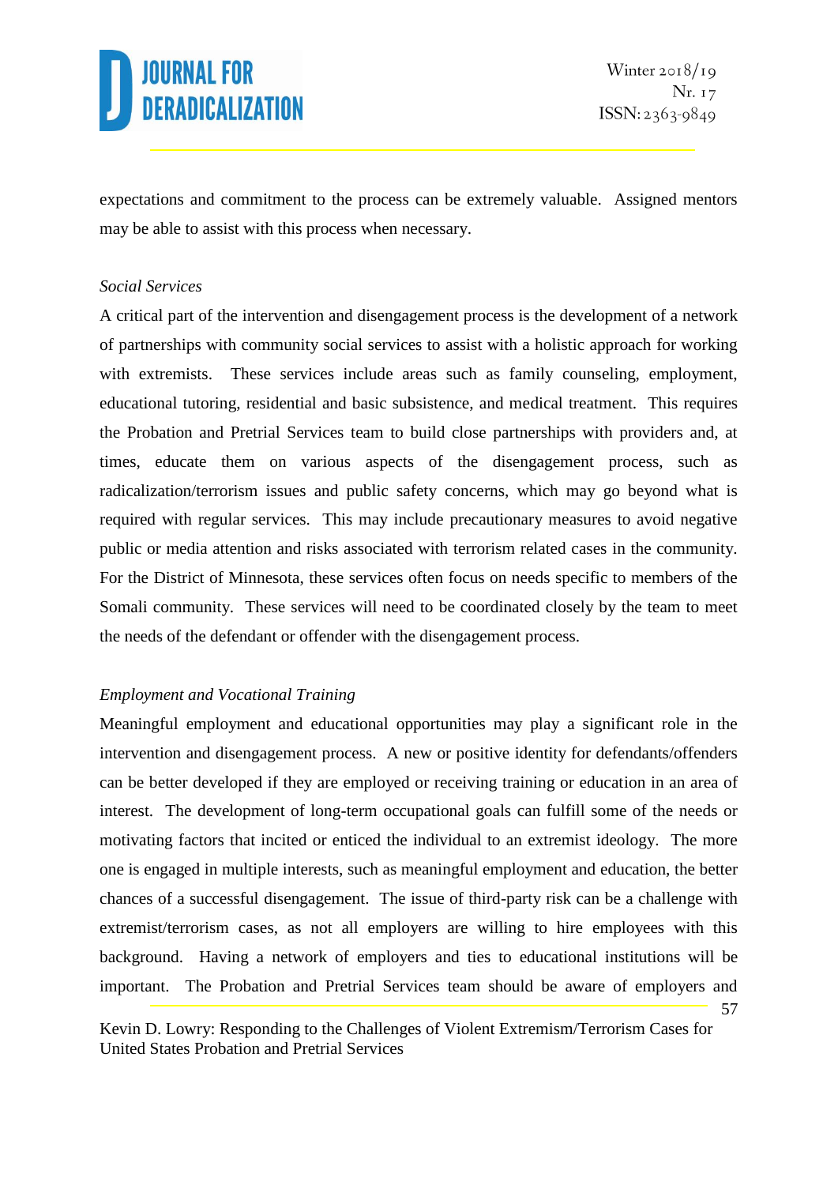expectations and commitment to the process can be extremely valuable. Assigned mentors may be able to assist with this process when necessary.

*Social Services*

A critical part of the intervention and disengagement process is the development of a network of partnerships with community social services to assist with a holistic approach for working with extremists. These services include areas such as family counseling, employment, educational tutoring, residential and basic subsistence, and medical treatment. This requires the Probation and Pretrial Services team to build close partnerships with providers and, at times, educate them on various aspects of the disengagement process, such as radicalization/terrorism issues and public safety concerns, which may go beyond what is required with regular services. This may include precautionary measures to avoid negative public or media attention and risks associated with terrorism related cases in the community. For the District of Minnesota, these services often focus on needs specific to members of the Somali community. These services will need to be coordinated closely by the team to meet the needs of the defendant or offender with the disengagement process.

*Employment and Vocational Training*

Meaningful employment and educational opportunities may play a significant role in the intervention and disengagement process. A new or positive identity for defendants/offenders can be better developed if they are employed or receiving training or education in an area of interest. The development of long-term occupational goals can fulfill some of the needs or motivating factors that incited or enticed the individual to an extremist ideology. The more one is engaged in multiple interests, such as meaningful employment and education, the better chances of a successful disengagement. The issue of third-party risk can be a challenge with extremist/terrorism cases, as not all employers are willing to hire employees with this background. Having a network of employers and ties to educational institutions will be important. The Probation and Pretrial Services team should be aware of employers and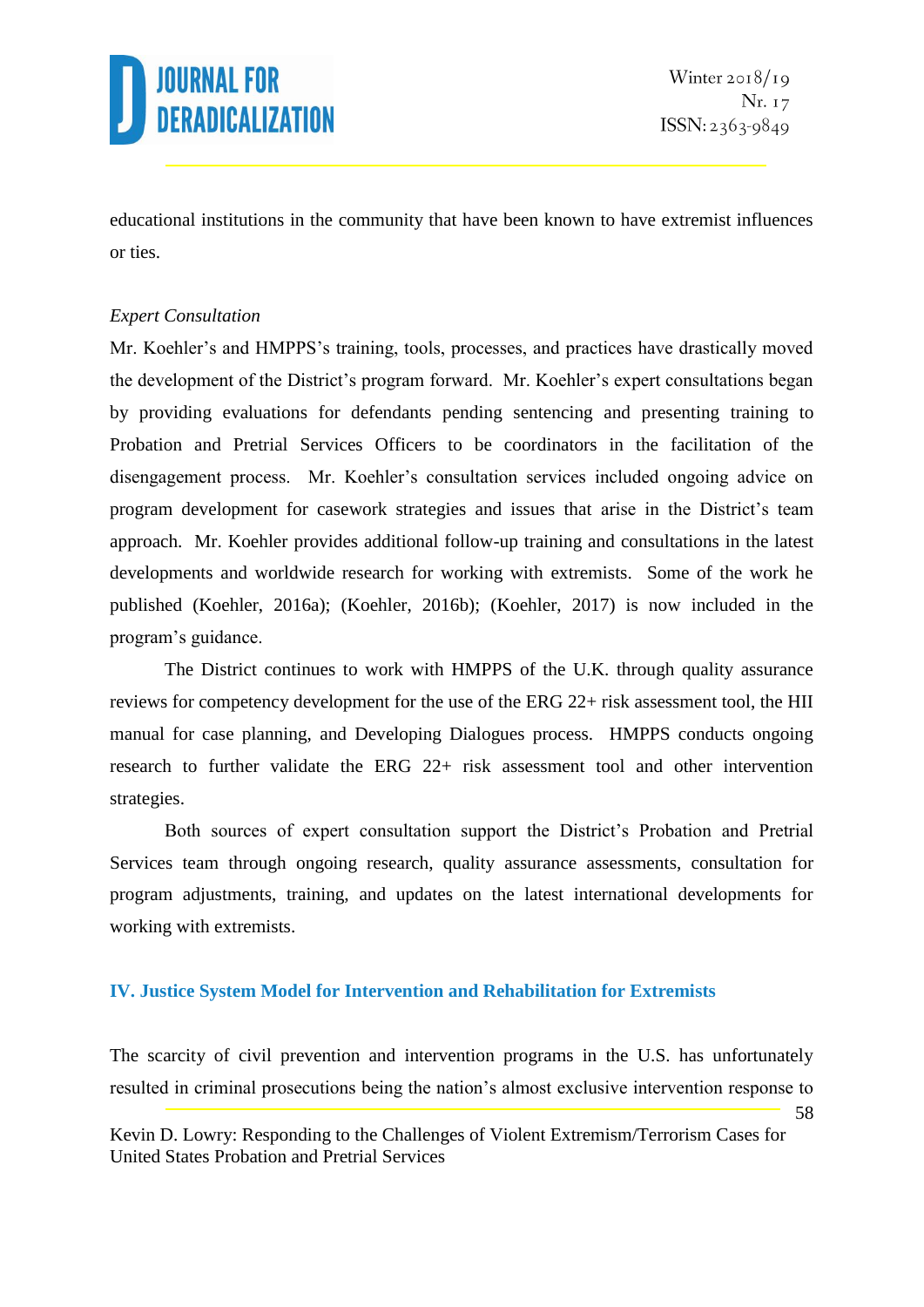educational institutions in the community that have been known to have extremist influences or ties.

*Expert Consultation*

Mr. Koehler's and HMPPS's training, tools, processes, and practices have drastically moved the development of the District's program forward. Mr. Koehler's expert consultations began by providing evaluations for defendants pending sentencing and presenting training to Probation and Pretrial Services Officers to be coordinators in the facilitation of the disengagement process. Mr. Koehler's consultation services included ongoing advice on program development for casework strategies and issues that arise in the District's team approach. Mr. Koehler provides additional follow-up training and consultations in the latest developments and worldwide research for working with extremists. Some of the work he published (Koehler, 2016a); (Koehler, 2016b); (Koehler, 2017) is now included in the program's guidance.

The District continues to work with HMPPS of the U.K. through quality assurance reviews for competency development for the use of the ERG 22+ risk assessment tool, the HII manual for case planning, and Developing Dialogues process. HMPPS conducts ongoing research to further validate the ERG 22+ risk assessment tool and other intervention strategies.

Both sources of expert consultation support the District's Probation and Pretrial Services team through ongoing research, quality assurance assessments, consultation for program adjustments, training, and updates on the latest international developments for working with extremists.

## IV. Justice System Model for Intervention and Rehabilitation for Extremists

The scarcity of civil prevention and intervention programs in the U.S. has unfortunately resulted in criminal prosecutions being the nation's almost exclusive intervention response to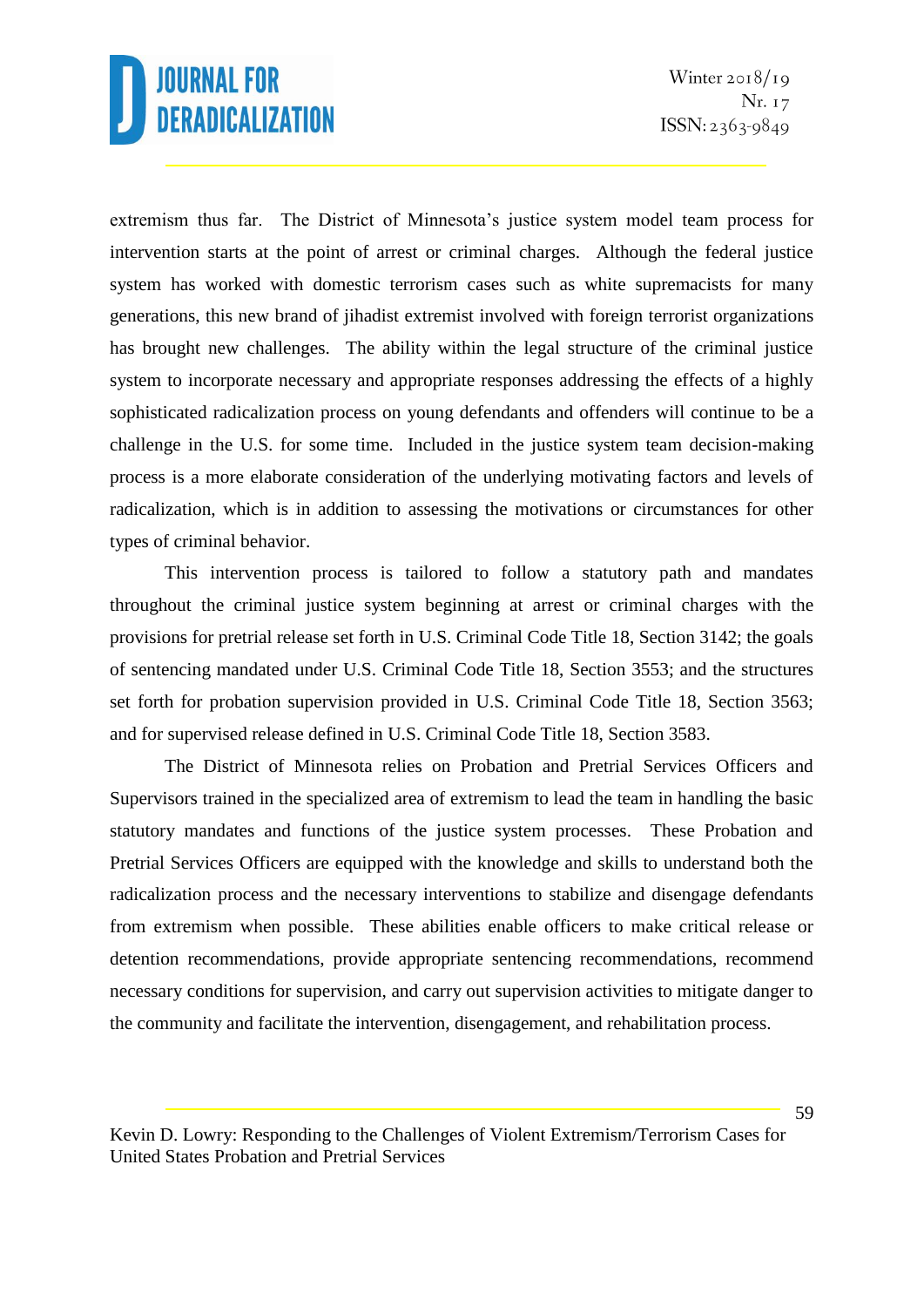extremism thus far. The District of Minnesota's justice system model team process for intervention starts at the point of arrest or criminal charges. Although the federal justice system has worked with domestic terrorism cases such as white supremacists for many generations, this new brand of jihadist extremist involved with foreign terrorist organizations has brought new challenges. The ability within the legal structure of the criminal justice system to incorporate necessary and appropriate responses addressing the effects of a highly sophisticated radicalization process on young defendants and offenders will continue to be a challenge in the U.S. for some time. Included in the justice system team decision-making process is a more elaborate consideration of the underlying motivating factors and levels of radicalization, which is in addition to assessing the motivations or circumstances for other types of criminal behavior.

This intervention process is tailored to follow a statutory path and mandates throughout the criminal justice system beginning at arrest or criminal charges with the provisions for pretrial release set forth in U.S. Criminal Code Title 18, Section 3142; the goals of sentencing mandated under U.S. Criminal Code Title 18, Section 3553; and the structures set forth for probation supervision provided in U.S. Criminal Code Title 18, Section 3563; and for supervised release defined in U.S. Criminal Code Title 18, Section 3583.

The District of Minnesota relies on Probation and Pretrial Services Officers and Supervisors trained in the specialized area of extremism to lead the team in handling the basic statutory mandates and functions of the justice system processes. These Probation and Pretrial Services Officers are equipped with the knowledge and skills to understand both the radicalization process and the necessary interventions to stabilize and disengage defendants from extremism when possible. These abilities enable officers to make critical release or detention recommendations, provide appropriate sentencing recommendations, recommend necessary conditions for supervision, and carry out supervision activities to mitigate danger to the community and facilitate the intervention, disengagement, and rehabilitation process.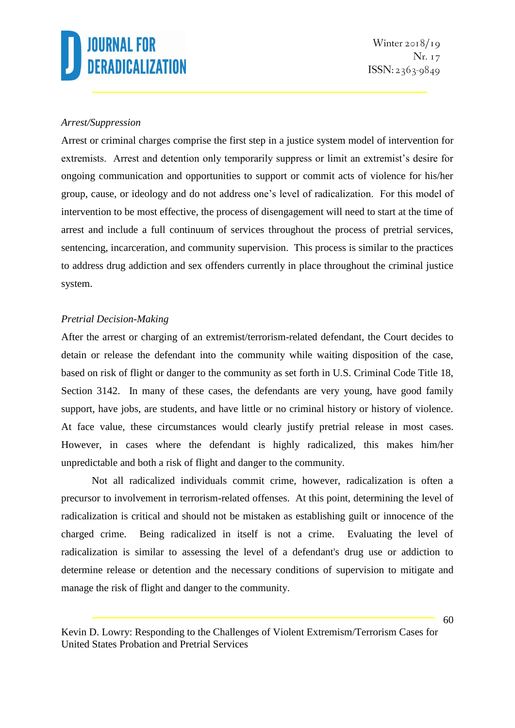*Arrest/Suppression*

Arrest or criminal charges comprise the first step in a justice system model of intervention for extremists. Arrest and detention only temporarily suppress or limit an extremist's desire for ongoing communication and opportunities to support or commit acts of violence for his/her group, cause, or ideology and do not address one's level of radicalization. For this model of intervention to be most effective, the process of disengagement will need to start at the time of arrest and include a full continuum of services throughout the process of pretrial services, sentencing, incarceration, and community supervision. This process is similar to the practices to address drug addiction and sex offenders currently in place throughout the criminal justice system.

*Pretrial Decision-Making*

After the arrest or charging of an extremist/terrorism-related defendant, the Court decides to detain or release the defendant into the community while waiting disposition of the case, based on risk of flight or danger to the community as set forth in U.S. Criminal Code Title 18, Section 3142. In many of these cases, the defendants are very young, have good family support, have jobs, are students, and have little or no criminal history or history of violence. At face value, these circumstances would clearly justify pretrial release in most cases. However, in cases where the defendant is highly radicalized, this makes him/her unpredictable and both a risk of flight and danger to the community.

Not all radicalized individuals commit crime, however, radicalization is often a precursor to involvement in terrorism-related offenses. At this point, determining the level of radicalization is critical and should not be mistaken as establishing guilt or innocence of the charged crime. Being radicalized in itself is not a crime. Evaluating the level of radicalization is similar to assessing the level of a defendant's drug use or addiction to determine release or detention and the necessary conditions of supervision to mitigate and manage the risk of flight and danger to the community.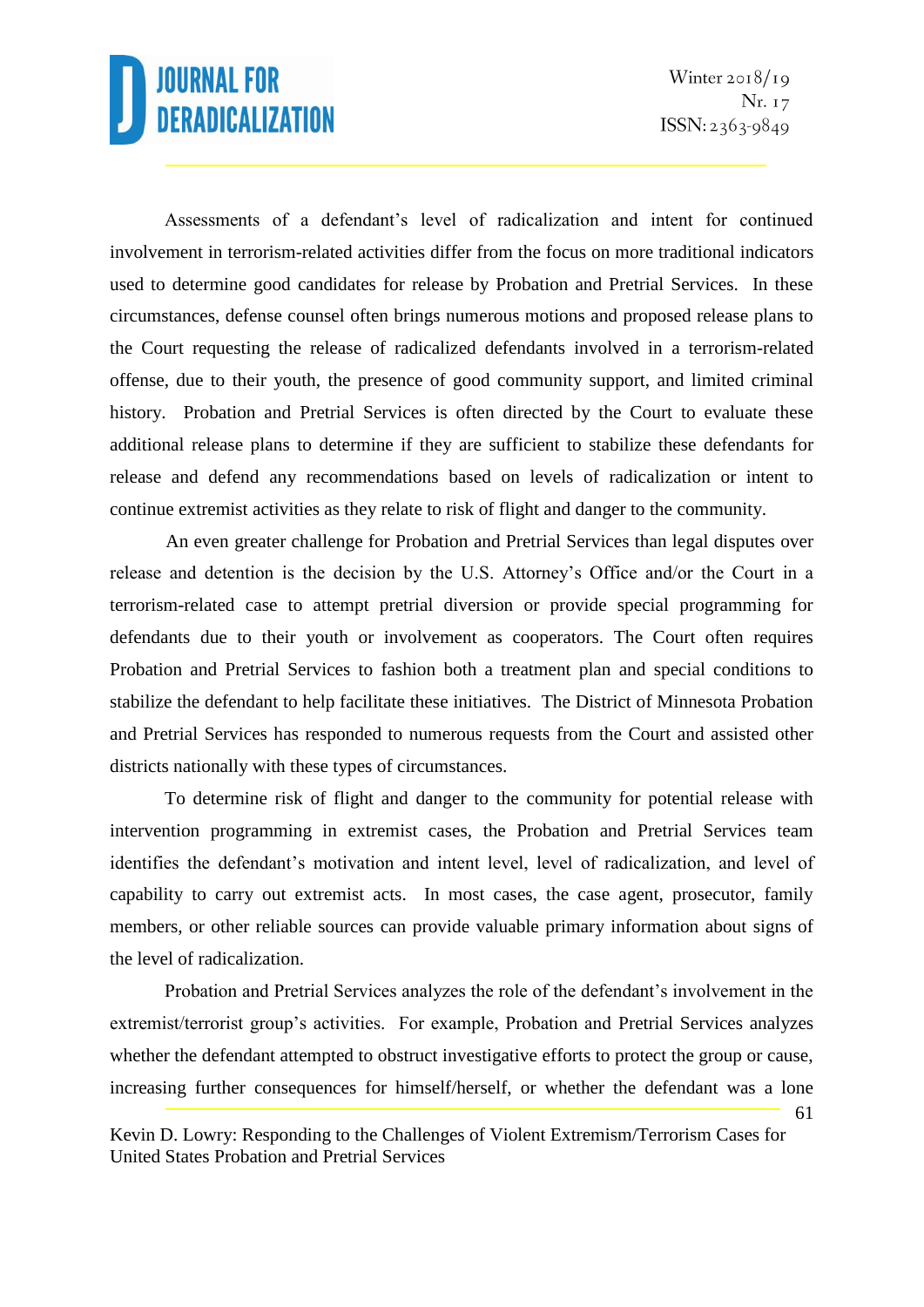Assessments of a defendant's level of radicalization and intent for continued involvement in terrorism-related activities differ from the focus on more traditional indicators used to determine good candidates for release by Probation and Pretrial Services. In these circumstances, defense counsel often brings numerous motions and proposed release plans to the Court requesting the release of radicalized defendants involved in a terrorism-related offense, due to their youth, the presence of good community support, and limited criminal history. Probation and Pretrial Services is often directed by the Court to evaluate these additional release plans to determine if they are sufficient to stabilize these defendants for release and defend any recommendations based on levels of radicalization or intent to continue extremist activities as they relate to risk of flight and danger to the community.

An even greater challenge for Probation and Pretrial Services than legal disputes over release and detention is the decision by the U.S. Attorney's Office and/or the Court in a terrorism-related case to attempt pretrial diversion or provide special programming for defendants due to their youth or involvement as cooperators. The Court often requires Probation and Pretrial Services to fashion both a treatment plan and special conditions to stabilize the defendant to help facilitate these initiatives. The District of Minnesota Probation and Pretrial Services has responded to numerous requests from the Court and assisted other districts nationally with these types of circumstances.

To determine risk of flight and danger to the community for potential release with intervention programming in extremist cases, the Probation and Pretrial Services team identifies the defendant's motivation and intent level, level of radicalization, and level of capability to carry out extremist acts. In most cases, the case agent, prosecutor, family members, or other reliable sources can provide valuable primary information about signs of the level of radicalization.

Probation and Pretrial Services analyzes the role of the defendant's involvement in the extremist/terrorist group's activities. For example, Probation and Pretrial Services analyzes whether the defendant attempted to obstruct investigative efforts to protect the group or cause, increasing further consequences for himself/herself, or whether the defendant was a lone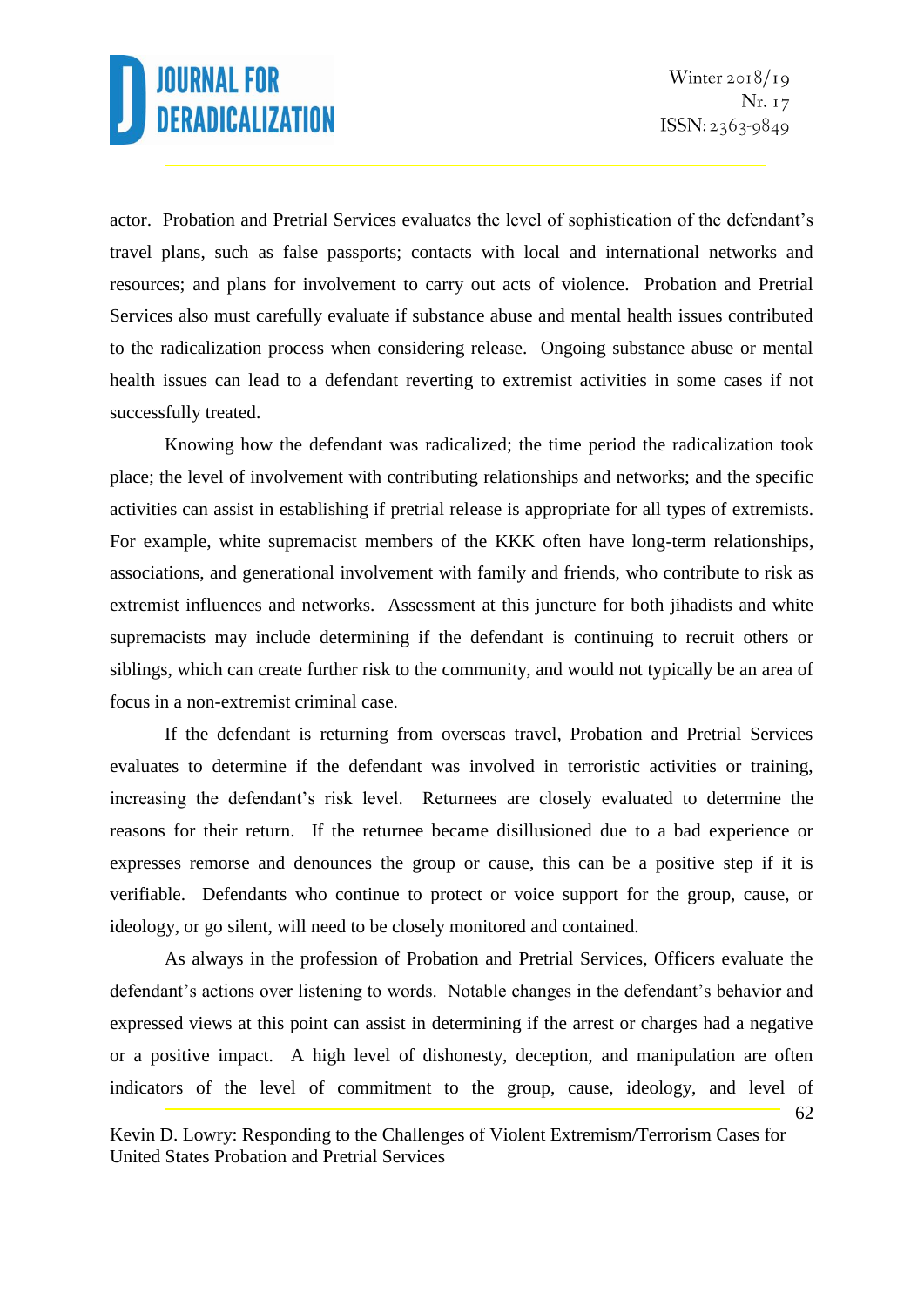actor. Probation and Pretrial Services evaluates the level of sophistication of the defendant's travel plans, such as false passports; contacts with local and international networks and resources; and plans for involvement to carry out acts of violence. Probation and Pretrial Services also must carefully evaluate if substance abuse and mental health issues contributed to the radicalization process when considering release. Ongoing substance abuse or mental health issues can lead to a defendant reverting to extremist activities in some cases if not successfully treated.

Knowing how the defendant was radicalized; the time period the radicalization took place; the level of involvement with contributing relationships and networks; and the specific activities can assist in establishing if pretrial release is appropriate for all types of extremists. For example, white supremacist members of the KKK often have long-term relationships, associations, and generational involvement with family and friends, who contribute to risk as extremist influences and networks. Assessment at this juncture for both jihadists and white supremacists may include determining if the defendant is continuing to recruit others or siblings, which can create further risk to the community, and would not typically be an area of focus in a non-extremist criminal case.

If the defendant is returning from overseas travel, Probation and Pretrial Services evaluates to determine if the defendant was involved in terroristic activities or training, increasing the defendant's risk level. Returnees are closely evaluated to determine the reasons for their return. If the returnee became disillusioned due to a bad experience or expresses remorse and denounces the group or cause, this can be a positive step if it is verifiable. Defendants who continue to protect or voice support for the group, cause, or ideology, or go silent, will need to be closely monitored and contained.

As always in the profession of Probation and Pretrial Services, Officers evaluate the defendant's actions over listening to words. Notable changes in the defendant's behavior and expressed views at this point can assist in determining if the arrest or charges had a negative or a positive impact. A high level of dishonesty, deception, and manipulation are often indicators of the level of commitment to the group, cause, ideology, and level of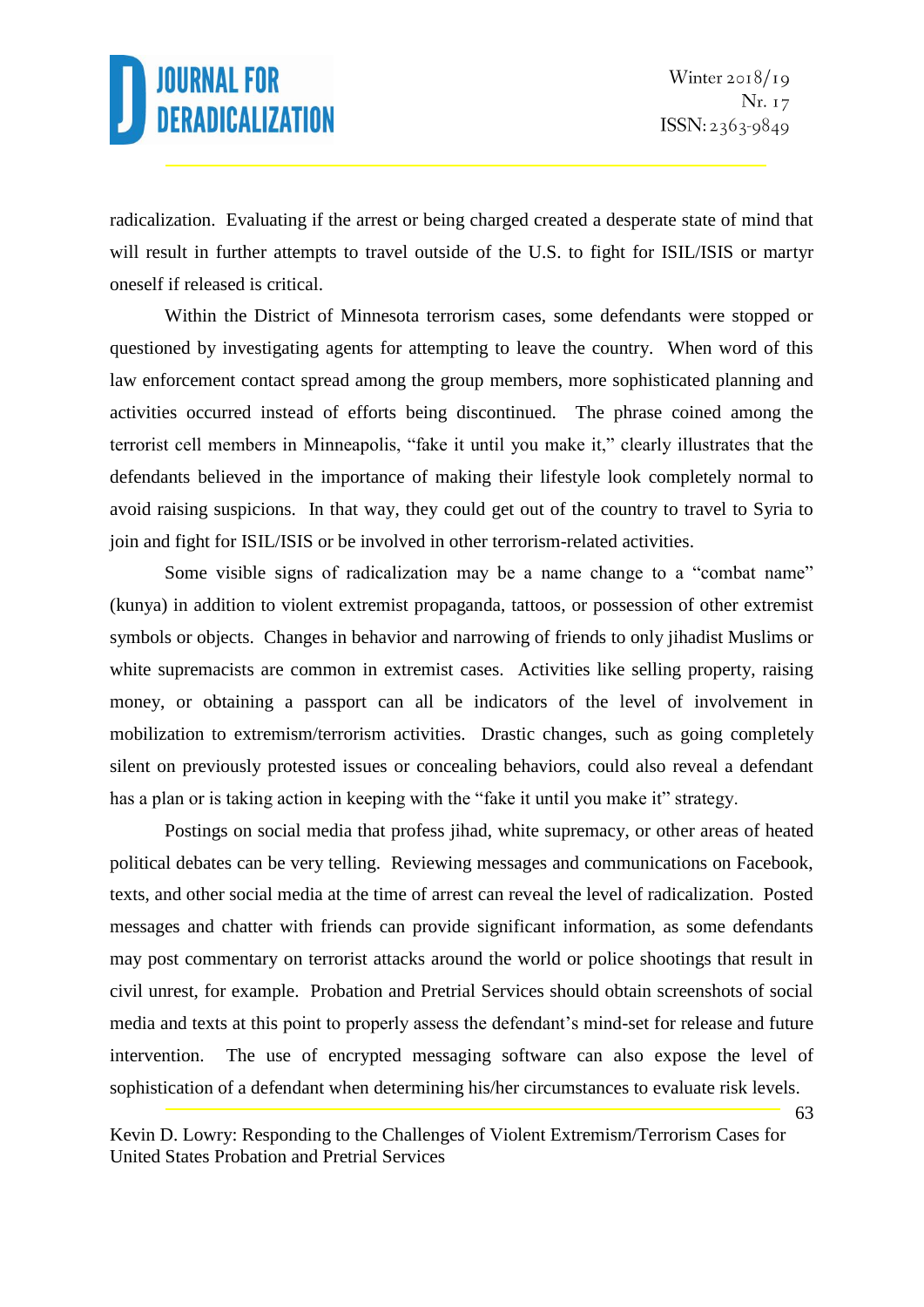radicalization. Evaluating if the arrest or being charged created a desperate state of mind that will result in further attempts to travel outside of the U.S. to fight for ISIL/ISIS or martyr oneself if released is critical.

Within the District of Minnesota terrorism cases, some defendants were stopped or questioned by investigating agents for attempting to leave the country. When word of this law enforcement contact spread among the group members, more sophisticated planning and activities occurred instead of efforts being discontinued. The phrase coined among the terrorist cell members in Minneapolis, "fake it until you make it," clearly illustrates that the defendants believed in the importance of making their lifestyle look completely normal to avoid raising suspicions. In that way, they could get out of the country to travel to Syria to join and fight for ISIL/ISIS or be involved in other terrorism-related activities.

Some visible signs of radicalization may be a name change to a "combat name" (kunya) in addition to violent extremist propaganda, tattoos, or possession of other extremist symbols or objects. Changes in behavior and narrowing of friends to only jihadist Muslims or white supremacists are common in extremist cases. Activities like selling property, raising money, or obtaining a passport can all be indicators of the level of involvement in mobilization to extremism/terrorism activities. Drastic changes, such as going completely silent on previously protested issues or concealing behaviors, could also reveal a defendant has a plan or is taking action in keeping with the "fake it until you make it" strategy.

Postings on social media that profess jihad, white supremacy, or other areas of heated political debates can be very telling. Reviewing messages and communications on Facebook, texts, and other social media at the time of arrest can reveal the level of radicalization. Posted messages and chatter with friends can provide significant information, as some defendants may post commentary on terrorist attacks around the world or police shootings that result in civil unrest, for example. Probation and Pretrial Services should obtain screenshots of social media and texts at this point to properly assess the defendant's mind-set for release and future intervention. The use of encrypted messaging software can also expose the level of sophistication of a defendant when determining his/her circumstances to evaluate risk levels.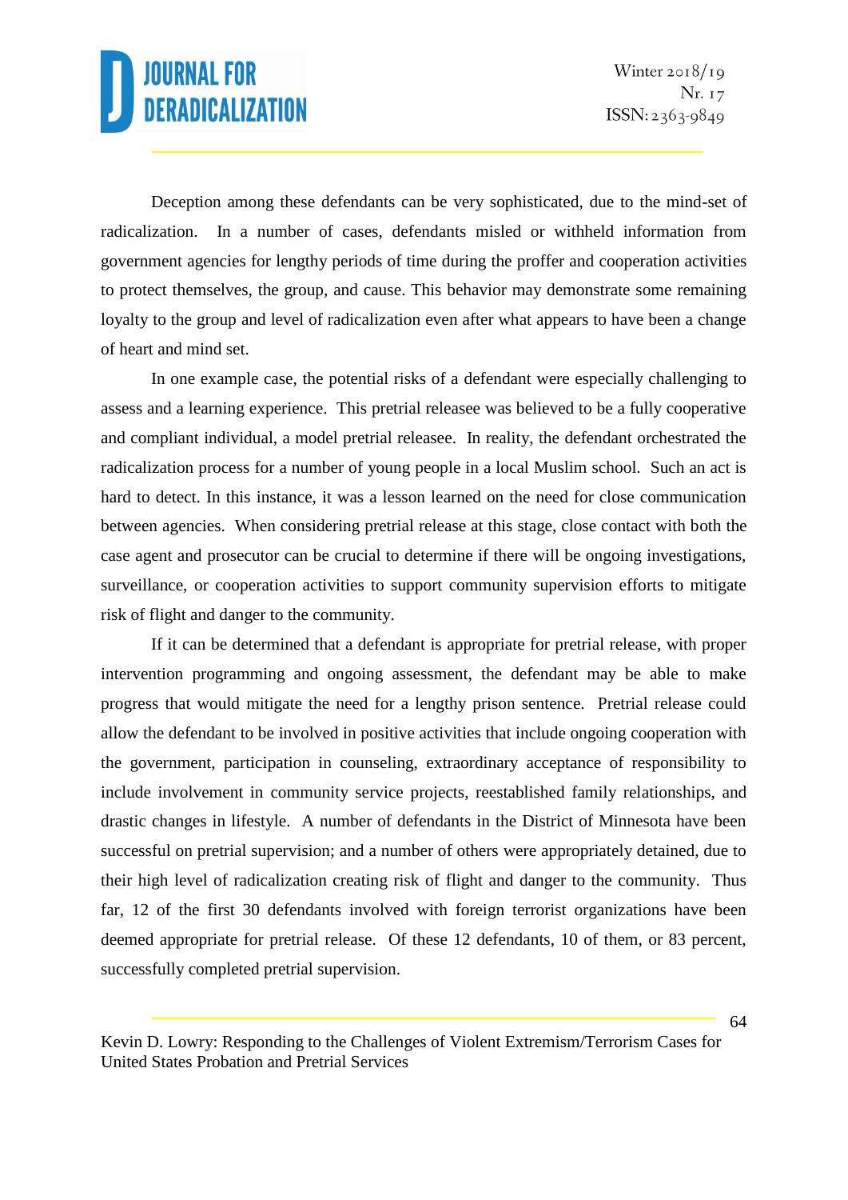Deception among these defendants can be very sophisticated, due to the mind-set of radicalization. In a number of cases, defendants misled or withheld information from government agencies for lengthy periods of time during the proffer and cooperation activities to protect themselves, the group, and cause. This behavior may demonstrate some remaining loyalty to the group and level of radicalization even after what appears to have been a change of heart and mind set.

In one example case, the potential risks of a defendant were especially challenging to assess and a learning experience. This pretrial releasee was believed to be a fully cooperative and compliant individual, a model pretrial releasee. In reality, the defendant orchestrated the radicalization process for a number of young people in a local Muslim school. Such an act is hard to detect. In this instance, it was a lesson learned on the need for close communication between agencies. When considering pretrial release at this stage, close contact with both the case agent and prosecutor can be crucial to determine if there will be ongoing investigations, surveillance, or cooperation activities to support community supervision efforts to mitigate risk of flight and danger to the community.

If it can be determined that a defendant is appropriate for pretrial release, with proper intervention programming and ongoing assessment, the defendant may be able to make progress that would mitigate the need for a lengthy prison sentence. Pretrial release could allow the defendant to be involved in positive activities that include ongoing cooperation with the government, participation in counseling, extraordinary acceptance of responsibility to include involvement in community service projects, reestablished family relationships, and drastic changes in lifestyle. A number of defendants in the District of Minnesota have been successful on pretrial supervision; and a number of others were appropriately detained, due to their high level of radicalization creating risk of flight and danger to the community. Thus far, 12 of the first 30 defendants involved with foreign terrorist organizations have been deemed appropriate for pretrial release. Of these 12 defendants, 10 of them, or 83 percent, successfully completed pretrial supervision.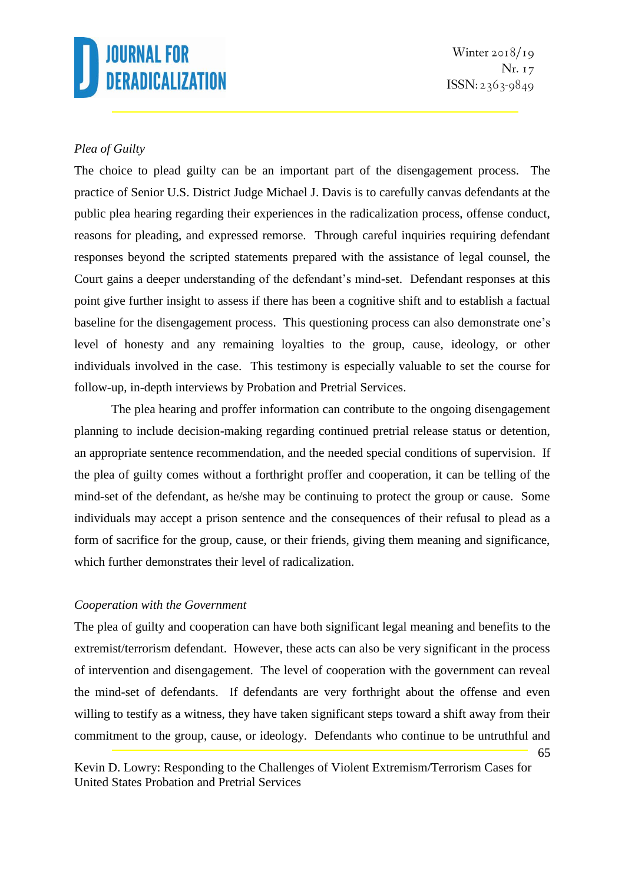*Plea of Guilty*

The choice to plead guilty can be an important part of the disengagement process. The practice of Senior U.S. District Judge Michael J. Davis is to carefully canvas defendants at the public plea hearing regarding their experiences in the radicalization process, offense conduct, reasons for pleading, and expressed remorse. Through careful inquiries requiring defendant responses beyond the scripted statements prepared with the assistance of legal counsel, the Court gains a deeper understanding of the defendant's mind-set. Defendant responses at this point give further insight to assess if there has been a cognitive shift and to establish a factual baseline for the disengagement process. This questioning process can also demonstrate one's level of honesty and any remaining loyalties to the group, cause, ideology, or other individuals involved in the case. This testimony is especially valuable to set the course for follow-up, in-depth interviews by Probation and Pretrial Services.

The plea hearing and proffer information can contribute to the ongoing disengagement planning to include decision-making regarding continued pretrial release status or detention, an appropriate sentence recommendation, and the needed special conditions of supervision. If the plea of guilty comes without a forthright proffer and cooperation, it can be telling of the mind-set of the defendant, as he/she may be continuing to protect the group or cause. Some individuals may accept a prison sentence and the consequences of their refusal to plead as a form of sacrifice for the group, cause, or their friends, giving them meaning and significance, which further demonstrates their level of radicalization.

*Cooperation with the Government*

The plea of guilty and cooperation can have both significant legal meaning and benefits to the extremist/terrorism defendant. However, these acts can also be very significant in the process of intervention and disengagement. The level of cooperation with the government can reveal the mind-set of defendants. If defendants are very forthright about the offense and even willing to testify as a witness, they have taken significant steps toward a shift away from their commitment to the group, cause, or ideology. Defendants who continue to be untruthful and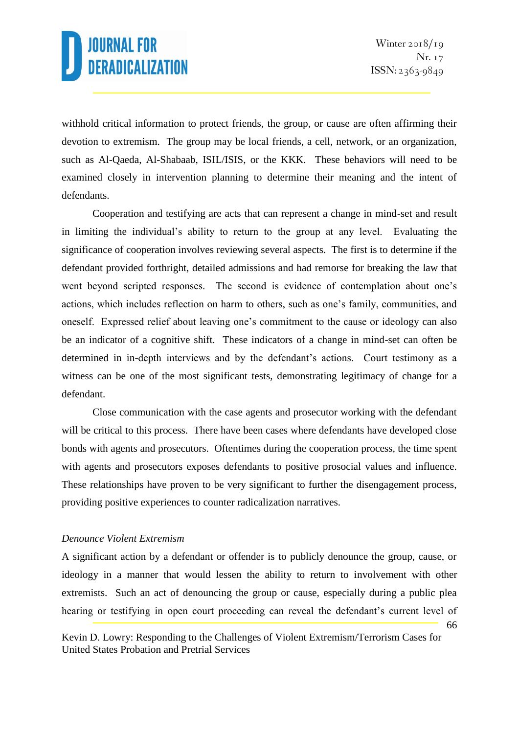withhold critical information to protect friends, the group, or cause are often affirming their devotion to extremism. The group may be local friends, a cell, network, or an organization, such as Al-Qaeda, Al-Shabaab, ISIL/ISIS, or the KKK. These behaviors will need to be examined closely in intervention planning to determine their meaning and the intent of defendants.

Cooperation and testifying are acts that can represent a change in mind-set and result in limiting the individual's ability to return to the group at any level. Evaluating the significance of cooperation involves reviewing several aspects. The first is to determine if the defendant provided forthright, detailed admissions and had remorse for breaking the law that went beyond scripted responses. The second is evidence of contemplation about one's actions, which includes reflection on harm to others, such as one's family, communities, and oneself. Expressed relief about leaving one's commitment to the cause or ideology can also be an indicator of a cognitive shift. These indicators of a change in mind-set can often be determined in in-depth interviews and by the defendant's actions. Court testimony as a witness can be one of the most significant tests, demonstrating legitimacy of change for a defendant.

Close communication with the case agents and prosecutor working with the defendant will be critical to this process. There have been cases where defendants have developed close bonds with agents and prosecutors. Oftentimes during the cooperation process, the time spent with agents and prosecutors exposes defendants to positive prosocial values and influence. These relationships have proven to be very significant to further the disengagement process, providing positive experiences to counter radicalization narratives.

*Denounce Violent Extremism*

A significant action by a defendant or offender is to publicly denounce the group, cause, or ideology in a manner that would lessen the ability to return to involvement with other extremists. Such an act of denouncing the group or cause, especially during a public plea hearing or testifying in open court proceeding can reveal the defendant's current level of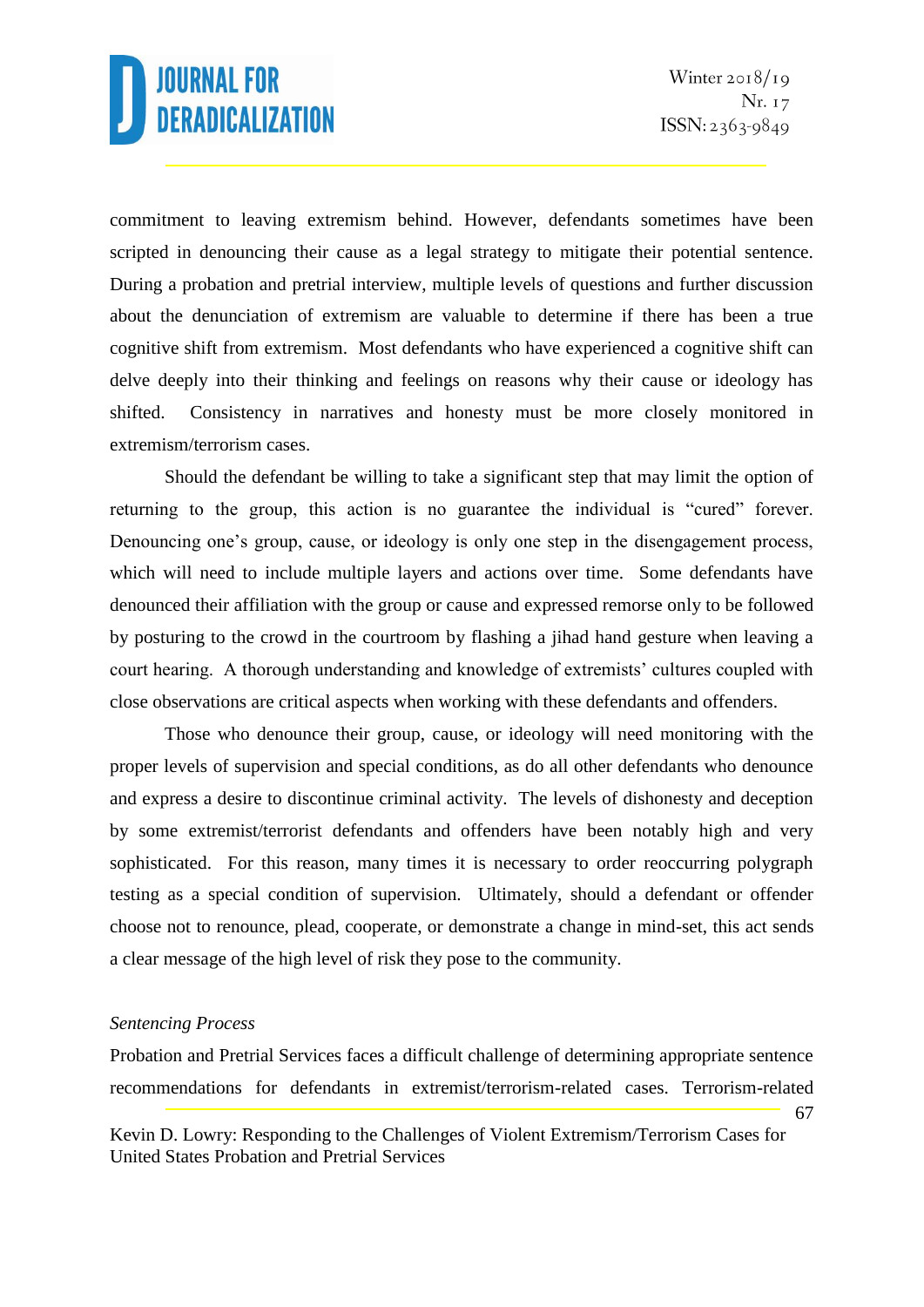commitment to leaving extremism behind. However, defendants sometimes have been scripted in denouncing their cause as a legal strategy to mitigate their potential sentence. During a probation and pretrial interview, multiple levels of questions and further discussion about the denunciation of extremism are valuable to determine if there has been a true cognitive shift from extremism. Most defendants who have experienced a cognitive shift can delve deeply into their thinking and feelings on reasons why their cause or ideology has shifted. Consistency in narratives and honesty must be more closely monitored in extremism/terrorism cases.

Should the defendant be willing to take a significant step that may limit the option of returning to the group, this action is no guarantee the individual is "cured" forever. Denouncing one's group, cause, or ideology is only one step in the disengagement process, which will need to include multiple layers and actions over time. Some defendants have denounced their affiliation with the group or cause and expressed remorse only to be followed by posturing to the crowd in the courtroom by flashing a jihad hand gesture when leaving a court hearing. A thorough understanding and knowledge of extremists' cultures coupled with close observations are critical aspects when working with these defendants and offenders.

Those who denounce their group, cause, or ideology will need monitoring with the proper levels of supervision and special conditions, as do all other defendants who denounce and express a desire to discontinue criminal activity. The levels of dishonesty and deception by some extremist/terrorist defendants and offenders have been notably high and very sophisticated. For this reason, many times it is necessary to order reoccurring polygraph testing as a special condition of supervision. Ultimately, should a defendant or offender choose not to renounce, plead, cooperate, or demonstrate a change in mind-set, this act sends a clear message of the high level of risk they pose to the community.

*Sentencing Process*

Probation and Pretrial Services faces a difficult challenge of determining appropriate sentence recommendations for defendants in extremist/terrorism-related cases. Terrorism-related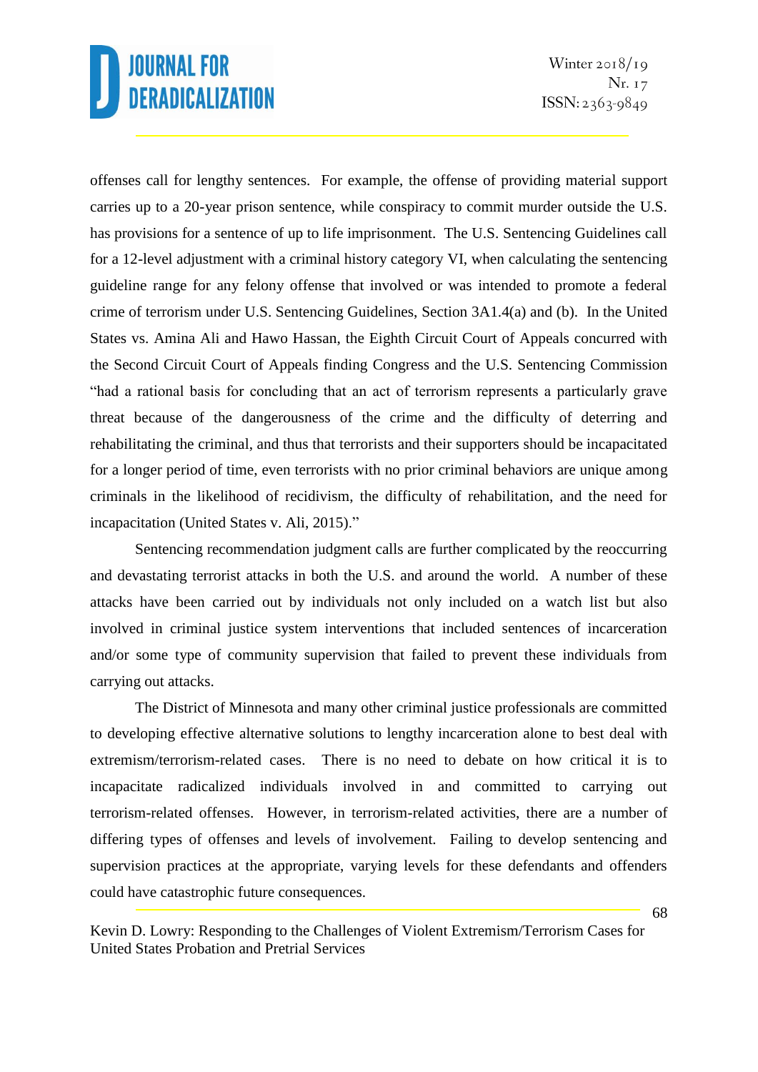offenses call for lengthy sentences. For example, the offense of providing material support carries up to a 20-year prison sentence, while conspiracy to commit murder outside the U.S. has provisions for a sentence of up to life imprisonment. The U.S. Sentencing Guidelines call for a 12-level adjustment with a criminal history category VI, when calculating the sentencing guideline range for any felony offense that involved or was intended to promote a federal crime of terrorism under U.S. Sentencing Guidelines, Section 3A1.4(a) and (b). In the United States vs. Amina Ali and Hawo Hassan, the Eighth Circuit Court of Appeals concurred with the Second Circuit Court of Appeals finding Congress and the U.S. Sentencing Commission "had a rational basis for concluding that an act of terrorism represents a particularly grave threat because of the dangerousness of the crime and the difficulty of deterring and rehabilitating the criminal, and thus that terrorists and their supporters should be incapacitated for a longer period of time, even terrorists with no prior criminal behaviors are unique among criminals in the likelihood of recidivism, the difficulty of rehabilitation, and the need for incapacitation (United States v. Ali, 2015)."

Sentencing recommendation judgment calls are further complicated by the reoccurring and devastating terrorist attacks in both the U.S. and around the world. A number of these attacks have been carried out by individuals not only included on a watch list but also involved in criminal justice system interventions that included sentences of incarceration and/or some type of community supervision that failed to prevent these individuals from carrying out attacks.

The District of Minnesota and many other criminal justice professionals are committed to developing effective alternative solutions to lengthy incarceration alone to best deal with extremism/terrorism-related cases. There is no need to debate on how critical it is to incapacitate radicalized individuals involved in and committed to carrying out terrorism-related offenses. However, in terrorism-related activities, there are a number of differing types of offenses and levels of involvement. Failing to develop sentencing and supervision practices at the appropriate, varying levels for these defendants and offenders could have catastrophic future consequences.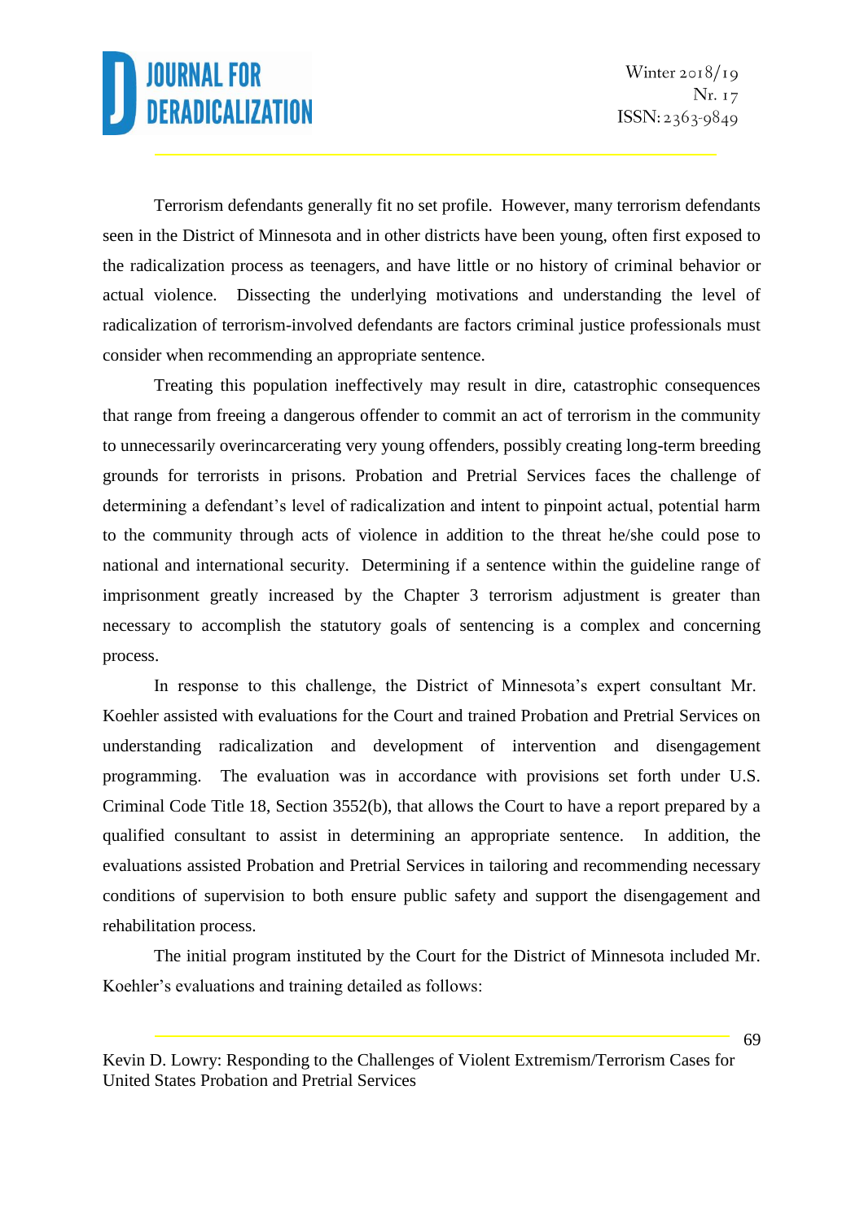Terrorism defendants generally fit no set profile. However, many terrorism defendants seen in the District of Minnesota and in other districts have been young, often first exposed to the radicalization process as teenagers, and have little or no history of criminal behavior or actual violence. Dissecting the underlying motivations and understanding the level of radicalization of terrorism-involved defendants are factors criminal justice professionals must consider when recommending an appropriate sentence.

Treating this population ineffectively may result in dire, catastrophic consequences that range from freeing a dangerous offender to commit an act of terrorism in the community to unnecessarily overincarcerating very young offenders, possibly creating long-term breeding grounds for terrorists in prisons. Probation and Pretrial Services faces the challenge of determining a defendant's level of radicalization and intent to pinpoint actual, potential harm to the community through acts of violence in addition to the threat he/she could pose to national and international security. Determining if a sentence within the guideline range of imprisonment greatly increased by the Chapter 3 terrorism adjustment is greater than necessary to accomplish the statutory goals of sentencing is a complex and concerning process.

In response to this challenge, the District of Minnesota's expert consultant Mr. Koehler assisted with evaluations for the Court and trained Probation and Pretrial Services on understanding radicalization and development of intervention and disengagement programming. The evaluation was in accordance with provisions set forth under U.S. Criminal Code Title 18, Section 3552(b), that allows the Court to have a report prepared by a qualified consultant to assist in determining an appropriate sentence. In addition, the evaluations assisted Probation and Pretrial Services in tailoring and recommending necessary conditions of supervision to both ensure public safety and support the disengagement and rehabilitation process.

The initial program instituted by the Court for the District of Minnesota included Mr. Koehler's evaluations and training detailed as follows: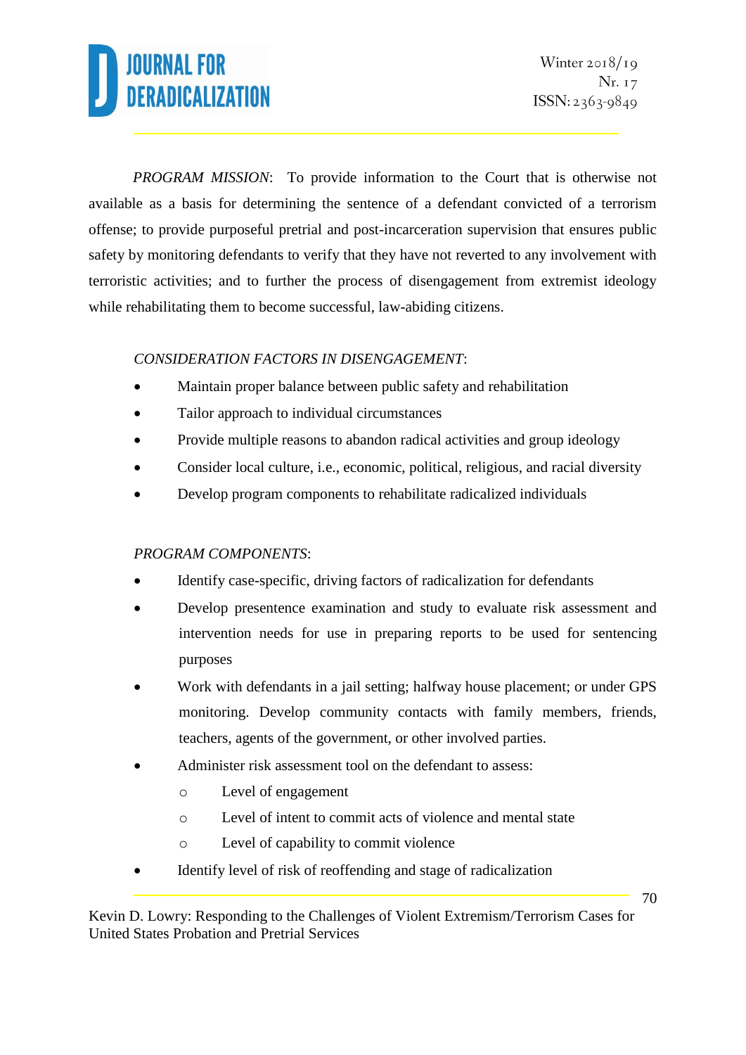*PROGRAM MISSION*: To provide information to the Court that is otherwise not available as a basis for determining the sentence of a defendant convicted of a terrorism offense; to provide purposeful pretrial and post-incarceration supervision that ensures public safety by monitoring defendants to verify that they have not reverted to any involvement with terroristic activities; and to further the process of disengagement from extremist ideology while rehabilitating them to become successful, law-abiding citizens.

*CONSIDERATION FACTORS IN DISENGAGEMENT*:

- Maintain proper balance between public safety and rehabilitation
- Tailor approach to individual circumstances
- Provide multiple reasons to abandon radical activities and group ideology
- Consider local culture, i.e., economic, political, religious, and racial diversity
- Develop program components to rehabilitate radicalized individuals

*PROGRAM COMPONENTS*:

- Identify case-specific, driving factors of radicalization for defendants
- Develop presentence examination and study to evaluate risk assessment and intervention needs for use in preparing reports to be used for sentencing purposes
- Work with defendants in a jail setting; halfway house placement; or under GPS monitoring. Develop community contacts with family members, friends, teachers, agents of the government, or other involved parties.
- Administer risk assessment tool on the defendant to assess:
  - Level of engagement
  - Level of intent to commit acts of violence and mental state
  - Level of capability to commit violence
- Identify level of risk of reoffending and stage of radicalization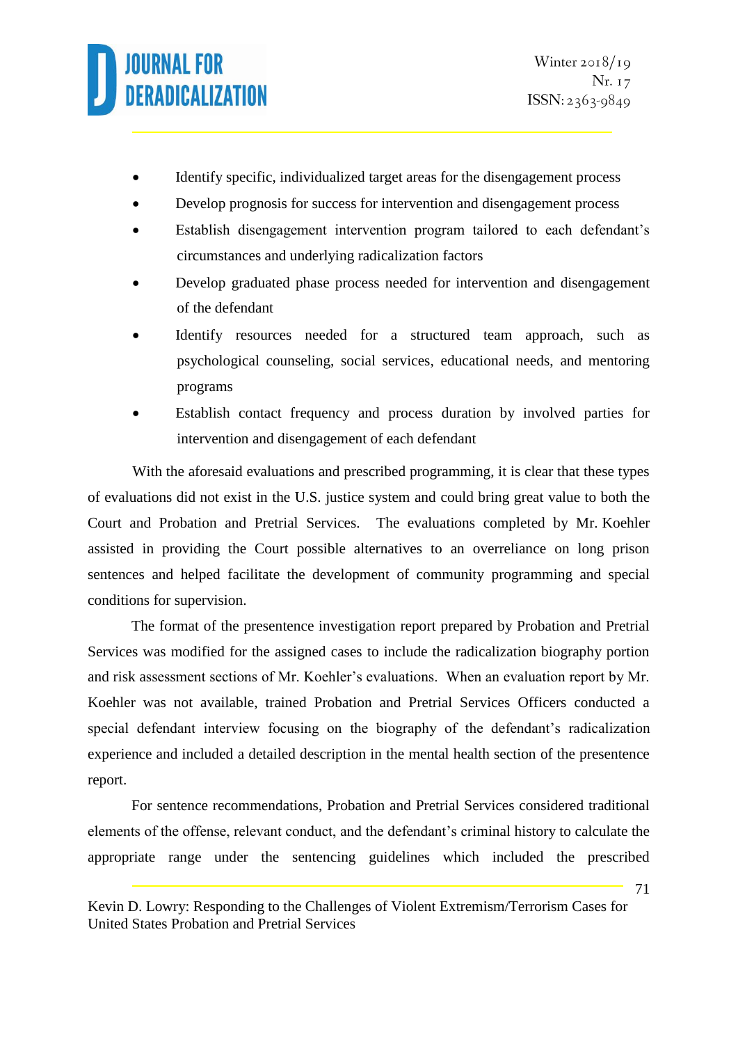- Identify specific, individualized target areas for the disengagement process
- Develop prognosis for success for intervention and disengagement process
- Establish disengagement intervention program tailored to each defendant's circumstances and underlying radicalization factors
- Develop graduated phase process needed for intervention and disengagement of the defendant
- Identify resources needed for a structured team approach, such as psychological counseling, social services, educational needs, and mentoring programs
- Establish contact frequency and process duration by involved parties for intervention and disengagement of each defendant

With the aforesaid evaluations and prescribed programming, it is clear that these types of evaluations did not exist in the U.S. justice system and could bring great value to both the Court and Probation and Pretrial Services. The evaluations completed by Mr. Koehler assisted in providing the Court possible alternatives to an overreliance on long prison sentences and helped facilitate the development of community programming and special conditions for supervision.

The format of the presentence investigation report prepared by Probation and Pretrial Services was modified for the assigned cases to include the radicalization biography portion and risk assessment sections of Mr. Koehler's evaluations. When an evaluation report by Mr. Koehler was not available, trained Probation and Pretrial Services Officers conducted a special defendant interview focusing on the biography of the defendant's radicalization experience and included a detailed description in the mental health section of the presentence report.

For sentence recommendations, Probation and Pretrial Services considered traditional elements of the offense, relevant conduct, and the defendant's criminal history to calculate the appropriate range under the sentencing guidelines which included the prescribed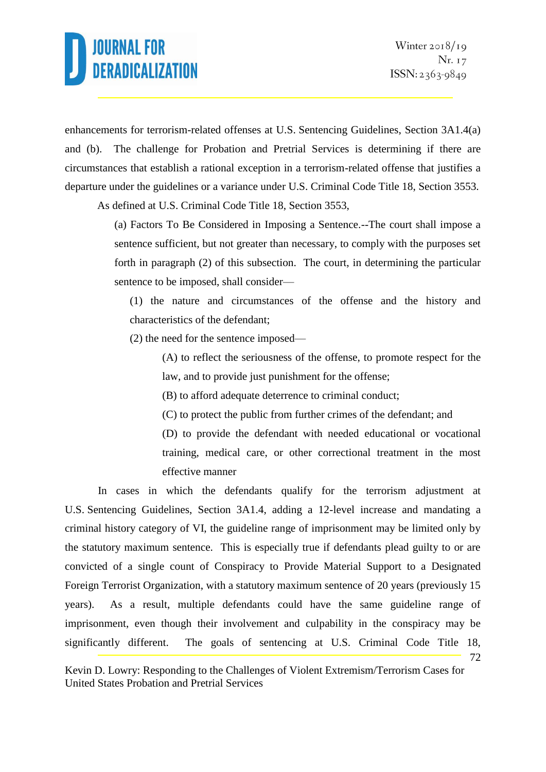enhancements for terrorism-related offenses at U.S. Sentencing Guidelines, Section 3A1.4(a) and (b). The challenge for Probation and Pretrial Services is determining if there are circumstances that establish a rational exception in a terrorism-related offense that justifies a departure under the guidelines or a variance under U.S. Criminal Code Title 18, Section 3553.

As defined at U.S. Criminal Code Title 18, Section 3553,

> (a) Factors To Be Considered in Imposing a Sentence.--The court shall impose a sentence sufficient, but not greater than necessary, to comply with the purposes set forth in paragraph (2) of this subsection. The court, in determining the particular sentence to be imposed, shall consider—
>
> (1) the nature and circumstances of the offense and the history and characteristics of the defendant;
>
> (2) the need for the sentence imposed—
>
> (A) to reflect the seriousness of the offense, to promote respect for the law, and to provide just punishment for the offense;
>
> (B) to afford adequate deterrence to criminal conduct;
>
> (C) to protect the public from further crimes of the defendant; and
>
> (D) to provide the defendant with needed educational or vocational training, medical care, or other correctional treatment in the most effective manner

In cases in which the defendants qualify for the terrorism adjustment at U.S. Sentencing Guidelines, Section 3A1.4, adding a 12-level increase and mandating a criminal history category of VI, the guideline range of imprisonment may be limited only by the statutory maximum sentence. This is especially true if defendants plead guilty to or are convicted of a single count of Conspiracy to Provide Material Support to a Designated Foreign Terrorist Organization, with a statutory maximum sentence of 20 years (previously 15 years). As a result, multiple defendants could have the same guideline range of imprisonment, even though their involvement and culpability in the conspiracy may be significantly different. The goals of sentencing at U.S. Criminal Code Title 18,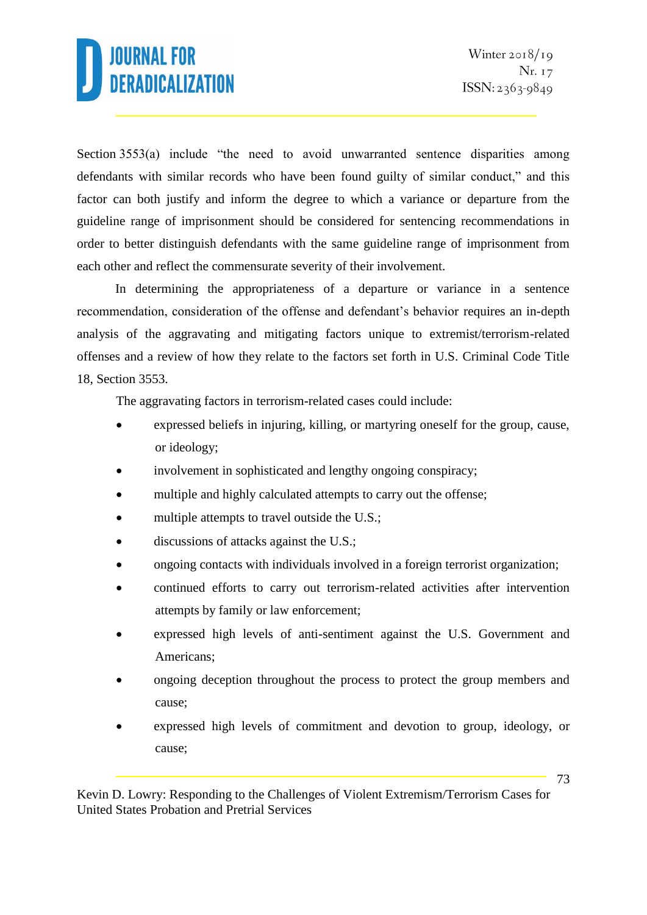Section 3553(a) include "the need to avoid unwarranted sentence disparities among defendants with similar records who have been found guilty of similar conduct," and this factor can both justify and inform the degree to which a variance or departure from the guideline range of imprisonment should be considered for sentencing recommendations in order to better distinguish defendants with the same guideline range of imprisonment from each other and reflect the commensurate severity of their involvement.

In determining the appropriateness of a departure or variance in a sentence recommendation, consideration of the offense and defendant's behavior requires an in-depth analysis of the aggravating and mitigating factors unique to extremist/terrorism-related offenses and a review of how they relate to the factors set forth in U.S. Criminal Code Title 18, Section 3553.

The aggravating factors in terrorism-related cases could include:

- expressed beliefs in injuring, killing, or martyring oneself for the group, cause, or ideology;
- involvement in sophisticated and lengthy ongoing conspiracy;
- multiple and highly calculated attempts to carry out the offense;
- multiple attempts to travel outside the U.S.;
- discussions of attacks against the U.S.;
- ongoing contacts with individuals involved in a foreign terrorist organization;
- continued efforts to carry out terrorism-related activities after intervention attempts by family or law enforcement;
- expressed high levels of anti-sentiment against the U.S. Government and Americans;
- ongoing deception throughout the process to protect the group members and cause;
- expressed high levels of commitment and devotion to group, ideology, or cause;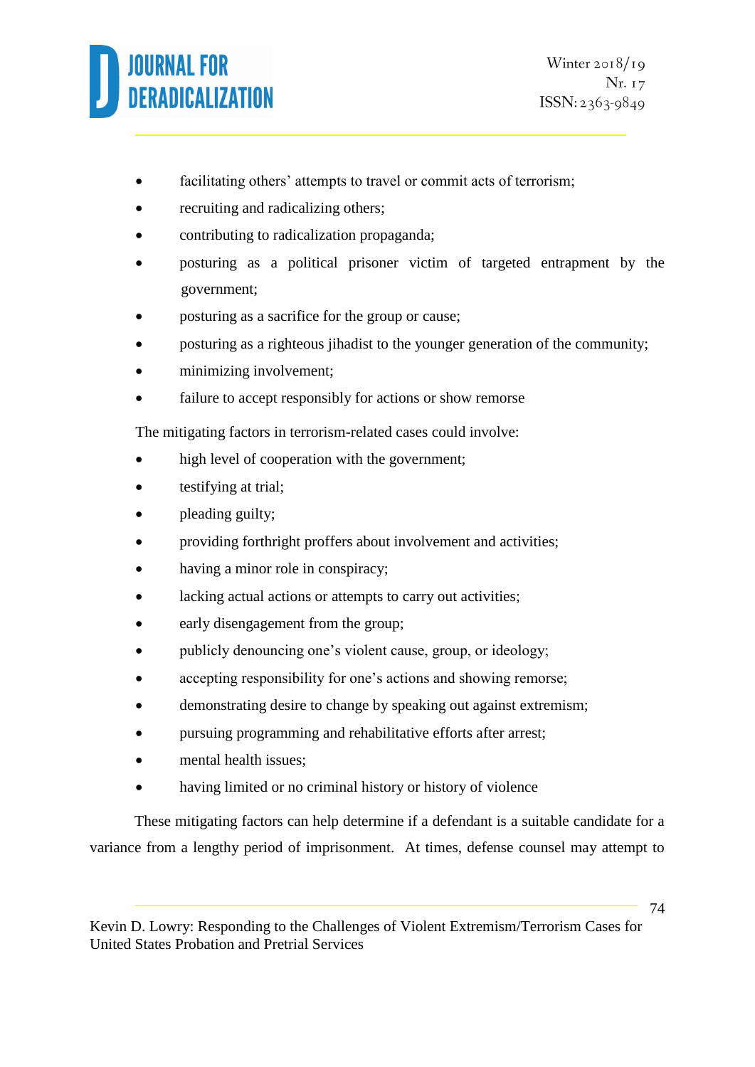- facilitating others' attempts to travel or commit acts of terrorism;
- recruiting and radicalizing others;
- contributing to radicalization propaganda;
- posturing as a political prisoner victim of targeted entrapment by the government;
- posturing as a sacrifice for the group or cause;
- posturing as a righteous jihadist to the younger generation of the community;
- minimizing involvement;
- failure to accept responsibly for actions or show remorse

The mitigating factors in terrorism-related cases could involve:

- high level of cooperation with the government;
- testifying at trial;
- pleading guilty;
- providing forthright proffers about involvement and activities;
- having a minor role in conspiracy;
- lacking actual actions or attempts to carry out activities;
- early disengagement from the group;
- publicly denouncing one's violent cause, group, or ideology;
- accepting responsibility for one's actions and showing remorse;
- demonstrating desire to change by speaking out against extremism;
- pursuing programming and rehabilitative efforts after arrest;
- mental health issues;
- having limited or no criminal history or history of violence

These mitigating factors can help determine if a defendant is a suitable candidate for a variance from a lengthy period of imprisonment. At times, defense counsel may attempt to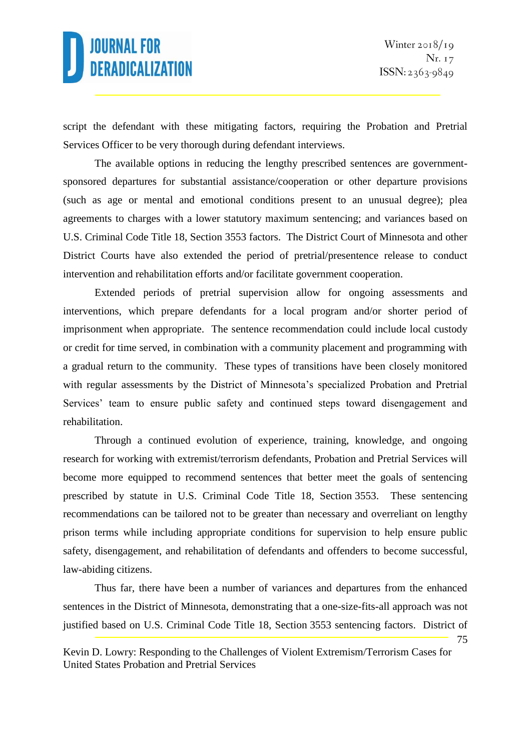script the defendant with these mitigating factors, requiring the Probation and Pretrial Services Officer to be very thorough during defendant interviews.

The available options in reducing the lengthy prescribed sentences are government-sponsored departures for substantial assistance/cooperation or other departure provisions (such as age or mental and emotional conditions present to an unusual degree); plea agreements to charges with a lower statutory maximum sentencing; and variances based on U.S. Criminal Code Title 18, Section 3553 factors. The District Court of Minnesota and other District Courts have also extended the period of pretrial/presentence release to conduct intervention and rehabilitation efforts and/or facilitate government cooperation.

Extended periods of pretrial supervision allow for ongoing assessments and interventions, which prepare defendants for a local program and/or shorter period of imprisonment when appropriate. The sentence recommendation could include local custody or credit for time served, in combination with a community placement and programming with a gradual return to the community. These types of transitions have been closely monitored with regular assessments by the District of Minnesota's specialized Probation and Pretrial Services' team to ensure public safety and continued steps toward disengagement and rehabilitation.

Through a continued evolution of experience, training, knowledge, and ongoing research for working with extremist/terrorism defendants, Probation and Pretrial Services will become more equipped to recommend sentences that better meet the goals of sentencing prescribed by statute in U.S. Criminal Code Title 18, Section 3553. These sentencing recommendations can be tailored not to be greater than necessary and overreliant on lengthy prison terms while including appropriate conditions for supervision to help ensure public safety, disengagement, and rehabilitation of defendants and offenders to become successful, law-abiding citizens.

Thus far, there have been a number of variances and departures from the enhanced sentences in the District of Minnesota, demonstrating that a one-size-fits-all approach was not justified based on U.S. Criminal Code Title 18, Section 3553 sentencing factors. District of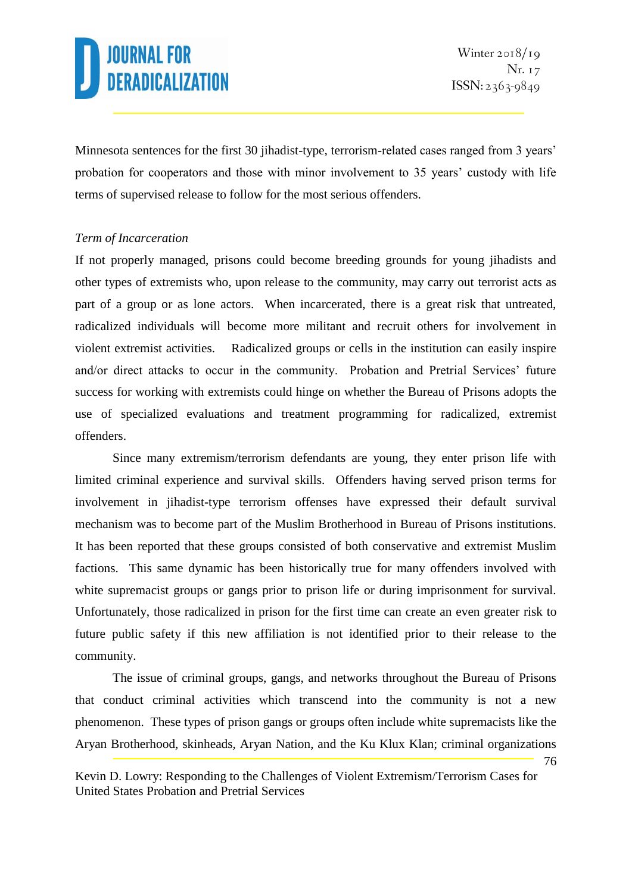Minnesota sentences for the first 30 jihadist-type, terrorism-related cases ranged from 3 years' probation for cooperators and those with minor involvement to 35 years' custody with life terms of supervised release to follow for the most serious offenders.

*Term of Incarceration*

If not properly managed, prisons could become breeding grounds for young jihadists and other types of extremists who, upon release to the community, may carry out terrorist acts as part of a group or as lone actors. When incarcerated, there is a great risk that untreated, radicalized individuals will become more militant and recruit others for involvement in violent extremist activities. Radicalized groups or cells in the institution can easily inspire and/or direct attacks to occur in the community. Probation and Pretrial Services' future success for working with extremists could hinge on whether the Bureau of Prisons adopts the use of specialized evaluations and treatment programming for radicalized, extremist offenders.

Since many extremism/terrorism defendants are young, they enter prison life with limited criminal experience and survival skills. Offenders having served prison terms for involvement in jihadist-type terrorism offenses have expressed their default survival mechanism was to become part of the Muslim Brotherhood in Bureau of Prisons institutions. It has been reported that these groups consisted of both conservative and extremist Muslim factions. This same dynamic has been historically true for many offenders involved with white supremacist groups or gangs prior to prison life or during imprisonment for survival. Unfortunately, those radicalized in prison for the first time can create an even greater risk to future public safety if this new affiliation is not identified prior to their release to the community.

The issue of criminal groups, gangs, and networks throughout the Bureau of Prisons that conduct criminal activities which transcend into the community is not a new phenomenon. These types of prison gangs or groups often include white supremacists like the Aryan Brotherhood, skinheads, Aryan Nation, and the Ku Klux Klan; criminal organizations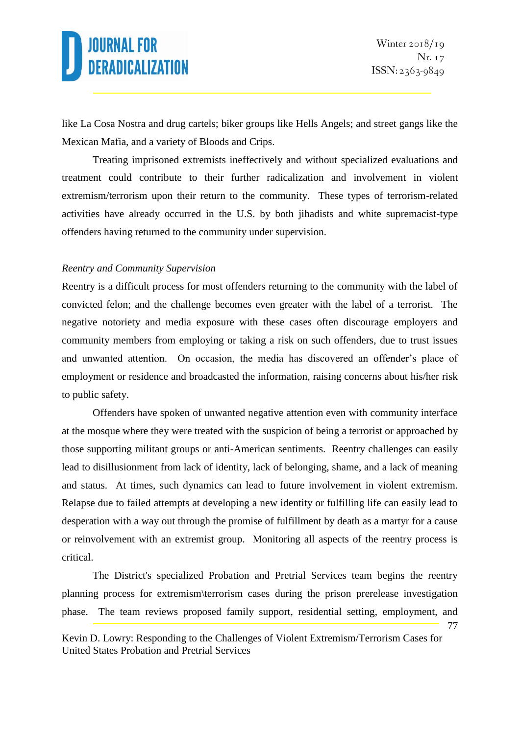like La Cosa Nostra and drug cartels; biker groups like Hells Angels; and street gangs like the Mexican Mafia, and a variety of Bloods and Crips.

Treating imprisoned extremists ineffectively and without specialized evaluations and treatment could contribute to their further radicalization and involvement in violent extremism/terrorism upon their return to the community. These types of terrorism-related activities have already occurred in the U.S. by both jihadists and white supremacist-type offenders having returned to the community under supervision.

*Reentry and Community Supervision*

Reentry is a difficult process for most offenders returning to the community with the label of convicted felon; and the challenge becomes even greater with the label of a terrorist. The negative notoriety and media exposure with these cases often discourage employers and community members from employing or taking a risk on such offenders, due to trust issues and unwanted attention. On occasion, the media has discovered an offender's place of employment or residence and broadcasted the information, raising concerns about his/her risk to public safety.

Offenders have spoken of unwanted negative attention even with community interface at the mosque where they were treated with the suspicion of being a terrorist or approached by those supporting militant groups or anti-American sentiments. Reentry challenges can easily lead to disillusionment from lack of identity, lack of belonging, shame, and a lack of meaning and status. At times, such dynamics can lead to future involvement in violent extremism. Relapse due to failed attempts at developing a new identity or fulfilling life can easily lead to desperation with a way out through the promise of fulfillment by death as a martyr for a cause or reinvolvement with an extremist group. Monitoring all aspects of the reentry process is critical.

The District's specialized Probation and Pretrial Services team begins the reentry planning process for extremism\terrorism cases during the prison prerelease investigation phase. The team reviews proposed family support, residential setting, employment, and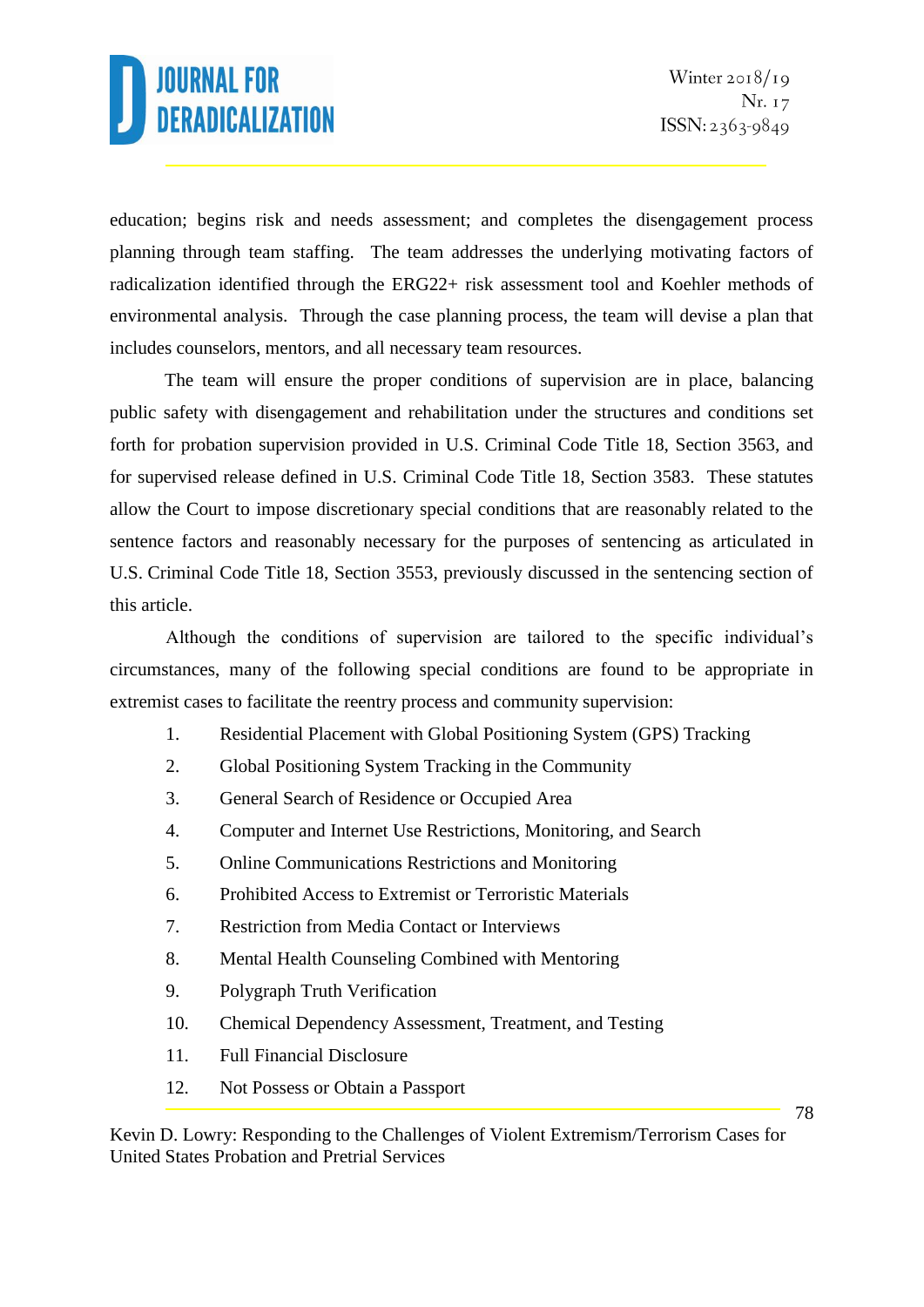education; begins risk and needs assessment; and completes the disengagement process planning through team staffing. The team addresses the underlying motivating factors of radicalization identified through the ERG22+ risk assessment tool and Koehler methods of environmental analysis. Through the case planning process, the team will devise a plan that includes counselors, mentors, and all necessary team resources.

The team will ensure the proper conditions of supervision are in place, balancing public safety with disengagement and rehabilitation under the structures and conditions set forth for probation supervision provided in U.S. Criminal Code Title 18, Section 3563, and for supervised release defined in U.S. Criminal Code Title 18, Section 3583. These statutes allow the Court to impose discretionary special conditions that are reasonably related to the sentence factors and reasonably necessary for the purposes of sentencing as articulated in U.S. Criminal Code Title 18, Section 3553, previously discussed in the sentencing section of this article.

Although the conditions of supervision are tailored to the specific individual's circumstances, many of the following special conditions are found to be appropriate in extremist cases to facilitate the reentry process and community supervision:

1. Residential Placement with Global Positioning System (GPS) Tracking
2. Global Positioning System Tracking in the Community
3. General Search of Residence or Occupied Area
4. Computer and Internet Use Restrictions, Monitoring, and Search
5. Online Communications Restrictions and Monitoring
6. Prohibited Access to Extremist or Terroristic Materials
7. Restriction from Media Contact or Interviews
8. Mental Health Counseling Combined with Mentoring
9. Polygraph Truth Verification
10. Chemical Dependency Assessment, Treatment, and Testing
11. Full Financial Disclosure
12. Not Possess or Obtain a Passport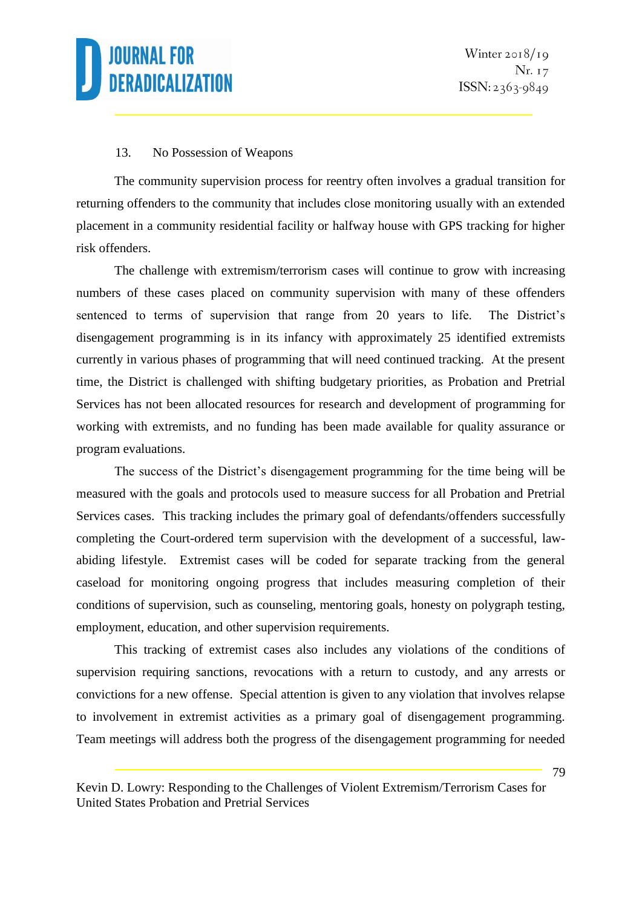13. No Possession of Weapons

The community supervision process for reentry often involves a gradual transition for returning offenders to the community that includes close monitoring usually with an extended placement in a community residential facility or halfway house with GPS tracking for higher risk offenders.

The challenge with extremism/terrorism cases will continue to grow with increasing numbers of these cases placed on community supervision with many of these offenders sentenced to terms of supervision that range from 20 years to life. The District's disengagement programming is in its infancy with approximately 25 identified extremists currently in various phases of programming that will need continued tracking. At the present time, the District is challenged with shifting budgetary priorities, as Probation and Pretrial Services has not been allocated resources for research and development of programming for working with extremists, and no funding has been made available for quality assurance or program evaluations.

The success of the District's disengagement programming for the time being will be measured with the goals and protocols used to measure success for all Probation and Pretrial Services cases. This tracking includes the primary goal of defendants/offenders successfully completing the Court-ordered term supervision with the development of a successful, law-abiding lifestyle. Extremist cases will be coded for separate tracking from the general caseload for monitoring ongoing progress that includes measuring completion of their conditions of supervision, such as counseling, mentoring goals, honesty on polygraph testing, employment, education, and other supervision requirements.

This tracking of extremist cases also includes any violations of the conditions of supervision requiring sanctions, revocations with a return to custody, and any arrests or convictions for a new offense. Special attention is given to any violation that involves relapse to involvement in extremist activities as a primary goal of disengagement programming. Team meetings will address both the progress of the disengagement programming for needed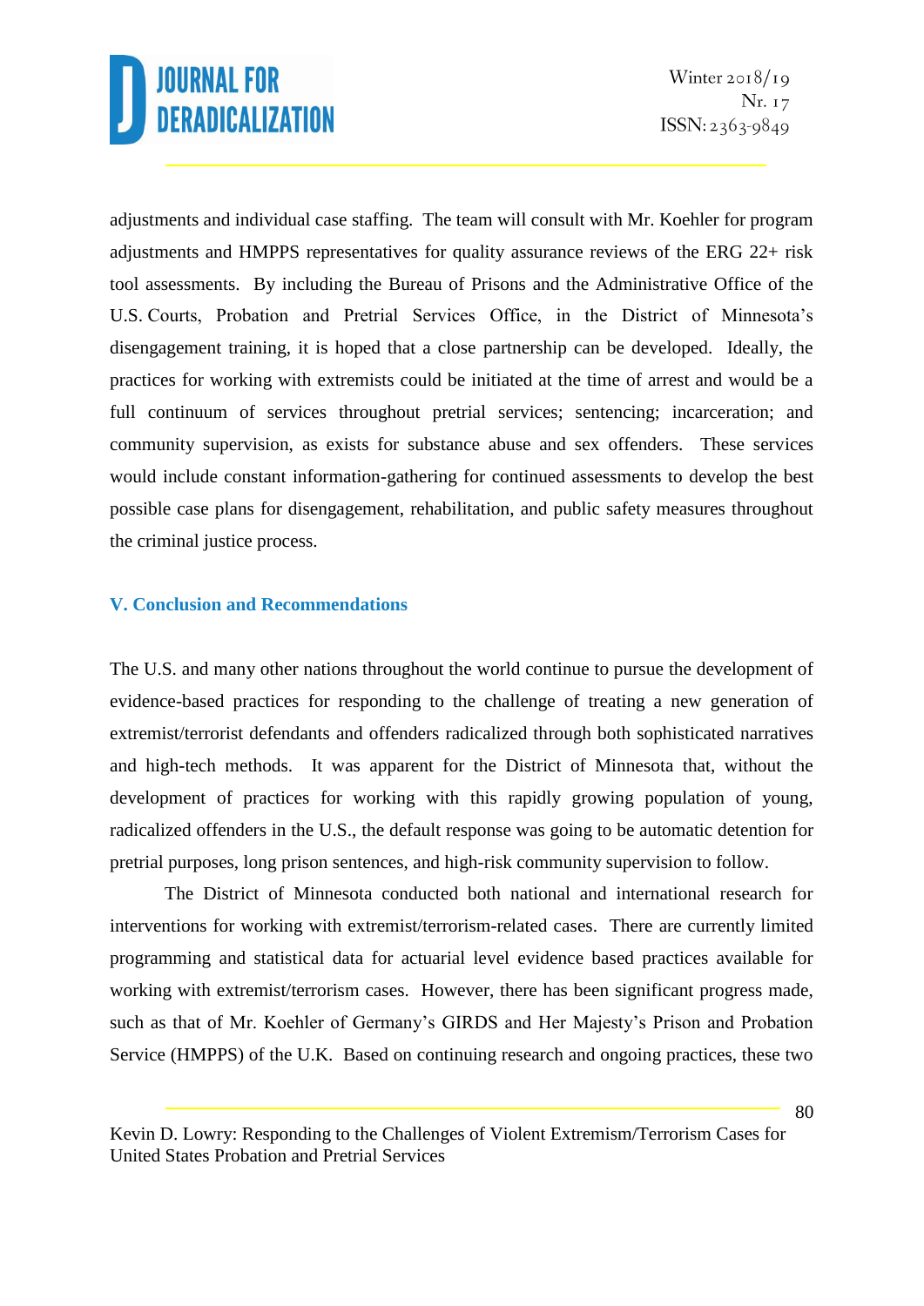adjustments and individual case staffing. The team will consult with Mr. Koehler for program adjustments and HMPPS representatives for quality assurance reviews of the ERG 22+ risk tool assessments. By including the Bureau of Prisons and the Administrative Office of the U.S. Courts, Probation and Pretrial Services Office, in the District of Minnesota's disengagement training, it is hoped that a close partnership can be developed. Ideally, the practices for working with extremists could be initiated at the time of arrest and would be a full continuum of services throughout pretrial services; sentencing; incarceration; and community supervision, as exists for substance abuse and sex offenders. These services would include constant information-gathering for continued assessments to develop the best possible case plans for disengagement, rehabilitation, and public safety measures throughout the criminal justice process.

## V. Conclusion and Recommendations

The U.S. and many other nations throughout the world continue to pursue the development of evidence-based practices for responding to the challenge of treating a new generation of extremist/terrorist defendants and offenders radicalized through both sophisticated narratives and high-tech methods. It was apparent for the District of Minnesota that, without the development of practices for working with this rapidly growing population of young, radicalized offenders in the U.S., the default response was going to be automatic detention for pretrial purposes, long prison sentences, and high-risk community supervision to follow.

The District of Minnesota conducted both national and international research for interventions for working with extremist/terrorism-related cases. There are currently limited programming and statistical data for actuarial level evidence based practices available for working with extremist/terrorism cases. However, there has been significant progress made, such as that of Mr. Koehler of Germany's GIRDS and Her Majesty's Prison and Probation Service (HMPPS) of the U.K. Based on continuing research and ongoing practices, these two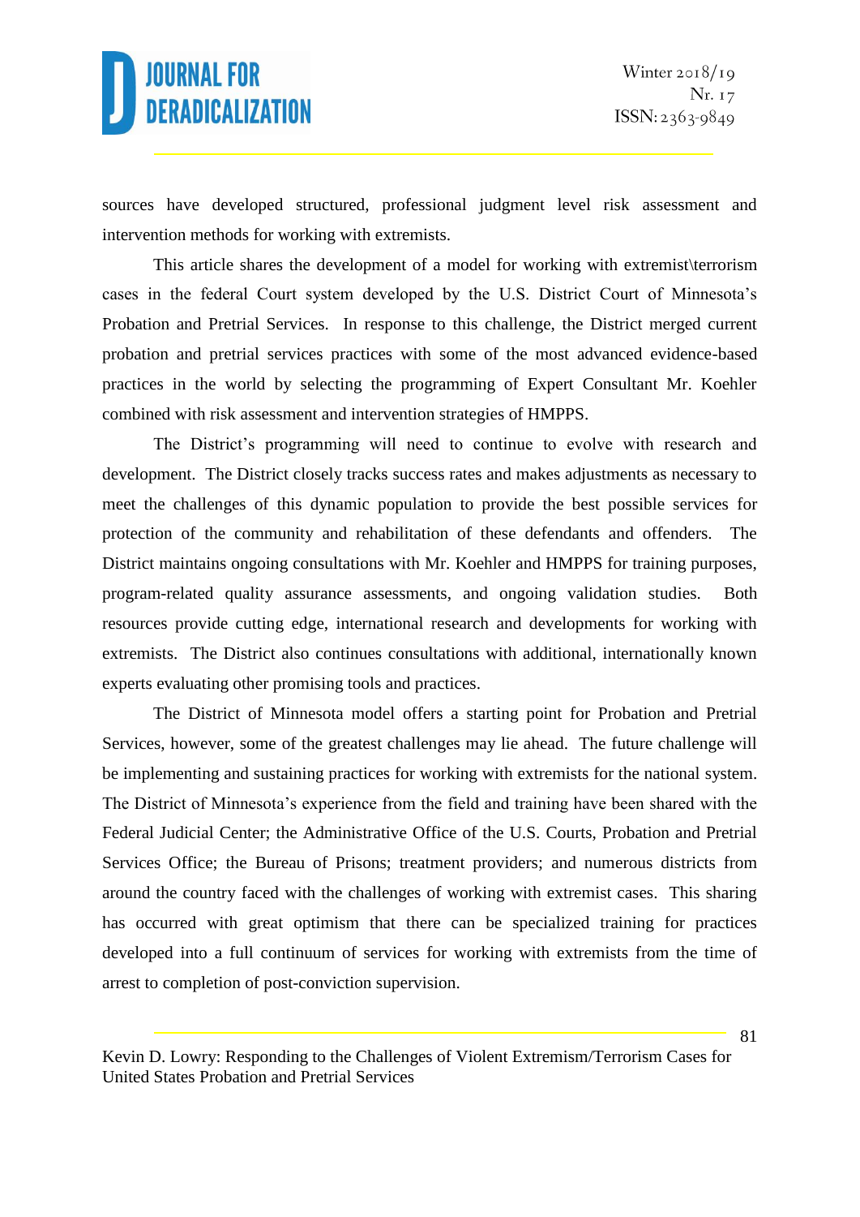sources have developed structured, professional judgment level risk assessment and intervention methods for working with extremists.

This article shares the development of a model for working with extremist\terrorism cases in the federal Court system developed by the U.S. District Court of Minnesota's Probation and Pretrial Services. In response to this challenge, the District merged current probation and pretrial services practices with some of the most advanced evidence-based practices in the world by selecting the programming of Expert Consultant Mr. Koehler combined with risk assessment and intervention strategies of HMPPS.

The District's programming will need to continue to evolve with research and development. The District closely tracks success rates and makes adjustments as necessary to meet the challenges of this dynamic population to provide the best possible services for protection of the community and rehabilitation of these defendants and offenders. The District maintains ongoing consultations with Mr. Koehler and HMPPS for training purposes, program-related quality assurance assessments, and ongoing validation studies. Both resources provide cutting edge, international research and developments for working with extremists. The District also continues consultations with additional, internationally known experts evaluating other promising tools and practices.

The District of Minnesota model offers a starting point for Probation and Pretrial Services, however, some of the greatest challenges may lie ahead. The future challenge will be implementing and sustaining practices for working with extremists for the national system. The District of Minnesota's experience from the field and training have been shared with the Federal Judicial Center; the Administrative Office of the U.S. Courts, Probation and Pretrial Services Office; the Bureau of Prisons; treatment providers; and numerous districts from around the country faced with the challenges of working with extremist cases. This sharing has occurred with great optimism that there can be specialized training for practices developed into a full continuum of services for working with extremists from the time of arrest to completion of post-conviction supervision.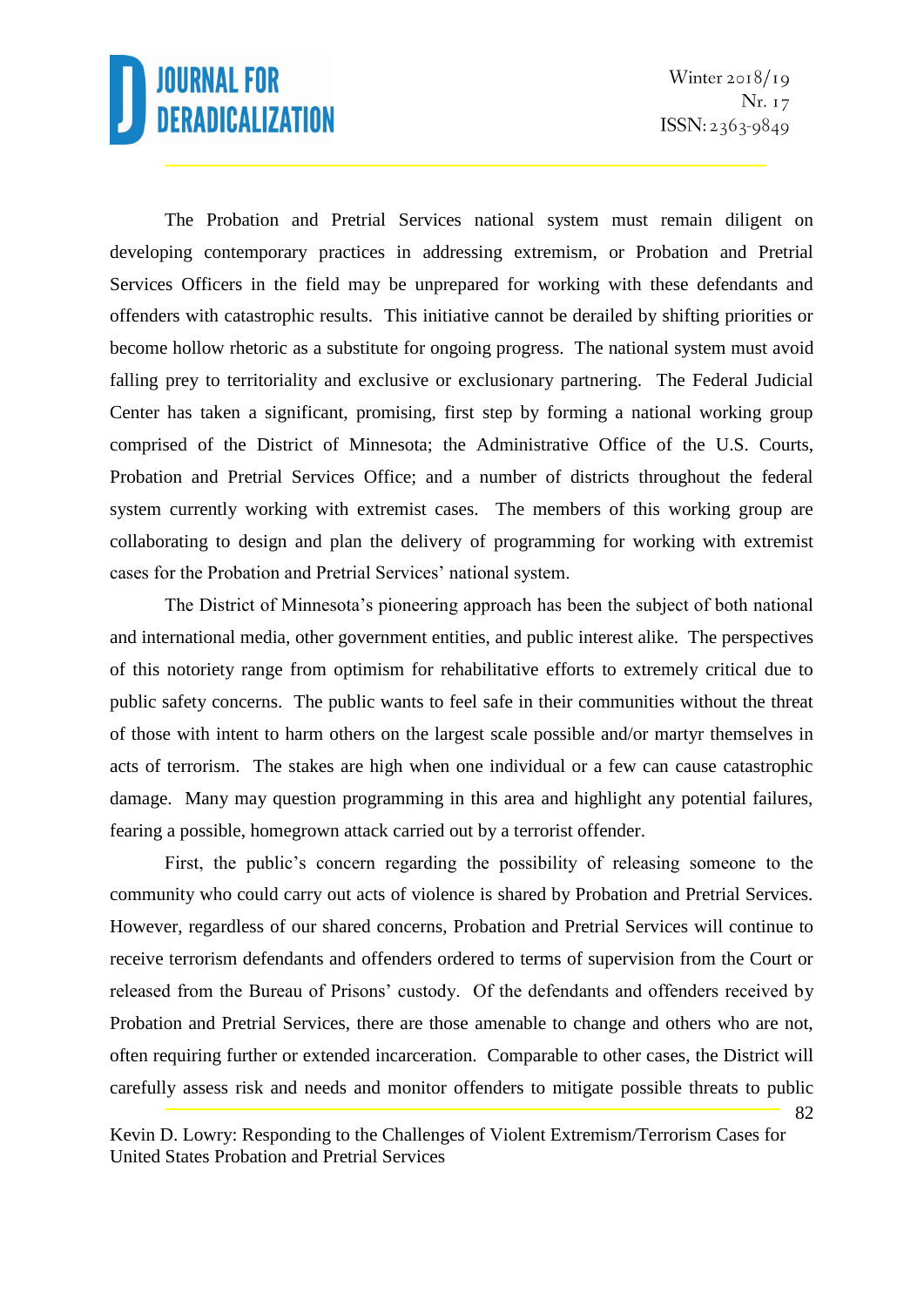The Probation and Pretrial Services national system must remain diligent on developing contemporary practices in addressing extremism, or Probation and Pretrial Services Officers in the field may be unprepared for working with these defendants and offenders with catastrophic results. This initiative cannot be derailed by shifting priorities or become hollow rhetoric as a substitute for ongoing progress. The national system must avoid falling prey to territoriality and exclusive or exclusionary partnering. The Federal Judicial Center has taken a significant, promising, first step by forming a national working group comprised of the District of Minnesota; the Administrative Office of the U.S. Courts, Probation and Pretrial Services Office; and a number of districts throughout the federal system currently working with extremist cases. The members of this working group are collaborating to design and plan the delivery of programming for working with extremist cases for the Probation and Pretrial Services' national system.

The District of Minnesota's pioneering approach has been the subject of both national and international media, other government entities, and public interest alike. The perspectives of this notoriety range from optimism for rehabilitative efforts to extremely critical due to public safety concerns. The public wants to feel safe in their communities without the threat of those with intent to harm others on the largest scale possible and/or martyr themselves in acts of terrorism. The stakes are high when one individual or a few can cause catastrophic damage. Many may question programming in this area and highlight any potential failures, fearing a possible, homegrown attack carried out by a terrorist offender.

First, the public's concern regarding the possibility of releasing someone to the community who could carry out acts of violence is shared by Probation and Pretrial Services. However, regardless of our shared concerns, Probation and Pretrial Services will continue to receive terrorism defendants and offenders ordered to terms of supervision from the Court or released from the Bureau of Prisons' custody. Of the defendants and offenders received by Probation and Pretrial Services, there are those amenable to change and others who are not, often requiring further or extended incarceration. Comparable to other cases, the District will carefully assess risk and needs and monitor offenders to mitigate possible threats to public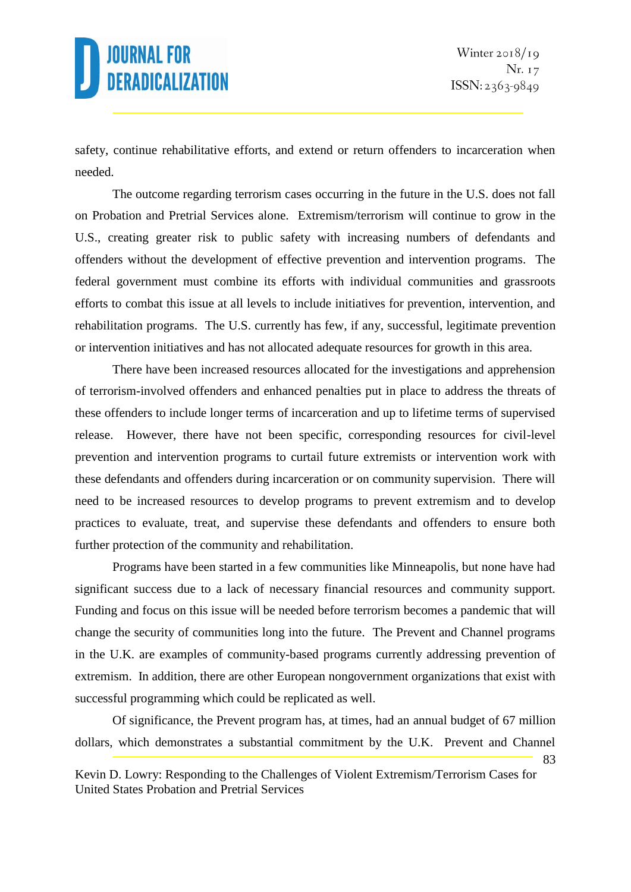safety, continue rehabilitative efforts, and extend or return offenders to incarceration when needed.

The outcome regarding terrorism cases occurring in the future in the U.S. does not fall on Probation and Pretrial Services alone. Extremism/terrorism will continue to grow in the U.S., creating greater risk to public safety with increasing numbers of defendants and offenders without the development of effective prevention and intervention programs. The federal government must combine its efforts with individual communities and grassroots efforts to combat this issue at all levels to include initiatives for prevention, intervention, and rehabilitation programs. The U.S. currently has few, if any, successful, legitimate prevention or intervention initiatives and has not allocated adequate resources for growth in this area.

There have been increased resources allocated for the investigations and apprehension of terrorism-involved offenders and enhanced penalties put in place to address the threats of these offenders to include longer terms of incarceration and up to lifetime terms of supervised release. However, there have not been specific, corresponding resources for civil-level prevention and intervention programs to curtail future extremists or intervention work with these defendants and offenders during incarceration or on community supervision. There will need to be increased resources to develop programs to prevent extremism and to develop practices to evaluate, treat, and supervise these defendants and offenders to ensure both further protection of the community and rehabilitation.

Programs have been started in a few communities like Minneapolis, but none have had significant success due to a lack of necessary financial resources and community support. Funding and focus on this issue will be needed before terrorism becomes a pandemic that will change the security of communities long into the future. The Prevent and Channel programs in the U.K. are examples of community-based programs currently addressing prevention of extremism. In addition, there are other European nongovernment organizations that exist with successful programming which could be replicated as well.

Of significance, the Prevent program has, at times, had an annual budget of 67 million dollars, which demonstrates a substantial commitment by the U.K. Prevent and Channel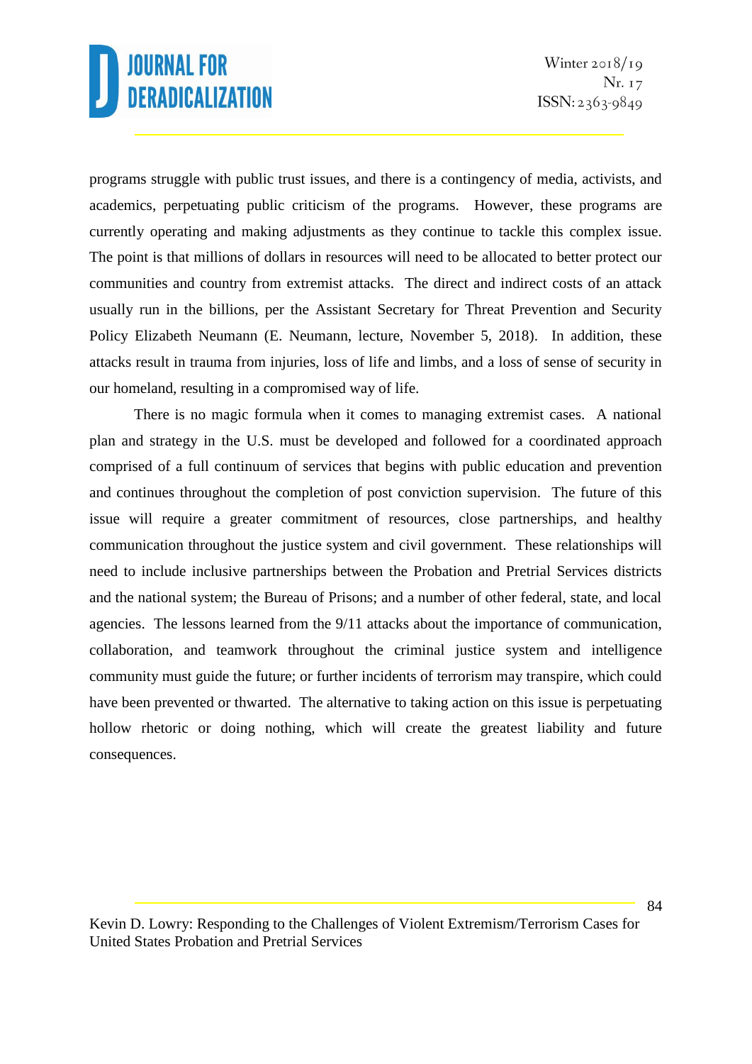programs struggle with public trust issues, and there is a contingency of media, activists, and academics, perpetuating public criticism of the programs. However, these programs are currently operating and making adjustments as they continue to tackle this complex issue. The point is that millions of dollars in resources will need to be allocated to better protect our communities and country from extremist attacks. The direct and indirect costs of an attack usually run in the billions, per the Assistant Secretary for Threat Prevention and Security Policy Elizabeth Neumann (E. Neumann, lecture, November 5, 2018). In addition, these attacks result in trauma from injuries, loss of life and limbs, and a loss of sense of security in our homeland, resulting in a compromised way of life.

There is no magic formula when it comes to managing extremist cases. A national plan and strategy in the U.S. must be developed and followed for a coordinated approach comprised of a full continuum of services that begins with public education and prevention and continues throughout the completion of post conviction supervision. The future of this issue will require a greater commitment of resources, close partnerships, and healthy communication throughout the justice system and civil government. These relationships will need to include inclusive partnerships between the Probation and Pretrial Services districts and the national system; the Bureau of Prisons; and a number of other federal, state, and local agencies. The lessons learned from the 9/11 attacks about the importance of communication, collaboration, and teamwork throughout the criminal justice system and intelligence community must guide the future; or further incidents of terrorism may transpire, which could have been prevented or thwarted. The alternative to taking action on this issue is perpetuating hollow rhetoric or doing nothing, which will create the greatest liability and future consequences.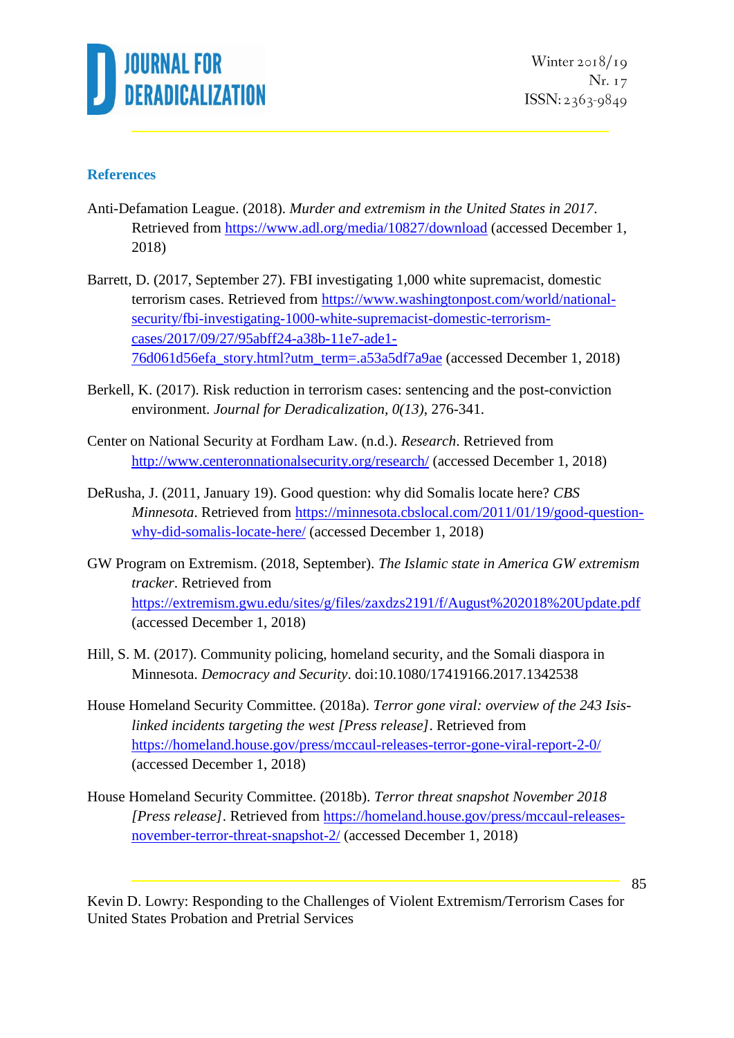## References

Anti-Defamation League. (2018). *Murder and extremism in the United States in 2017*. Retrieved from https://www.adl.org/media/10827/download (accessed December 1, 2018)

Barrett, D. (2017, September 27). FBI investigating 1,000 white supremacist, domestic terrorism cases. Retrieved from https://www.washingtonpost.com/world/national-security/fbi-investigating-1000-white-supremacist-domestic-terrorism-cases/2017/09/27/95abff24-a38b-11e7-ade1-76d061d56efa_story.html?utm_term=.a53a5df7a9ae (accessed December 1, 2018)

Berkell, K. (2017). Risk reduction in terrorism cases: sentencing and the post-conviction environment. *Journal for Deradicalization, 0(13)*, 276-341.

Center on National Security at Fordham Law. (n.d.). *Research*. Retrieved from http://www.centeronnationalsecurity.org/research/ (accessed December 1, 2018)

DeRusha, J. (2011, January 19). Good question: why did Somalis locate here? *CBS Minnesota*. Retrieved from https://minnesota.cbslocal.com/2011/01/19/good-question-why-did-somalis-locate-here/ (accessed December 1, 2018)

GW Program on Extremism. (2018, September). *The Islamic state in America GW extremism tracker*. Retrieved from https://extremism.gwu.edu/sites/g/files/zaxdzs2191/f/August%202018%20Update.pdf (accessed December 1, 2018)

Hill, S. M. (2017). Community policing, homeland security, and the Somali diaspora in Minnesota. *Democracy and Security*. doi:10.1080/17419166.2017.1342538

House Homeland Security Committee. (2018a). *Terror gone viral: overview of the 243 Isis-linked incidents targeting the west [Press release]*. Retrieved from https://homeland.house.gov/press/mccaul-releases-terror-gone-viral-report-2-0/ (accessed December 1, 2018)

House Homeland Security Committee. (2018b). *Terror threat snapshot November 2018 [Press release]*. Retrieved from https://homeland.house.gov/press/mccaul-releases-november-terror-threat-snapshot-2/ (accessed December 1, 2018)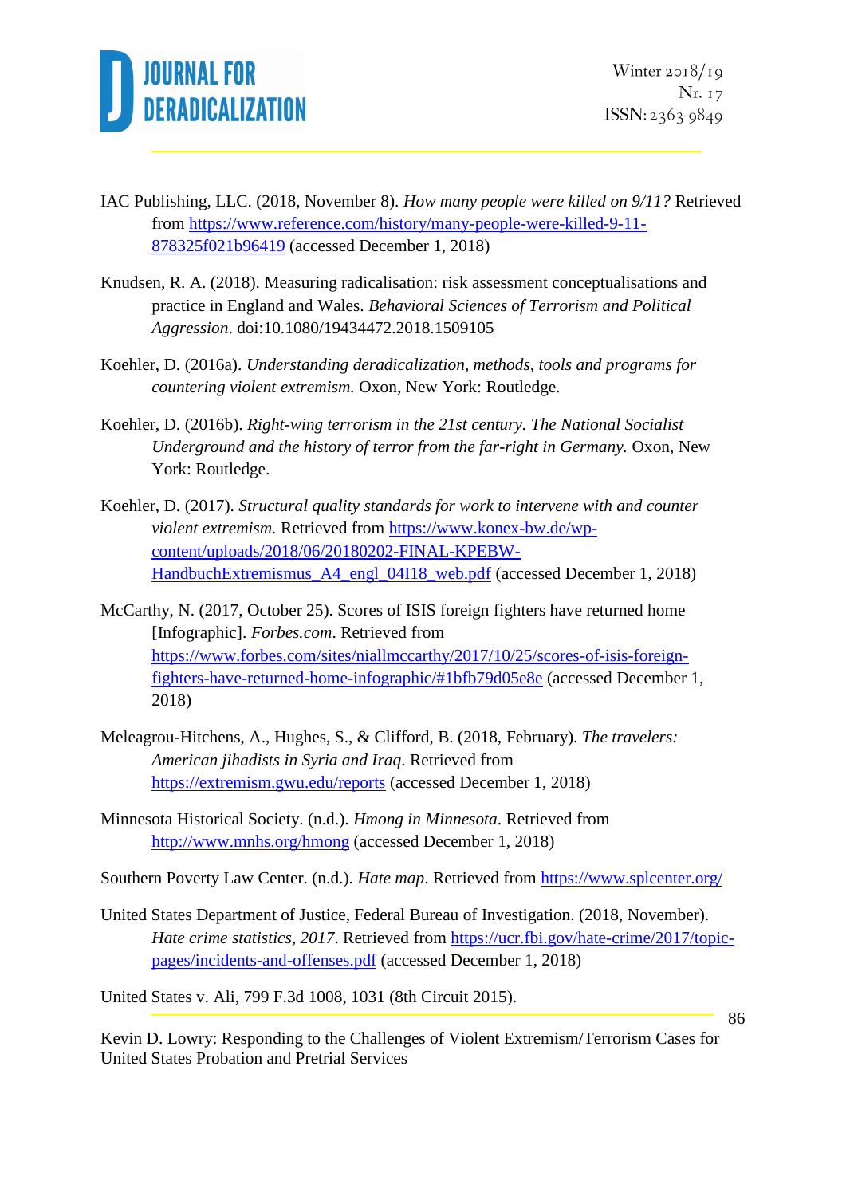IAC Publishing, LLC. (2018, November 8). *How many people were killed on 9/11?* Retrieved from https://www.reference.com/history/many-people-were-killed-9-11-878325f021b96419 (accessed December 1, 2018)

Knudsen, R. A. (2018). Measuring radicalisation: risk assessment conceptualisations and practice in England and Wales. *Behavioral Sciences of Terrorism and Political Aggression*. doi:10.1080/19434472.2018.1509105

Koehler, D. (2016a). *Understanding deradicalization, methods, tools and programs for countering violent extremism.* Oxon, New York: Routledge.

Koehler, D. (2016b). *Right-wing terrorism in the 21st century. The National Socialist Underground and the history of terror from the far-right in Germany.* Oxon, New York: Routledge.

Koehler, D. (2017). *Structural quality standards for work to intervene with and counter violent extremism.* Retrieved from https://www.konex-bw.de/wp-content/uploads/2018/06/20180202-FINAL-KPEBW-HandbuchExtremismus_A4_engl_04I18_web.pdf (accessed December 1, 2018)

McCarthy, N. (2017, October 25). Scores of ISIS foreign fighters have returned home [Infographic]. *Forbes.com*. Retrieved from https://www.forbes.com/sites/niallmccarthy/2017/10/25/scores-of-isis-foreign-fighters-have-returned-home-infographic/#1bfb79d05e8e (accessed December 1, 2018)

Meleagrou-Hitchens, A., Hughes, S., & Clifford, B. (2018, February). *The travelers: American jihadists in Syria and Iraq*. Retrieved from https://extremism.gwu.edu/reports (accessed December 1, 2018)

Minnesota Historical Society. (n.d.). *Hmong in Minnesota*. Retrieved from http://www.mnhs.org/hmong (accessed December 1, 2018)

Southern Poverty Law Center. (n.d.). *Hate map*. Retrieved from https://www.splcenter.org/

United States Department of Justice, Federal Bureau of Investigation. (2018, November). *Hate crime statistics, 2017*. Retrieved from https://ucr.fbi.gov/hate-crime/2017/topic-pages/incidents-and-offenses.pdf (accessed December 1, 2018)

United States v. Ali, 799 F.3d 1008, 1031 (8th Circuit 2015).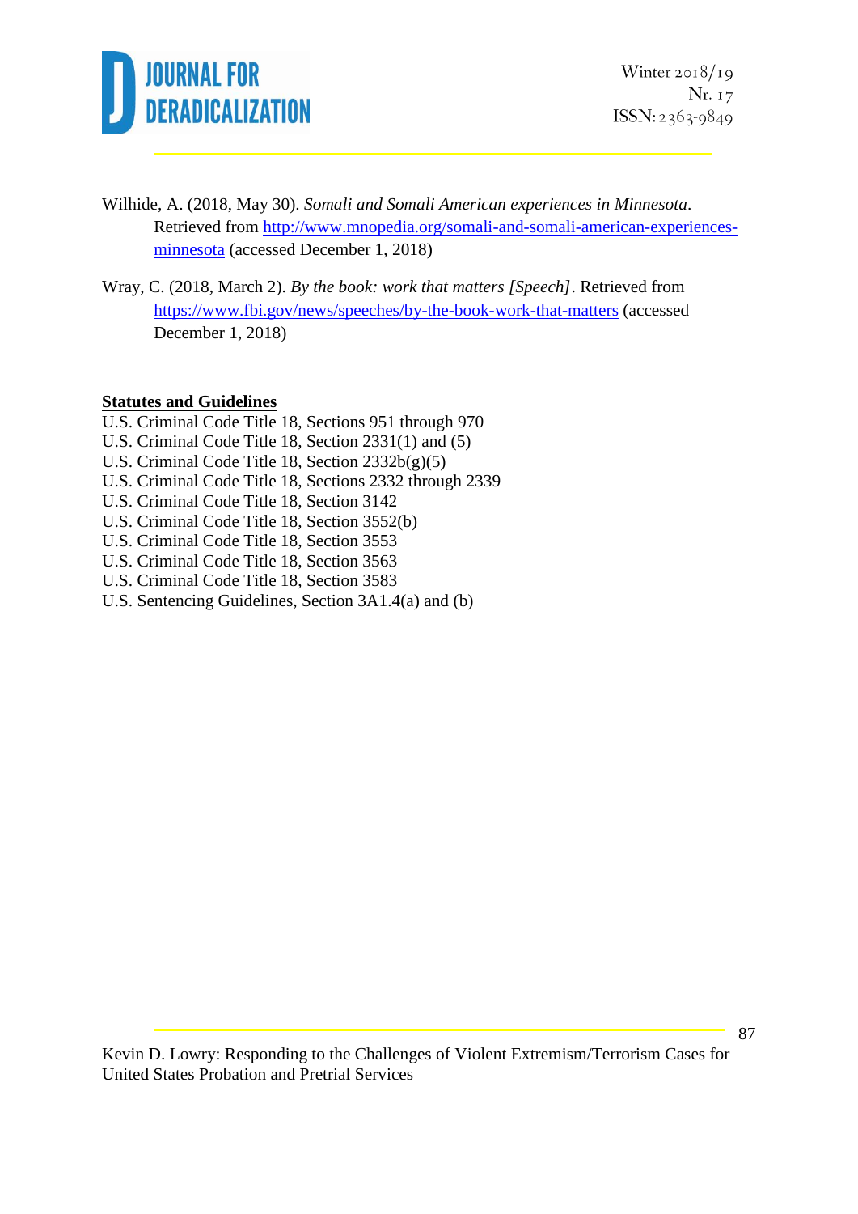Wilhide, A. (2018, May 30). *Somali and Somali American experiences in Minnesota*. Retrieved from http://www.mnopedia.org/somali-and-somali-american-experiences-minnesota (accessed December 1, 2018)

Wray, C. (2018, March 2). *By the book: work that matters [Speech]*. Retrieved from https://www.fbi.gov/news/speeches/by-the-book-work-that-matters (accessed December 1, 2018)

**Statutes and Guidelines**

U.S. Criminal Code Title 18, Sections 951 through 970
U.S. Criminal Code Title 18, Section 2331(1) and (5)
U.S. Criminal Code Title 18, Section 2332b(g)(5)
U.S. Criminal Code Title 18, Sections 2332 through 2339
U.S. Criminal Code Title 18, Section 3142
U.S. Criminal Code Title 18, Section 3552(b)
U.S. Criminal Code Title 18, Section 3553
U.S. Criminal Code Title 18, Section 3563
U.S. Criminal Code Title 18, Section 3583
U.S. Sentencing Guidelines, Section 3A1.4(a) and (b)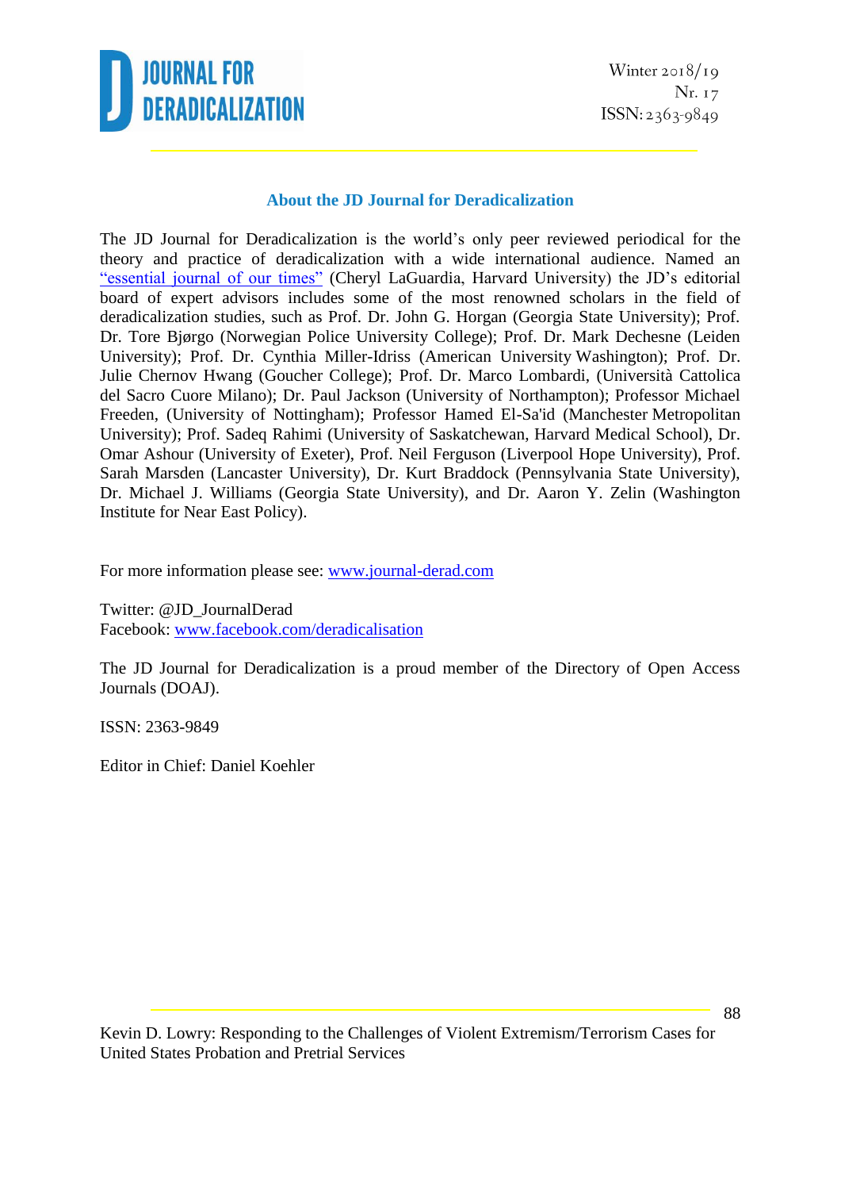## About the JD Journal for Deradicalization

The JD Journal for Deradicalization is the world's only peer reviewed periodical for the theory and practice of deradicalization with a wide international audience. Named an "essential journal of our times" (Cheryl LaGuardia, Harvard University) the JD's editorial board of expert advisors includes some of the most renowned scholars in the field of deradicalization studies, such as Prof. Dr. John G. Horgan (Georgia State University); Prof. Dr. Tore Bjørgo (Norwegian Police University College); Prof. Dr. Mark Dechesne (Leiden University); Prof. Dr. Cynthia Miller-Idriss (American University Washington); Prof. Dr. Julie Chernov Hwang (Goucher College); Prof. Dr. Marco Lombardi, (Università Cattolica del Sacro Cuore Milano); Dr. Paul Jackson (University of Northampton); Professor Michael Freeden, (University of Nottingham); Professor Hamed El-Sa'id (Manchester Metropolitan University); Prof. Sadeq Rahimi (University of Saskatchewan, Harvard Medical School), Dr. Omar Ashour (University of Exeter), Prof. Neil Ferguson (Liverpool Hope University), Prof. Sarah Marsden (Lancaster University), Dr. Kurt Braddock (Pennsylvania State University), Dr. Michael J. Williams (Georgia State University), and Dr. Aaron Y. Zelin (Washington Institute for Near East Policy).

For more information please see: www.journal-derad.com

Twitter: @JD_JournalDerad
Facebook: www.facebook.com/deradicalisation

The JD Journal for Deradicalization is a proud member of the Directory of Open Access Journals (DOAJ).

ISSN: 2363-9849

Editor in Chief: Daniel Koehler